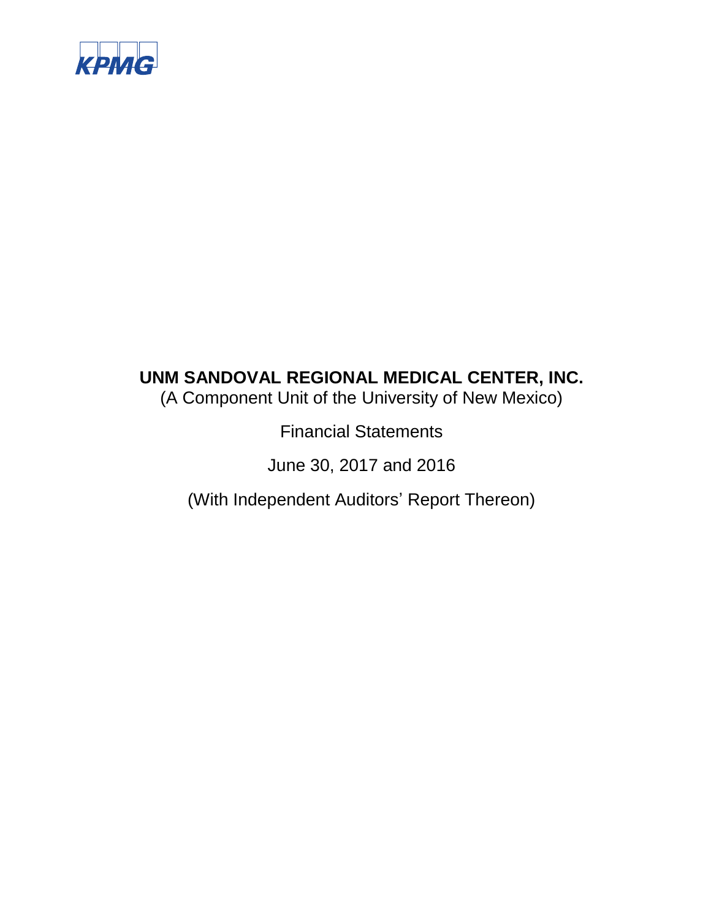KPMG

# UNM SANDOVAL REGIONAL MEDICAL CENTER, INC.

(A Component Unit of the University of New Mexico)

Financial Statements

June 30, 2017 and 2016

(With Independent Auditors' Report Thereon)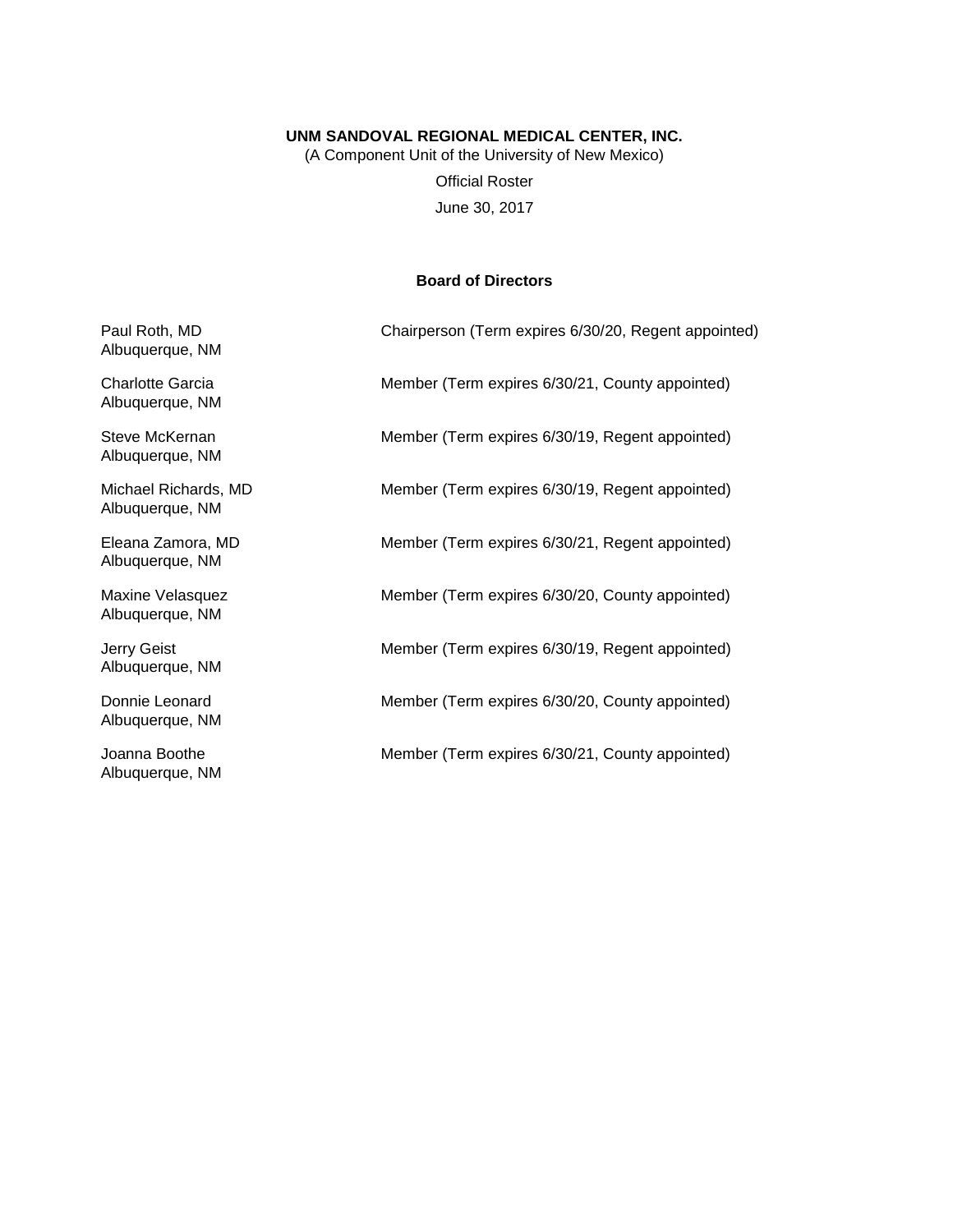**UNM SANDOVAL REGIONAL MEDICAL CENTER, INC.**

(A Component Unit of the University of New Mexico)

Official Roster

June 30, 2017

**Board of Directors**

| | |
|---|---|
| Paul Roth, MD<br>Albuquerque, NM | Chairperson (Term expires 6/30/20, Regent appointed) |
| Charlotte Garcia<br>Albuquerque, NM | Member (Term expires 6/30/21, County appointed) |
| Steve McKernan<br>Albuquerque, NM | Member (Term expires 6/30/19, Regent appointed) |
| Michael Richards, MD<br>Albuquerque, NM | Member (Term expires 6/30/19, Regent appointed) |
| Eleana Zamora, MD<br>Albuquerque, NM | Member (Term expires 6/30/21, Regent appointed) |
| Maxine Velasquez<br>Albuquerque, NM | Member (Term expires 6/30/20, County appointed) |
| Jerry Geist<br>Albuquerque, NM | Member (Term expires 6/30/19, Regent appointed) |
| Donnie Leonard<br>Albuquerque, NM | Member (Term expires 6/30/20, County appointed) |
| Joanna Boothe<br>Albuquerque, NM | Member (Term expires 6/30/21, County appointed) |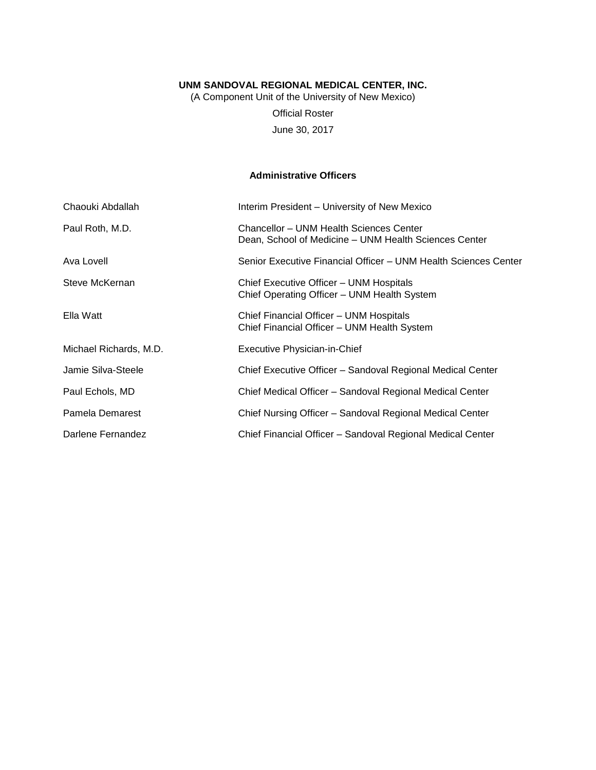**UNM SANDOVAL REGIONAL MEDICAL CENTER, INC.**

(A Component Unit of the University of New Mexico)

Official Roster

June 30, 2017

### Administrative Officers

| Name | Title |
|---|---|
| Chaouki Abdallah | Interim President – University of New Mexico |
| Paul Roth, M.D. | Chancellor – UNM Health Sciences Center<br>Dean, School of Medicine – UNM Health Sciences Center |
| Ava Lovell | Senior Executive Financial Officer – UNM Health Sciences Center |
| Steve McKernan | Chief Executive Officer – UNM Hospitals<br>Chief Operating Officer – UNM Health System |
| Ella Watt | Chief Financial Officer – UNM Hospitals<br>Chief Financial Officer – UNM Health System |
| Michael Richards, M.D. | Executive Physician-in-Chief |
| Jamie Silva-Steele | Chief Executive Officer – Sandoval Regional Medical Center |
| Paul Echols, MD | Chief Medical Officer – Sandoval Regional Medical Center |
| Pamela Demarest | Chief Nursing Officer – Sandoval Regional Medical Center |
| Darlene Fernandez | Chief Financial Officer – Sandoval Regional Medical Center |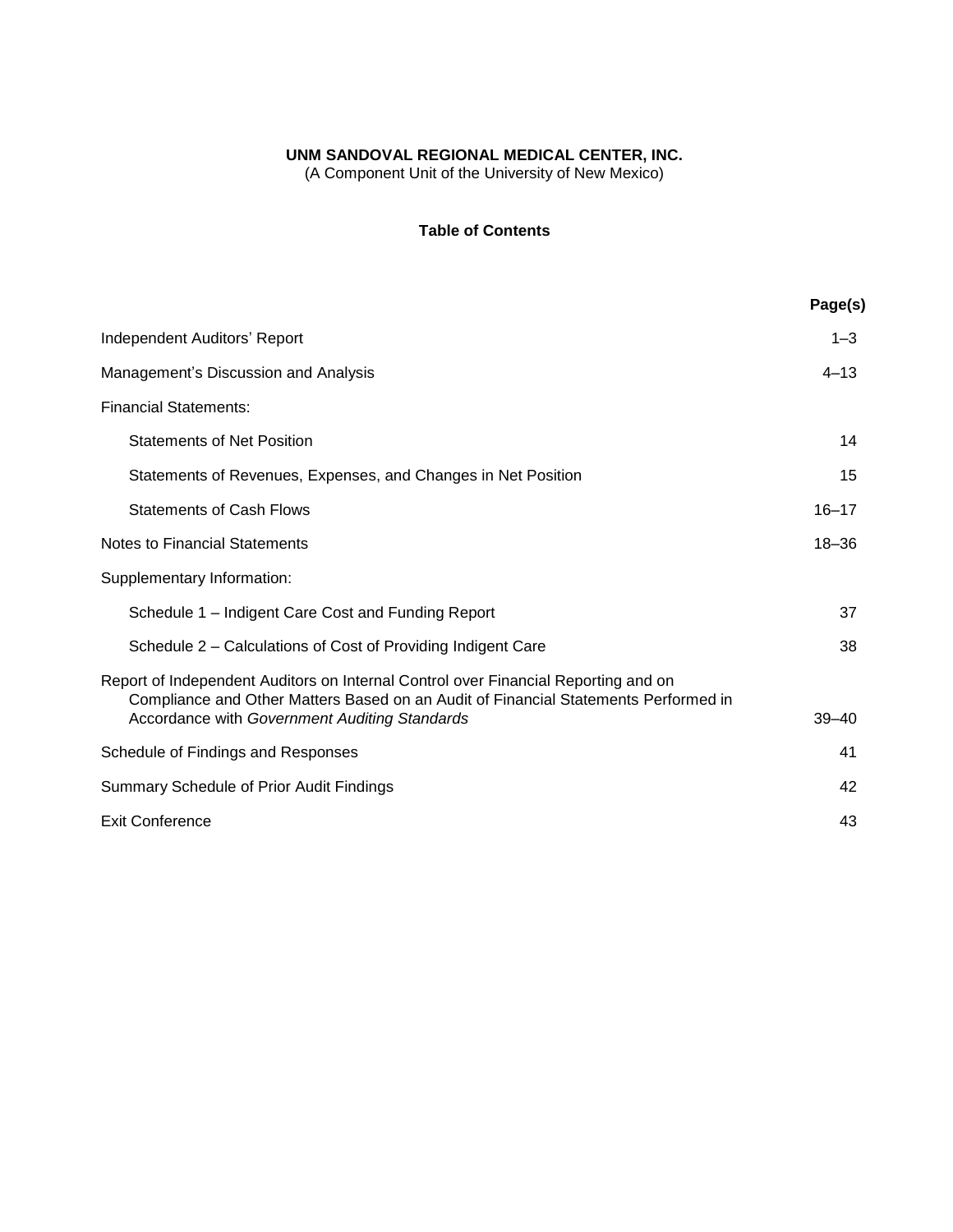**UNM SANDOVAL REGIONAL MEDICAL CENTER, INC.**
(A Component Unit of the University of New Mexico)

**Table of Contents**

| | **Page(s)** |
|---|---|
| Independent Auditors' Report | 1–3 |
| Management's Discussion and Analysis | 4–13 |
| Financial Statements: | |
| Statements of Net Position | 14 |
| Statements of Revenues, Expenses, and Changes in Net Position | 15 |
| Statements of Cash Flows | 16–17 |
| Notes to Financial Statements | 18–36 |
| Supplementary Information: | |
| Schedule 1 – Indigent Care Cost and Funding Report | 37 |
| Schedule 2 – Calculations of Cost of Providing Indigent Care | 38 |
| Report of Independent Auditors on Internal Control over Financial Reporting and on Compliance and Other Matters Based on an Audit of Financial Statements Performed in Accordance with *Government Auditing Standards* | 39–40 |
| Schedule of Findings and Responses | 41 |
| Summary Schedule of Prior Audit Findings | 42 |
| Exit Conference | 43 |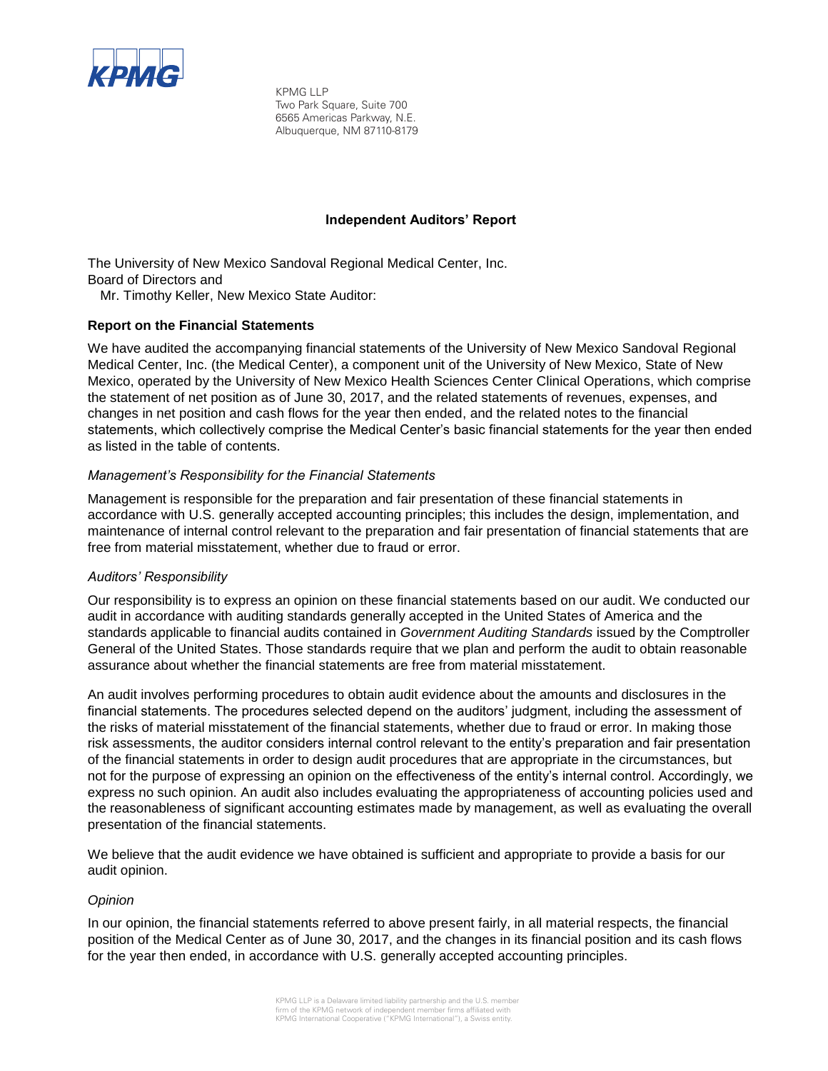KPMG LLP
Two Park Square, Suite 700
6565 Americas Parkway, N.E.
Albuquerque, NM 87110-8179

## Independent Auditors' Report

The University of New Mexico Sandoval Regional Medical Center, Inc.
Board of Directors and
Mr. Timothy Keller, New Mexico State Auditor:

### Report on the Financial Statements

We have audited the accompanying financial statements of the University of New Mexico Sandoval Regional Medical Center, Inc. (the Medical Center), a component unit of the University of New Mexico, State of New Mexico, operated by the University of New Mexico Health Sciences Center Clinical Operations, which comprise the statement of net position as of June 30, 2017, and the related statements of revenues, expenses, and changes in net position and cash flows for the year then ended, and the related notes to the financial statements, which collectively comprise the Medical Center's basic financial statements for the year then ended as listed in the table of contents.

*Management's Responsibility for the Financial Statements*

Management is responsible for the preparation and fair presentation of these financial statements in accordance with U.S. generally accepted accounting principles; this includes the design, implementation, and maintenance of internal control relevant to the preparation and fair presentation of financial statements that are free from material misstatement, whether due to fraud or error.

*Auditors' Responsibility*

Our responsibility is to express an opinion on these financial statements based on our audit. We conducted our audit in accordance with auditing standards generally accepted in the United States of America and the standards applicable to financial audits contained in *Government Auditing Standards* issued by the Comptroller General of the United States. Those standards require that we plan and perform the audit to obtain reasonable assurance about whether the financial statements are free from material misstatement.

An audit involves performing procedures to obtain audit evidence about the amounts and disclosures in the financial statements. The procedures selected depend on the auditors' judgment, including the assessment of the risks of material misstatement of the financial statements, whether due to fraud or error. In making those risk assessments, the auditor considers internal control relevant to the entity's preparation and fair presentation of the financial statements in order to design audit procedures that are appropriate in the circumstances, but not for the purpose of expressing an opinion on the effectiveness of the entity's internal control. Accordingly, we express no such opinion. An audit also includes evaluating the appropriateness of accounting policies used and the reasonableness of significant accounting estimates made by management, as well as evaluating the overall presentation of the financial statements.

We believe that the audit evidence we have obtained is sufficient and appropriate to provide a basis for our audit opinion.

*Opinion*

In our opinion, the financial statements referred to above present fairly, in all material respects, the financial position of the Medical Center as of June 30, 2017, and the changes in its financial position and its cash flows for the year then ended, in accordance with U.S. generally accepted accounting principles.

KPMG LLP is a Delaware limited liability partnership and the U.S. member firm of the KPMG network of independent member firms affiliated with KPMG International Cooperative ("KPMG International"), a Swiss entity.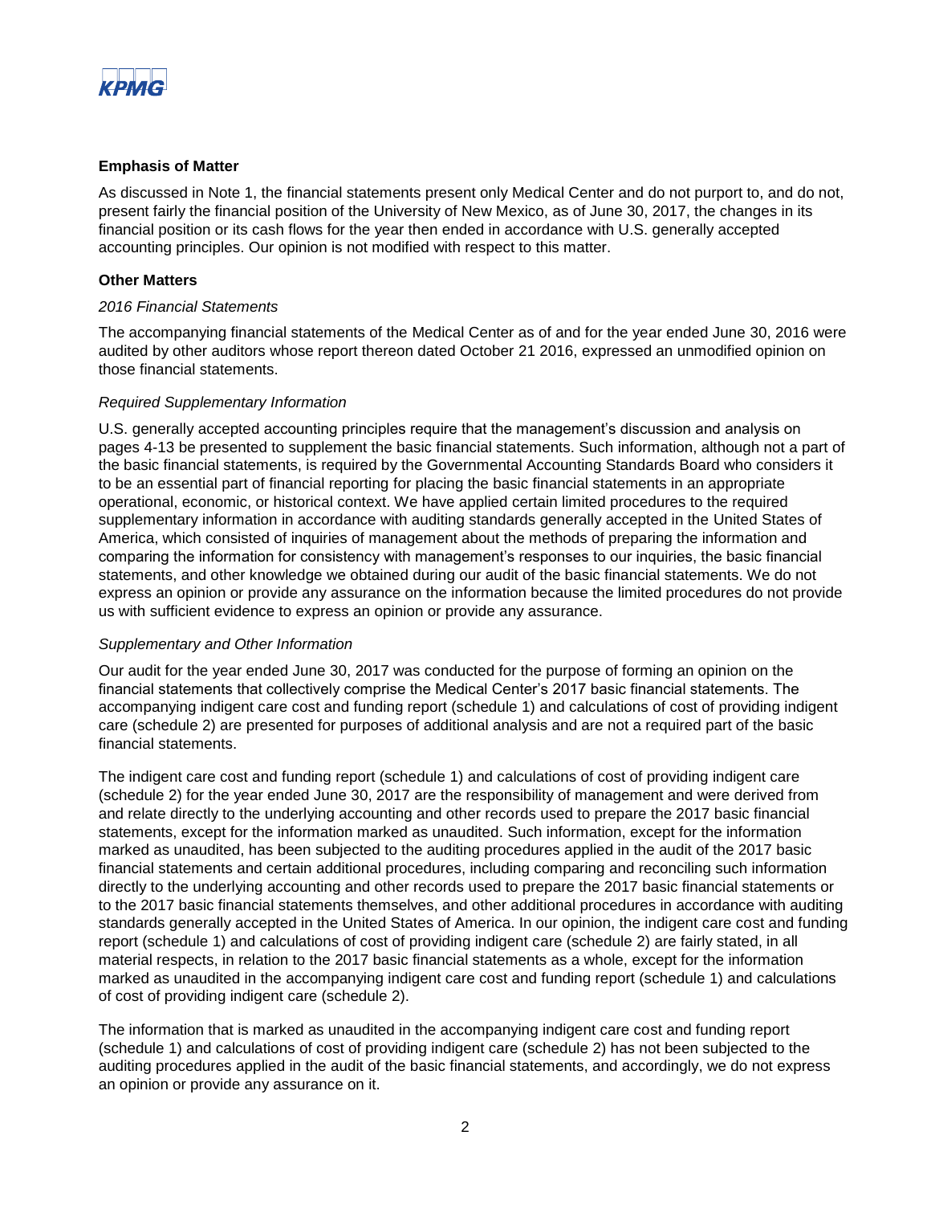## Emphasis of Matter

As discussed in Note 1, the financial statements present only Medical Center and do not purport to, and do not, present fairly the financial position of the University of New Mexico, as of June 30, 2017, the changes in its financial position or its cash flows for the year then ended in accordance with U.S. generally accepted accounting principles. Our opinion is not modified with respect to this matter.

## Other Matters

*2016 Financial Statements*

The accompanying financial statements of the Medical Center as of and for the year ended June 30, 2016 were audited by other auditors whose report thereon dated October 21 2016, expressed an unmodified opinion on those financial statements.

*Required Supplementary Information*

U.S. generally accepted accounting principles require that the management's discussion and analysis on pages 4-13 be presented to supplement the basic financial statements. Such information, although not a part of the basic financial statements, is required by the Governmental Accounting Standards Board who considers it to be an essential part of financial reporting for placing the basic financial statements in an appropriate operational, economic, or historical context. We have applied certain limited procedures to the required supplementary information in accordance with auditing standards generally accepted in the United States of America, which consisted of inquiries of management about the methods of preparing the information and comparing the information for consistency with management's responses to our inquiries, the basic financial statements, and other knowledge we obtained during our audit of the basic financial statements. We do not express an opinion or provide any assurance on the information because the limited procedures do not provide us with sufficient evidence to express an opinion or provide any assurance.

*Supplementary and Other Information*

Our audit for the year ended June 30, 2017 was conducted for the purpose of forming an opinion on the financial statements that collectively comprise the Medical Center's 2017 basic financial statements. The accompanying indigent care cost and funding report (schedule 1) and calculations of cost of providing indigent care (schedule 2) are presented for purposes of additional analysis and are not a required part of the basic financial statements.

The indigent care cost and funding report (schedule 1) and calculations of cost of providing indigent care (schedule 2) for the year ended June 30, 2017 are the responsibility of management and were derived from and relate directly to the underlying accounting and other records used to prepare the 2017 basic financial statements, except for the information marked as unaudited. Such information, except for the information marked as unaudited, has been subjected to the auditing procedures applied in the audit of the 2017 basic financial statements and certain additional procedures, including comparing and reconciling such information directly to the underlying accounting and other records used to prepare the 2017 basic financial statements or to the 2017 basic financial statements themselves, and other additional procedures in accordance with auditing standards generally accepted in the United States of America. In our opinion, the indigent care cost and funding report (schedule 1) and calculations of cost of providing indigent care (schedule 2) are fairly stated, in all material respects, in relation to the 2017 basic financial statements as a whole, except for the information marked as unaudited in the accompanying indigent care cost and funding report (schedule 1) and calculations of cost of providing indigent care (schedule 2).

The information that is marked as unaudited in the accompanying indigent care cost and funding report (schedule 1) and calculations of cost of providing indigent care (schedule 2) has not been subjected to the auditing procedures applied in the audit of the basic financial statements, and accordingly, we do not express an opinion or provide any assurance on it.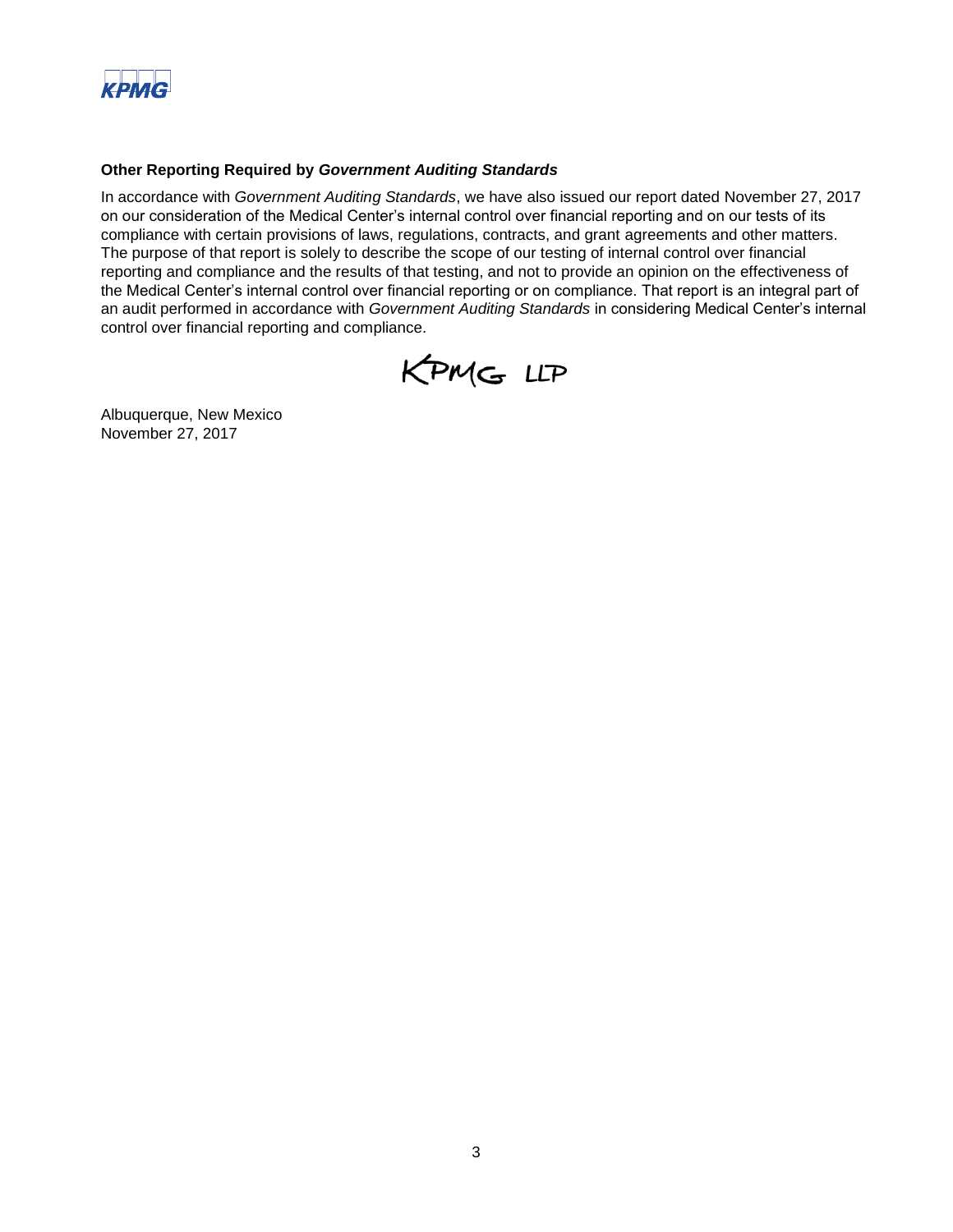### Other Reporting Required by *Government Auditing Standards*

In accordance with *Government Auditing Standards*, we have also issued our report dated November 27, 2017 on our consideration of the Medical Center's internal control over financial reporting and on our tests of its compliance with certain provisions of laws, regulations, contracts, and grant agreements and other matters. The purpose of that report is solely to describe the scope of our testing of internal control over financial reporting and compliance and the results of that testing, and not to provide an opinion on the effectiveness of the Medical Center's internal control over financial reporting or on compliance. That report is an integral part of an audit performed in accordance with *Government Auditing Standards* in considering Medical Center's internal control over financial reporting and compliance.

KPMG LLP

Albuquerque, New Mexico
November 27, 2017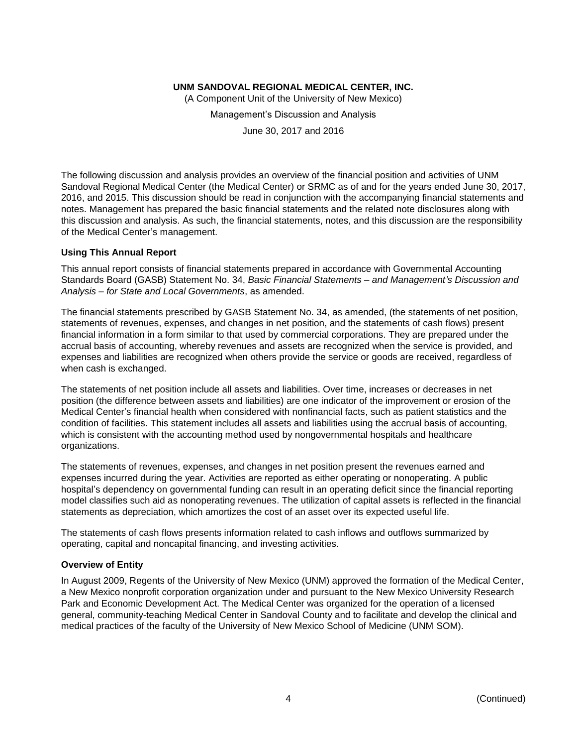**UNM SANDOVAL REGIONAL MEDICAL CENTER, INC.**

(A Component Unit of the University of New Mexico)

Management's Discussion and Analysis

June 30, 2017 and 2016

The following discussion and analysis provides an overview of the financial position and activities of UNM Sandoval Regional Medical Center (the Medical Center) or SRMC as of and for the years ended June 30, 2017, 2016, and 2015. This discussion should be read in conjunction with the accompanying financial statements and notes. Management has prepared the basic financial statements and the related note disclosures along with this discussion and analysis. As such, the financial statements, notes, and this discussion are the responsibility of the Medical Center's management.

### Using This Annual Report

This annual report consists of financial statements prepared in accordance with Governmental Accounting Standards Board (GASB) Statement No. 34, *Basic Financial Statements – and Management's Discussion and Analysis – for State and Local Governments*, as amended.

The financial statements prescribed by GASB Statement No. 34, as amended, (the statements of net position, statements of revenues, expenses, and changes in net position, and the statements of cash flows) present financial information in a form similar to that used by commercial corporations. They are prepared under the accrual basis of accounting, whereby revenues and assets are recognized when the service is provided, and expenses and liabilities are recognized when others provide the service or goods are received, regardless of when cash is exchanged.

The statements of net position include all assets and liabilities. Over time, increases or decreases in net position (the difference between assets and liabilities) are one indicator of the improvement or erosion of the Medical Center's financial health when considered with nonfinancial facts, such as patient statistics and the condition of facilities. This statement includes all assets and liabilities using the accrual basis of accounting, which is consistent with the accounting method used by nongovernmental hospitals and healthcare organizations.

The statements of revenues, expenses, and changes in net position present the revenues earned and expenses incurred during the year. Activities are reported as either operating or nonoperating. A public hospital's dependency on governmental funding can result in an operating deficit since the financial reporting model classifies such aid as nonoperating revenues. The utilization of capital assets is reflected in the financial statements as depreciation, which amortizes the cost of an asset over its expected useful life.

The statements of cash flows presents information related to cash inflows and outflows summarized by operating, capital and noncapital financing, and investing activities.

### Overview of Entity

In August 2009, Regents of the University of New Mexico (UNM) approved the formation of the Medical Center, a New Mexico nonprofit corporation organization under and pursuant to the New Mexico University Research Park and Economic Development Act. The Medical Center was organized for the operation of a licensed general, community-teaching Medical Center in Sandoval County and to facilitate and develop the clinical and medical practices of the faculty of the University of New Mexico School of Medicine (UNM SOM).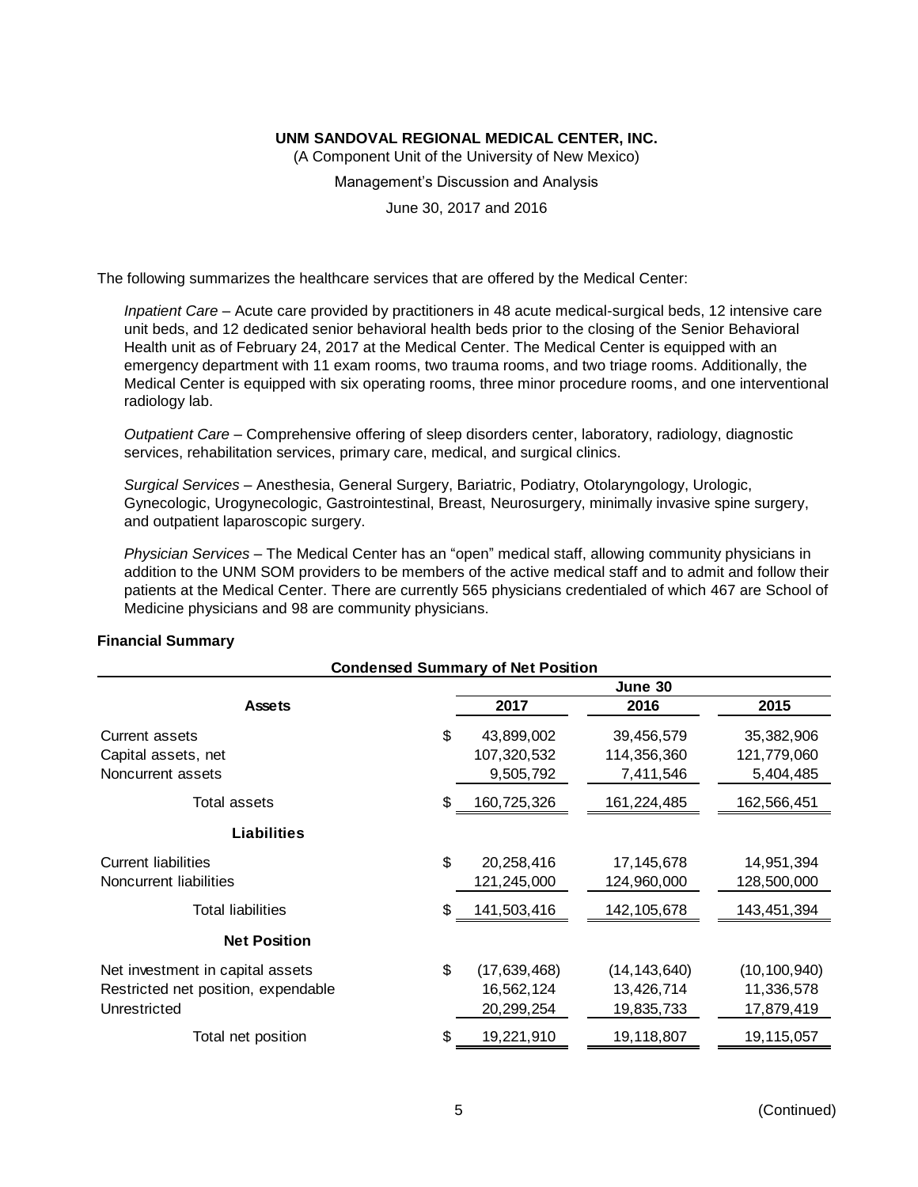The following summarizes the healthcare services that are offered by the Medical Center:

*Inpatient Care* – Acute care provided by practitioners in 48 acute medical-surgical beds, 12 intensive care unit beds, and 12 dedicated senior behavioral health beds prior to the closing of the Senior Behavioral Health unit as of February 24, 2017 at the Medical Center. The Medical Center is equipped with an emergency department with 11 exam rooms, two trauma rooms, and two triage rooms. Additionally, the Medical Center is equipped with six operating rooms, three minor procedure rooms, and one interventional radiology lab.

*Outpatient Care* – Comprehensive offering of sleep disorders center, laboratory, radiology, diagnostic services, rehabilitation services, primary care, medical, and surgical clinics.

*Surgical Services* – Anesthesia, General Surgery, Bariatric, Podiatry, Otolaryngology, Urologic, Gynecologic, Urogynecologic, Gastrointestinal, Breast, Neurosurgery, minimally invasive spine surgery, and outpatient laparoscopic surgery.

*Physician Services* – The Medical Center has an "open" medical staff, allowing community physicians in addition to the UNM SOM providers to be members of the active medical staff and to admit and follow their patients at the Medical Center. There are currently 565 physicians credentialed of which 467 are School of Medicine physicians and 98 are community physicians.

**Financial Summary**

**Condensed Summary of Net Position**

| | June 30 | | |
|---|---|---|---|
| **Assets** | **2017** | **2016** | **2015** |
| Current assets | $ 43,899,002 | 39,456,579 | 35,382,906 |
| Capital assets, net | 107,320,532 | 114,356,360 | 121,779,060 |
| Noncurrent assets | 9,505,792 | 7,411,546 | 5,404,485 |
| Total assets | $ 160,725,326 | 161,224,485 | 162,566,451 |
| **Liabilities** | | | |
| Current liabilities | $ 20,258,416 | 17,145,678 | 14,951,394 |
| Noncurrent liabilities | 121,245,000 | 124,960,000 | 128,500,000 |
| Total liabilities | $ 141,503,416 | 142,105,678 | 143,451,394 |
| **Net Position** | | | |
| Net investment in capital assets | $ (17,639,468) | (14,143,640) | (10,100,940) |
| Restricted net position, expendable | 16,562,124 | 13,426,714 | 11,336,578 |
| Unrestricted | 20,299,254 | 19,835,733 | 17,879,419 |
| Total net position | $ 19,221,910 | 19,118,807 | 19,115,057 |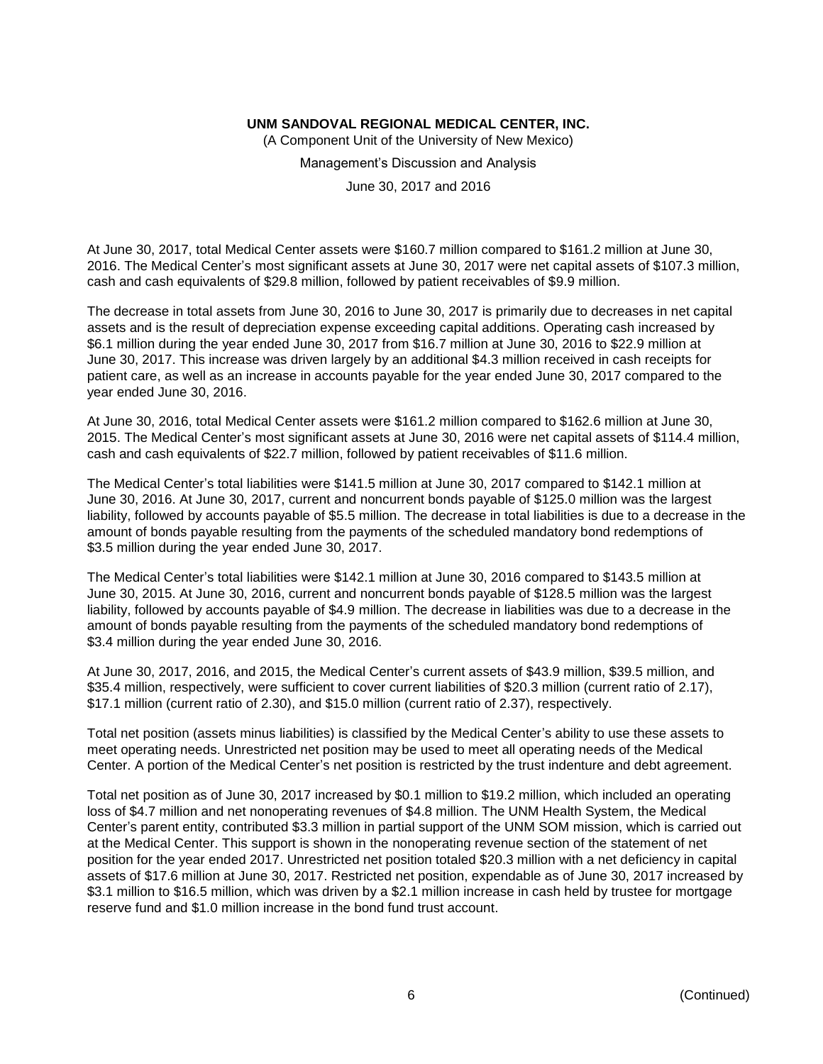At June 30, 2017, total Medical Center assets were \$160.7 million compared to \$161.2 million at June 30, 2016. The Medical Center's most significant assets at June 30, 2017 were net capital assets of \$107.3 million, cash and cash equivalents of \$29.8 million, followed by patient receivables of \$9.9 million.

The decrease in total assets from June 30, 2016 to June 30, 2017 is primarily due to decreases in net capital assets and is the result of depreciation expense exceeding capital additions. Operating cash increased by \$6.1 million during the year ended June 30, 2017 from \$16.7 million at June 30, 2016 to \$22.9 million at June 30, 2017. This increase was driven largely by an additional \$4.3 million received in cash receipts for patient care, as well as an increase in accounts payable for the year ended June 30, 2017 compared to the year ended June 30, 2016.

At June 30, 2016, total Medical Center assets were \$161.2 million compared to \$162.6 million at June 30, 2015. The Medical Center's most significant assets at June 30, 2016 were net capital assets of \$114.4 million, cash and cash equivalents of \$22.7 million, followed by patient receivables of \$11.6 million.

The Medical Center's total liabilities were \$141.5 million at June 30, 2017 compared to \$142.1 million at June 30, 2016. At June 30, 2017, current and noncurrent bonds payable of \$125.0 million was the largest liability, followed by accounts payable of \$5.5 million. The decrease in total liabilities is due to a decrease in the amount of bonds payable resulting from the payments of the scheduled mandatory bond redemptions of \$3.5 million during the year ended June 30, 2017.

The Medical Center's total liabilities were \$142.1 million at June 30, 2016 compared to \$143.5 million at June 30, 2015. At June 30, 2016, current and noncurrent bonds payable of \$128.5 million was the largest liability, followed by accounts payable of \$4.9 million. The decrease in liabilities was due to a decrease in the amount of bonds payable resulting from the payments of the scheduled mandatory bond redemptions of \$3.4 million during the year ended June 30, 2016.

At June 30, 2017, 2016, and 2015, the Medical Center's current assets of \$43.9 million, \$39.5 million, and \$35.4 million, respectively, were sufficient to cover current liabilities of \$20.3 million (current ratio of 2.17), \$17.1 million (current ratio of 2.30), and \$15.0 million (current ratio of 2.37), respectively.

Total net position (assets minus liabilities) is classified by the Medical Center's ability to use these assets to meet operating needs. Unrestricted net position may be used to meet all operating needs of the Medical Center. A portion of the Medical Center's net position is restricted by the trust indenture and debt agreement.

Total net position as of June 30, 2017 increased by \$0.1 million to \$19.2 million, which included an operating loss of \$4.7 million and net nonoperating revenues of \$4.8 million. The UNM Health System, the Medical Center's parent entity, contributed \$3.3 million in partial support of the UNM SOM mission, which is carried out at the Medical Center. This support is shown in the nonoperating revenue section of the statement of net position for the year ended 2017. Unrestricted net position totaled \$20.3 million with a net deficiency in capital assets of \$17.6 million at June 30, 2017. Restricted net position, expendable as of June 30, 2017 increased by \$3.1 million to \$16.5 million, which was driven by a \$2.1 million increase in cash held by trustee for mortgage reserve fund and \$1.0 million increase in the bond fund trust account.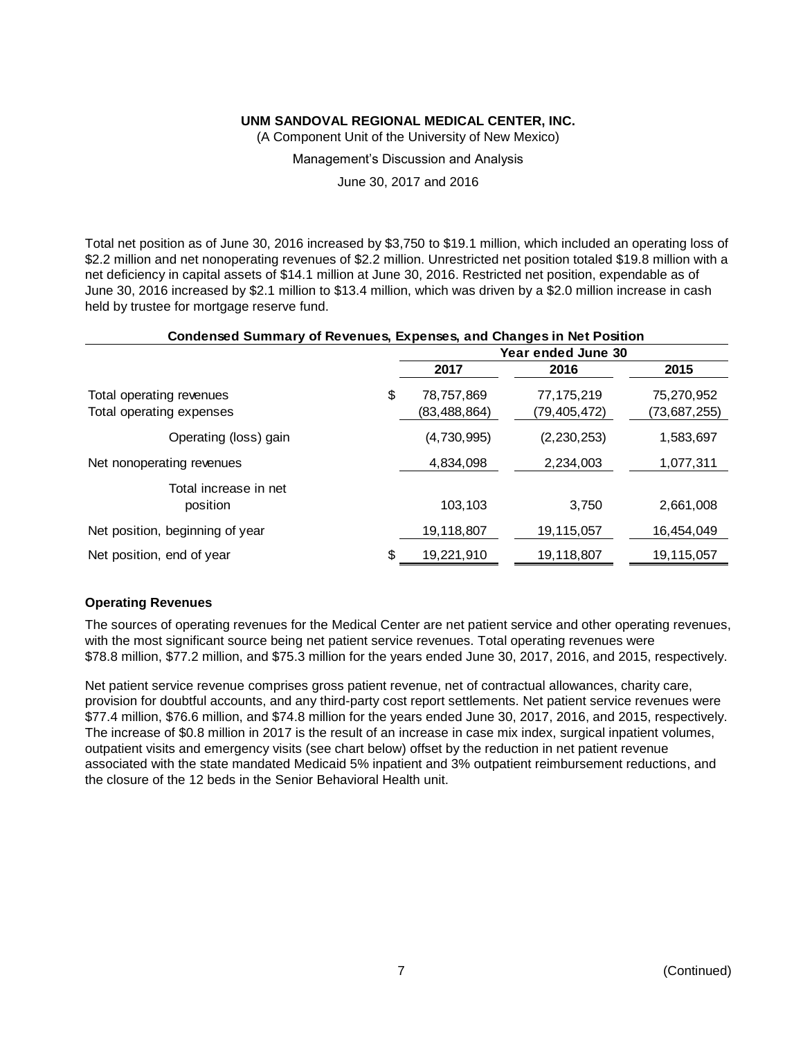UNM SANDOVAL REGIONAL MEDICAL CENTER, INC.
(A Component Unit of the University of New Mexico)
Management's Discussion and Analysis
June 30, 2017 and 2016

Total net position as of June 30, 2016 increased by $3,750 to $19.1 million, which included an operating loss of $2.2 million and net nonoperating revenues of $2.2 million. Unrestricted net position totaled $19.8 million with a net deficiency in capital assets of $14.1 million at June 30, 2016. Restricted net position, expendable as of June 30, 2016 increased by $2.1 million to $13.4 million, which was driven by a $2.0 million increase in cash held by trustee for mortgage reserve fund.

**Condensed Summary of Revenues, Expenses, and Changes in Net Position**

| | | Year ended June 30 | |
|---|---|---|---|
| | **2017** | **2016** | **2015** |
| Total operating revenues | $ 78,757,869 | 77,175,219 | 75,270,952 |
| Total operating expenses | (83,488,864) | (79,405,472) | (73,687,255) |
| Operating (loss) gain | (4,730,995) | (2,230,253) | 1,583,697 |
| Net nonoperating revenues | 4,834,098 | 2,234,003 | 1,077,311 |
| Total increase in net position | 103,103 | 3,750 | 2,661,008 |
| Net position, beginning of year | 19,118,807 | 19,115,057 | 16,454,049 |
| Net position, end of year | $ 19,221,910 | 19,118,807 | 19,115,057 |

**Operating Revenues**

The sources of operating revenues for the Medical Center are net patient service and other operating revenues, with the most significant source being net patient service revenues. Total operating revenues were $78.8 million, $77.2 million, and $75.3 million for the years ended June 30, 2017, 2016, and 2015, respectively.

Net patient service revenue comprises gross patient revenue, net of contractual allowances, charity care, provision for doubtful accounts, and any third-party cost report settlements. Net patient service revenues were $77.4 million, $76.6 million, and $74.8 million for the years ended June 30, 2017, 2016, and 2015, respectively. The increase of $0.8 million in 2017 is the result of an increase in case mix index, surgical inpatient volumes, outpatient visits and emergency visits (see chart below) offset by the reduction in net patient revenue associated with the state mandated Medicaid 5% inpatient and 3% outpatient reimbursement reductions, and the closure of the 12 beds in the Senior Behavioral Health unit.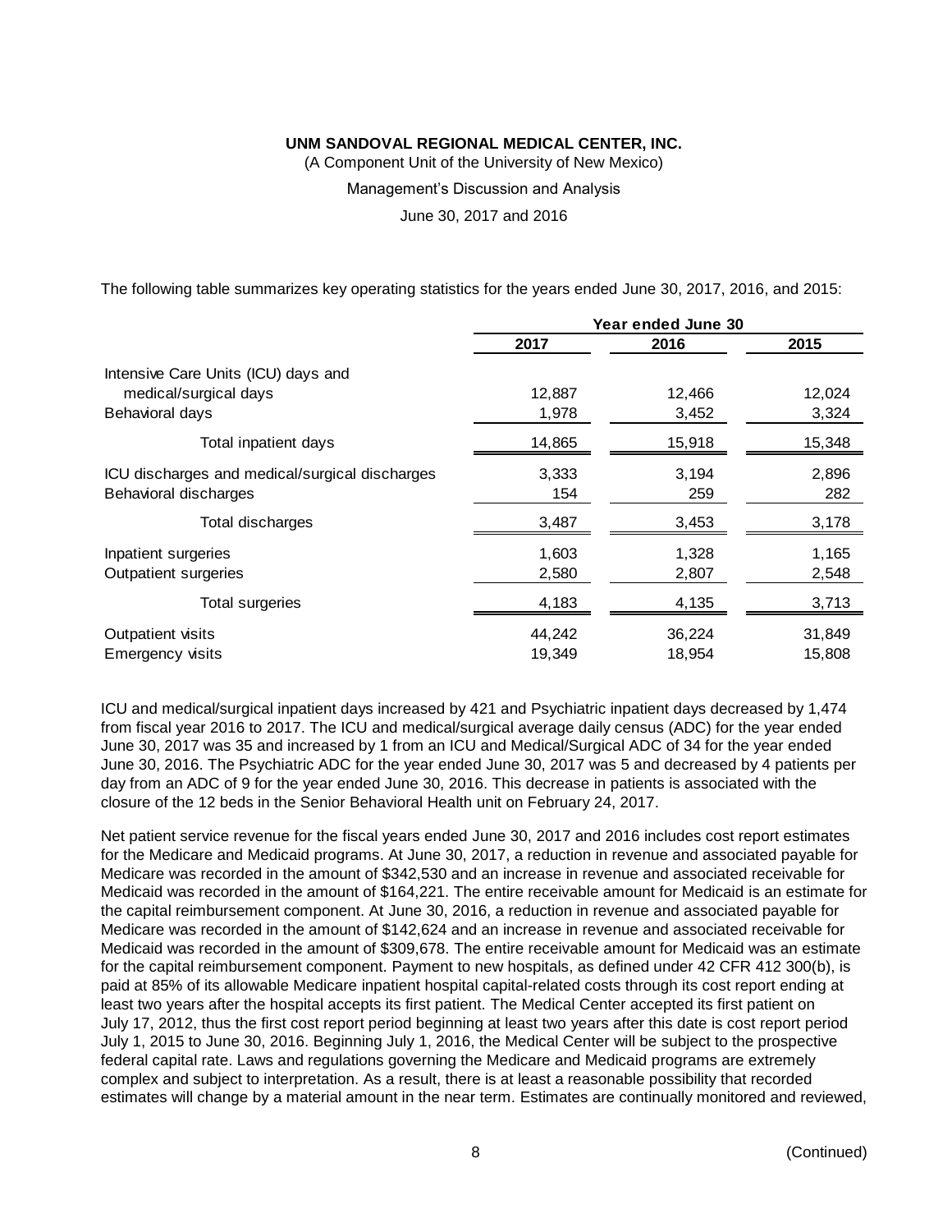**UNM SANDOVAL REGIONAL MEDICAL CENTER, INC.**

(A Component Unit of the University of New Mexico)

Management's Discussion and Analysis

June 30, 2017 and 2016

The following table summarizes key operating statistics for the years ended June 30, 2017, 2016, and 2015:

| | Year ended June 30 | | |
|---|---|---|---|
| | **2017** | **2016** | **2015** |
| Intensive Care Units (ICU) days and medical/surgical days | 12,887 | 12,466 | 12,024 |
| Behavioral days | 1,978 | 3,452 | 3,324 |
| Total inpatient days | 14,865 | 15,918 | 15,348 |
| ICU discharges and medical/surgical discharges | 3,333 | 3,194 | 2,896 |
| Behavioral discharges | 154 | 259 | 282 |
| Total discharges | 3,487 | 3,453 | 3,178 |
| Inpatient surgeries | 1,603 | 1,328 | 1,165 |
| Outpatient surgeries | 2,580 | 2,807 | 2,548 |
| Total surgeries | 4,183 | 4,135 | 3,713 |
| Outpatient visits | 44,242 | 36,224 | 31,849 |
| Emergency visits | 19,349 | 18,954 | 15,808 |

ICU and medical/surgical inpatient days increased by 421 and Psychiatric inpatient days decreased by 1,474 from fiscal year 2016 to 2017. The ICU and medical/surgical average daily census (ADC) for the year ended June 30, 2017 was 35 and increased by 1 from an ICU and Medical/Surgical ADC of 34 for the year ended June 30, 2016. The Psychiatric ADC for the year ended June 30, 2017 was 5 and decreased by 4 patients per day from an ADC of 9 for the year ended June 30, 2016. This decrease in patients is associated with the closure of the 12 beds in the Senior Behavioral Health unit on February 24, 2017.

Net patient service revenue for the fiscal years ended June 30, 2017 and 2016 includes cost report estimates for the Medicare and Medicaid programs. At June 30, 2017, a reduction in revenue and associated payable for Medicare was recorded in the amount of $342,530 and an increase in revenue and associated receivable for Medicaid was recorded in the amount of $164,221. The entire receivable amount for Medicaid is an estimate for the capital reimbursement component. At June 30, 2016, a reduction in revenue and associated payable for Medicare was recorded in the amount of $142,624 and an increase in revenue and associated receivable for Medicaid was recorded in the amount of $309,678. The entire receivable amount for Medicaid was an estimate for the capital reimbursement component. Payment to new hospitals, as defined under 42 CFR 412 300(b), is paid at 85% of its allowable Medicare inpatient hospital capital-related costs through its cost report ending at least two years after the hospital accepts its first patient. The Medical Center accepted its first patient on July 17, 2012, thus the first cost report period beginning at least two years after this date is cost report period July 1, 2015 to June 30, 2016. Beginning July 1, 2016, the Medical Center will be subject to the prospective federal capital rate. Laws and regulations governing the Medicare and Medicaid programs are extremely complex and subject to interpretation. As a result, there is at least a reasonable possibility that recorded estimates will change by a material amount in the near term. Estimates are continually monitored and reviewed,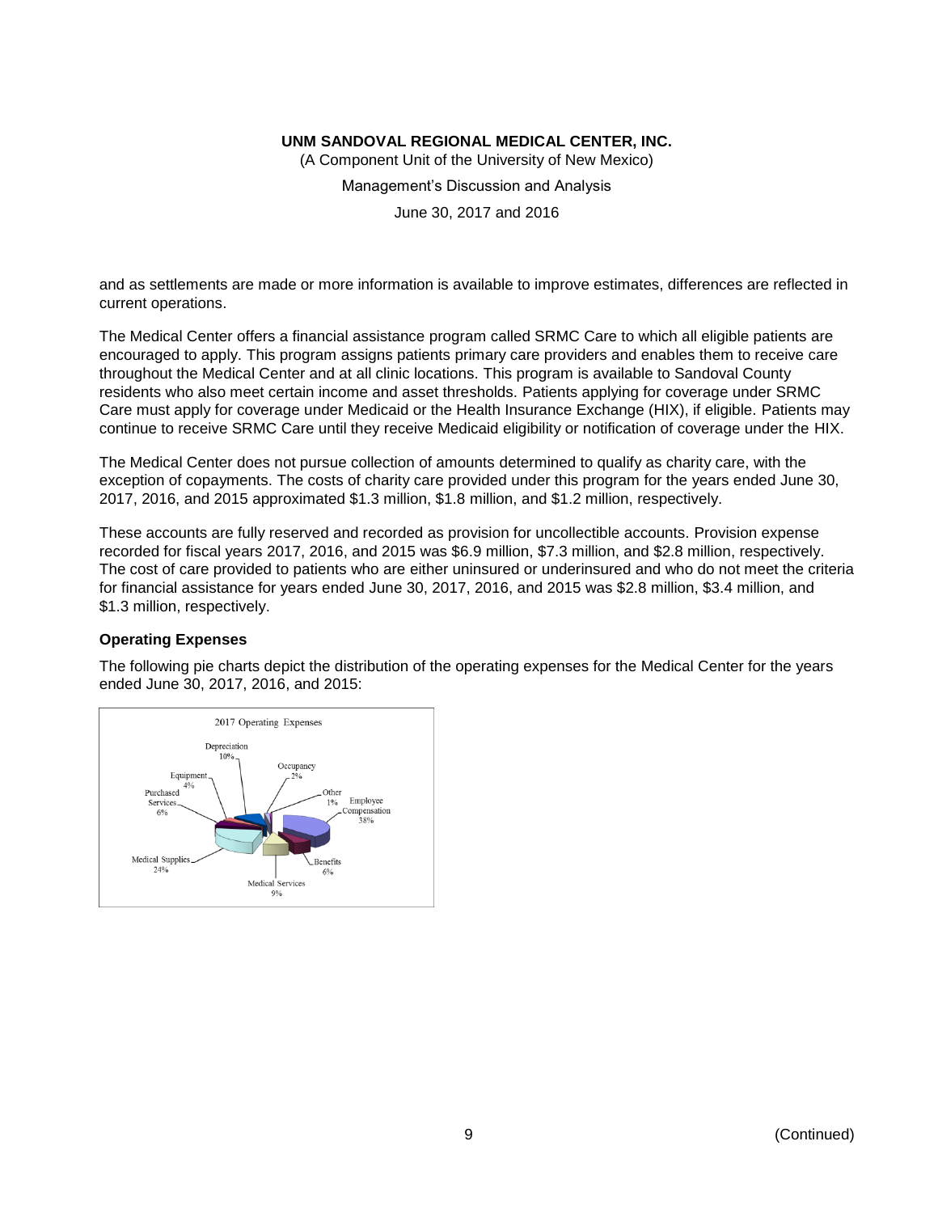and as settlements are made or more information is available to improve estimates, differences are reflected in current operations.

The Medical Center offers a financial assistance program called SRMC Care to which all eligible patients are encouraged to apply. This program assigns patients primary care providers and enables them to receive care throughout the Medical Center and at all clinic locations. This program is available to Sandoval County residents who also meet certain income and asset thresholds. Patients applying for coverage under SRMC Care must apply for coverage under Medicaid or the Health Insurance Exchange (HIX), if eligible. Patients may continue to receive SRMC Care until they receive Medicaid eligibility or notification of coverage under the HIX.

The Medical Center does not pursue collection of amounts determined to qualify as charity care, with the exception of copayments. The costs of charity care provided under this program for the years ended June 30, 2017, 2016, and 2015 approximated $1.3 million, $1.8 million, and $1.2 million, respectively.

These accounts are fully reserved and recorded as provision for uncollectible accounts. Provision expense recorded for fiscal years 2017, 2016, and 2015 was $6.9 million, $7.3 million, and $2.8 million, respectively. The cost of care provided to patients who are either uninsured or underinsured and who do not meet the criteria for financial assistance for years ended June 30, 2017, 2016, and 2015 was $2.8 million, $3.4 million, and $1.3 million, respectively.

**Operating Expenses**

The following pie charts depict the distribution of the operating expenses for the Medical Center for the years ended June 30, 2017, 2016, and 2015:

2017 Operating Expenses

| Category | Percentage |
|---|---|
| Employee Compensation | 38% |
| Benefits | 6% |
| Medical Services | 9% |
| Medical Supplies | 24% |
| Purchased Services | 6% |
| Equipment | 4% |
| Depreciation | 10% |
| Occupancy | 2% |
| Other | 1% |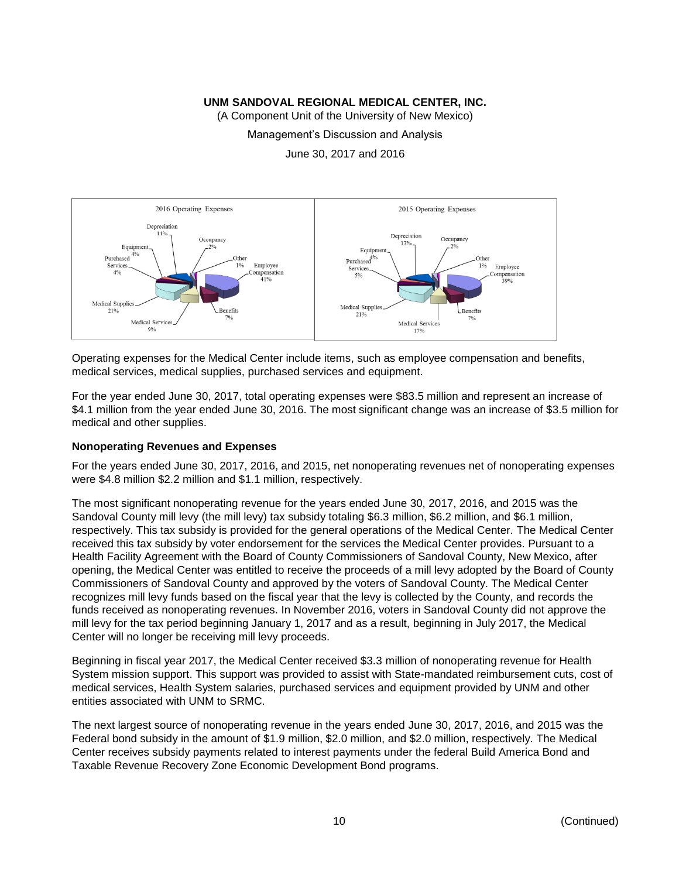**UNM SANDOVAL REGIONAL MEDICAL CENTER, INC.**

(A Component Unit of the University of New Mexico)

Management's Discussion and Analysis

June 30, 2017 and 2016

2016 Operating Expenses

Depreciation 11%, Occupancy 2%, Equipment 4%, Other 1%, Purchased Services 4%, Employee Compensation 41%, Medical Supplies 21%, Benefits 7%, Medical Services 9%

2015 Operating Expenses

Depreciation 13%, Occupancy 2%, Equipment 4%, Other 1%, Purchased Services 5%, Employee Compensation 39%, Medical Supplies 21%, Benefits 7%, Medical Services 17%

Operating expenses for the Medical Center include items, such as employee compensation and benefits, medical services, medical supplies, purchased services and equipment.

For the year ended June 30, 2017, total operating expenses were $83.5 million and represent an increase of $4.1 million from the year ended June 30, 2016. The most significant change was an increase of $3.5 million for medical and other supplies.

**Nonoperating Revenues and Expenses**

For the years ended June 30, 2017, 2016, and 2015, net nonoperating revenues net of nonoperating expenses were $4.8 million $2.2 million and $1.1 million, respectively.

The most significant nonoperating revenue for the years ended June 30, 2017, 2016, and 2015 was the Sandoval County mill levy (the mill levy) tax subsidy totaling $6.3 million, $6.2 million, and $6.1 million, respectively. This tax subsidy is provided for the general operations of the Medical Center. The Medical Center received this tax subsidy by voter endorsement for the services the Medical Center provides. Pursuant to a Health Facility Agreement with the Board of County Commissioners of Sandoval County, New Mexico, after opening, the Medical Center was entitled to receive the proceeds of a mill levy adopted by the Board of County Commissioners of Sandoval County and approved by the voters of Sandoval County. The Medical Center recognizes mill levy funds based on the fiscal year that the levy is collected by the County, and records the funds received as nonoperating revenues. In November 2016, voters in Sandoval County did not approve the mill levy for the tax period beginning January 1, 2017 and as a result, beginning in July 2017, the Medical Center will no longer be receiving mill levy proceeds.

Beginning in fiscal year 2017, the Medical Center received $3.3 million of nonoperating revenue for Health System mission support. This support was provided to assist with State-mandated reimbursement cuts, cost of medical services, Health System salaries, purchased services and equipment provided by UNM and other entities associated with UNM to SRMC.

The next largest source of nonoperating revenue in the years ended June 30, 2017, 2016, and 2015 was the Federal bond subsidy in the amount of $1.9 million, $2.0 million, and $2.0 million, respectively. The Medical Center receives subsidy payments related to interest payments under the federal Build America Bond and Taxable Revenue Recovery Zone Economic Development Bond programs.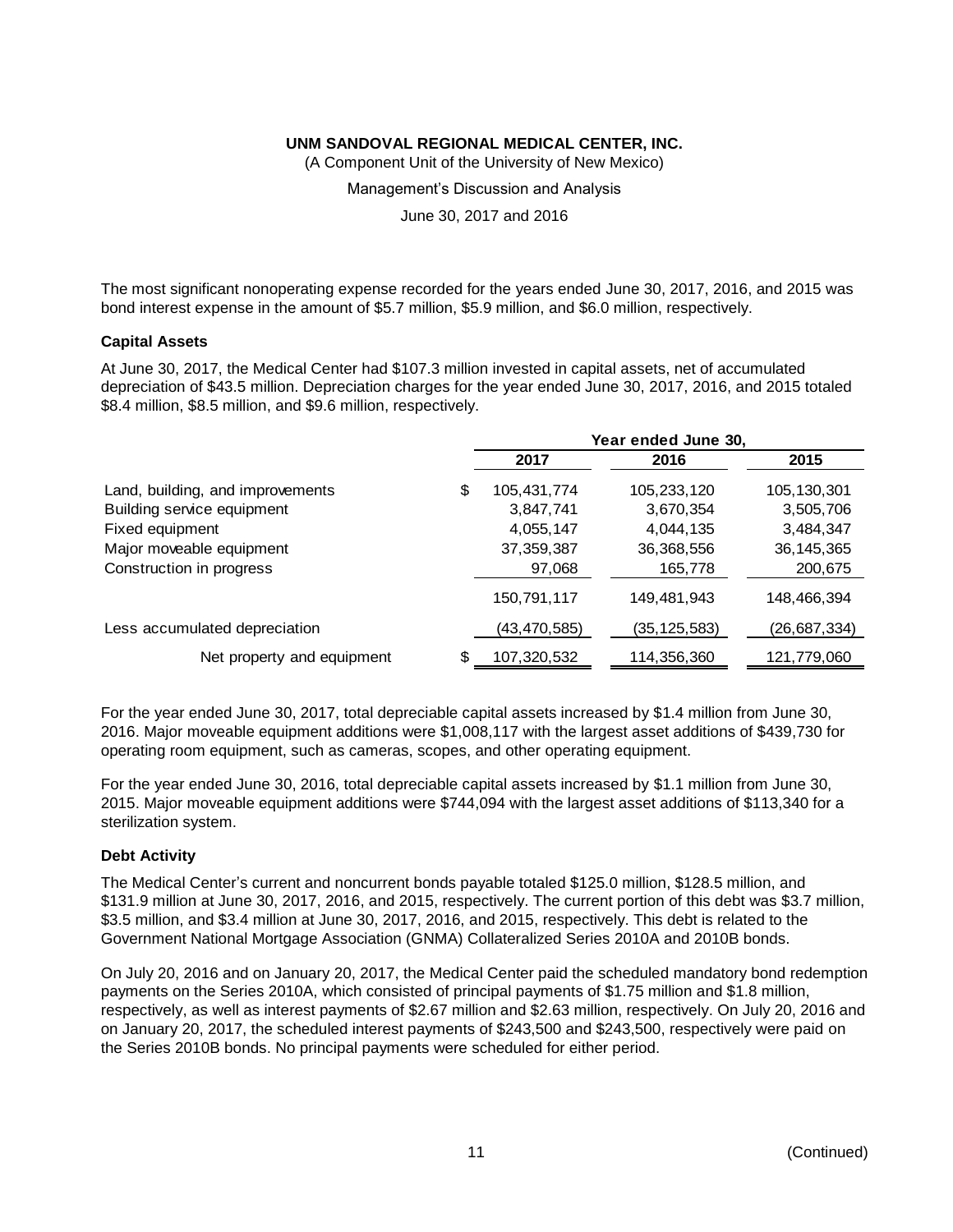The most significant nonoperating expense recorded for the years ended June 30, 2017, 2016, and 2015 was bond interest expense in the amount of $5.7 million, $5.9 million, and $6.0 million, respectively.

### Capital Assets

At June 30, 2017, the Medical Center had $107.3 million invested in capital assets, net of accumulated depreciation of $43.5 million. Depreciation charges for the year ended June 30, 2017, 2016, and 2015 totaled $8.4 million, $8.5 million, and $9.6 million, respectively.

| | Year ended June 30, | | |
|---|---|---|---|
| | 2017 | 2016 | 2015 |
| Land, building, and improvements | $ 105,431,774 | 105,233,120 | 105,130,301 |
| Building service equipment | 3,847,741 | 3,670,354 | 3,505,706 |
| Fixed equipment | 4,055,147 | 4,044,135 | 3,484,347 |
| Major moveable equipment | 37,359,387 | 36,368,556 | 36,145,365 |
| Construction in progress | 97,068 | 165,778 | 200,675 |
| | 150,791,117 | 149,481,943 | 148,466,394 |
| Less accumulated depreciation | (43,470,585) | (35,125,583) | (26,687,334) |
| Net property and equipment | $ 107,320,532 | 114,356,360 | 121,779,060 |

For the year ended June 30, 2017, total depreciable capital assets increased by $1.4 million from June 30, 2016. Major moveable equipment additions were $1,008,117 with the largest asset additions of $439,730 for operating room equipment, such as cameras, scopes, and other operating equipment.

For the year ended June 30, 2016, total depreciable capital assets increased by $1.1 million from June 30, 2015. Major moveable equipment additions were $744,094 with the largest asset additions of $113,340 for a sterilization system.

### Debt Activity

The Medical Center's current and noncurrent bonds payable totaled $125.0 million, $128.5 million, and $131.9 million at June 30, 2017, 2016, and 2015, respectively. The current portion of this debt was $3.7 million, $3.5 million, and $3.4 million at June 30, 2017, 2016, and 2015, respectively. This debt is related to the Government National Mortgage Association (GNMA) Collateralized Series 2010A and 2010B bonds.

On July 20, 2016 and on January 20, 2017, the Medical Center paid the scheduled mandatory bond redemption payments on the Series 2010A, which consisted of principal payments of $1.75 million and $1.8 million, respectively, as well as interest payments of $2.67 million and $2.63 million, respectively. On July 20, 2016 and on January 20, 2017, the scheduled interest payments of $243,500 and $243,500, respectively were paid on the Series 2010B bonds. No principal payments were scheduled for either period.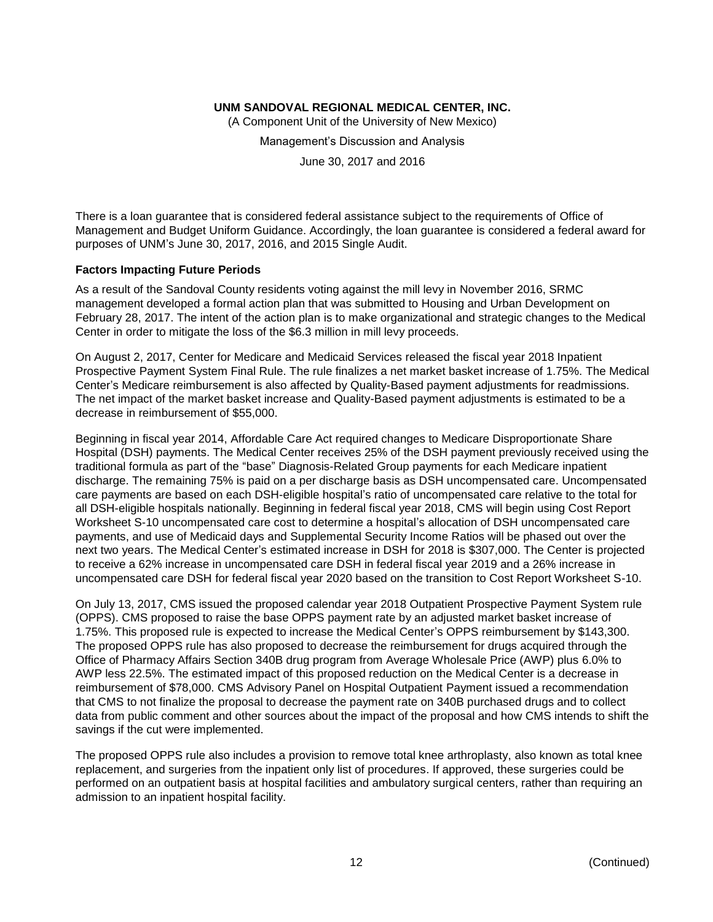There is a loan guarantee that is considered federal assistance subject to the requirements of Office of Management and Budget Uniform Guidance. Accordingly, the loan guarantee is considered a federal award for purposes of UNM's June 30, 2017, 2016, and 2015 Single Audit.

**Factors Impacting Future Periods**

As a result of the Sandoval County residents voting against the mill levy in November 2016, SRMC management developed a formal action plan that was submitted to Housing and Urban Development on February 28, 2017. The intent of the action plan is to make organizational and strategic changes to the Medical Center in order to mitigate the loss of the $6.3 million in mill levy proceeds.

On August 2, 2017, Center for Medicare and Medicaid Services released the fiscal year 2018 Inpatient Prospective Payment System Final Rule. The rule finalizes a net market basket increase of 1.75%. The Medical Center's Medicare reimbursement is also affected by Quality-Based payment adjustments for readmissions. The net impact of the market basket increase and Quality-Based payment adjustments is estimated to be a decrease in reimbursement of $55,000.

Beginning in fiscal year 2014, Affordable Care Act required changes to Medicare Disproportionate Share Hospital (DSH) payments. The Medical Center receives 25% of the DSH payment previously received using the traditional formula as part of the "base" Diagnosis-Related Group payments for each Medicare inpatient discharge. The remaining 75% is paid on a per discharge basis as DSH uncompensated care. Uncompensated care payments are based on each DSH-eligible hospital's ratio of uncompensated care relative to the total for all DSH-eligible hospitals nationally. Beginning in federal fiscal year 2018, CMS will begin using Cost Report Worksheet S-10 uncompensated care cost to determine a hospital's allocation of DSH uncompensated care payments, and use of Medicaid days and Supplemental Security Income Ratios will be phased out over the next two years. The Medical Center's estimated increase in DSH for 2018 is $307,000. The Center is projected to receive a 62% increase in uncompensated care DSH in federal fiscal year 2019 and a 26% increase in uncompensated care DSH for federal fiscal year 2020 based on the transition to Cost Report Worksheet S-10.

On July 13, 2017, CMS issued the proposed calendar year 2018 Outpatient Prospective Payment System rule (OPPS). CMS proposed to raise the base OPPS payment rate by an adjusted market basket increase of 1.75%. This proposed rule is expected to increase the Medical Center's OPPS reimbursement by $143,300. The proposed OPPS rule has also proposed to decrease the reimbursement for drugs acquired through the Office of Pharmacy Affairs Section 340B drug program from Average Wholesale Price (AWP) plus 6.0% to AWP less 22.5%. The estimated impact of this proposed reduction on the Medical Center is a decrease in reimbursement of $78,000. CMS Advisory Panel on Hospital Outpatient Payment issued a recommendation that CMS to not finalize the proposal to decrease the payment rate on 340B purchased drugs and to collect data from public comment and other sources about the impact of the proposal and how CMS intends to shift the savings if the cut were implemented.

The proposed OPPS rule also includes a provision to remove total knee arthroplasty, also known as total knee replacement, and surgeries from the inpatient only list of procedures. If approved, these surgeries could be performed on an outpatient basis at hospital facilities and ambulatory surgical centers, rather than requiring an admission to an inpatient hospital facility.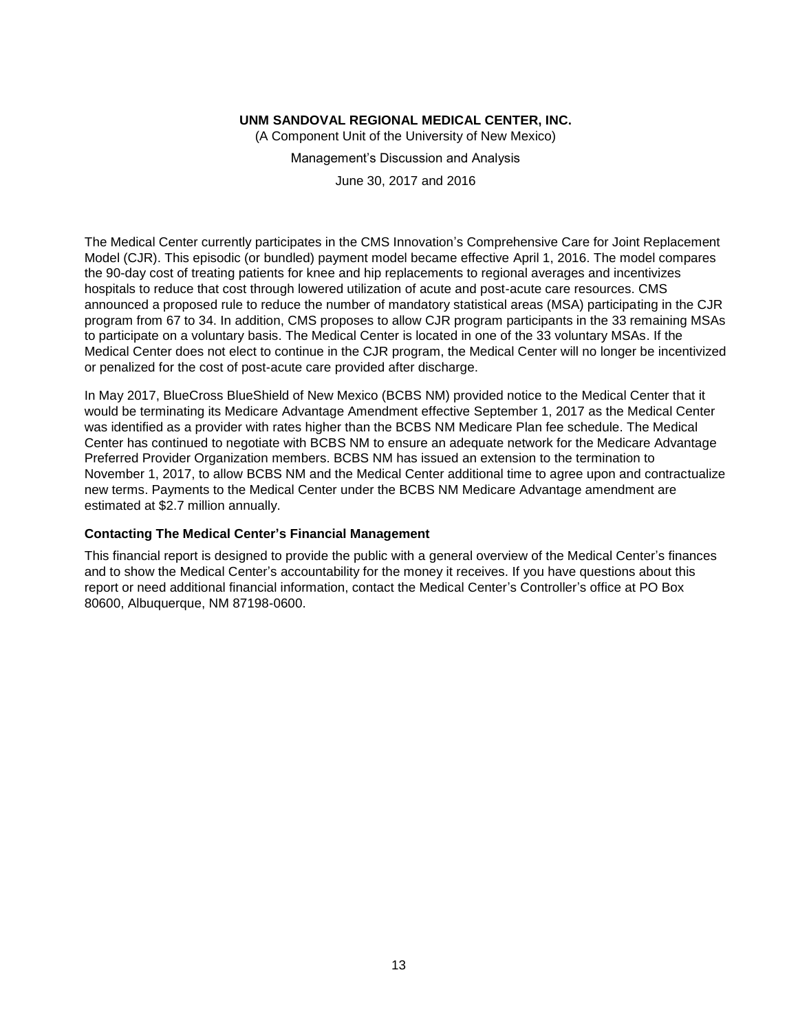The Medical Center currently participates in the CMS Innovation's Comprehensive Care for Joint Replacement Model (CJR). This episodic (or bundled) payment model became effective April 1, 2016. The model compares the 90-day cost of treating patients for knee and hip replacements to regional averages and incentivizes hospitals to reduce that cost through lowered utilization of acute and post-acute care resources. CMS announced a proposed rule to reduce the number of mandatory statistical areas (MSA) participating in the CJR program from 67 to 34. In addition, CMS proposes to allow CJR program participants in the 33 remaining MSAs to participate on a voluntary basis. The Medical Center is located in one of the 33 voluntary MSAs. If the Medical Center does not elect to continue in the CJR program, the Medical Center will no longer be incentivized or penalized for the cost of post-acute care provided after discharge.

In May 2017, BlueCross BlueShield of New Mexico (BCBS NM) provided notice to the Medical Center that it would be terminating its Medicare Advantage Amendment effective September 1, 2017 as the Medical Center was identified as a provider with rates higher than the BCBS NM Medicare Plan fee schedule. The Medical Center has continued to negotiate with BCBS NM to ensure an adequate network for the Medicare Advantage Preferred Provider Organization members. BCBS NM has issued an extension to the termination to November 1, 2017, to allow BCBS NM and the Medical Center additional time to agree upon and contractualize new terms. Payments to the Medical Center under the BCBS NM Medicare Advantage amendment are estimated at $2.7 million annually.

### Contacting The Medical Center's Financial Management

This financial report is designed to provide the public with a general overview of the Medical Center's finances and to show the Medical Center's accountability for the money it receives. If you have questions about this report or need additional financial information, contact the Medical Center's Controller's office at PO Box 80600, Albuquerque, NM 87198-0600.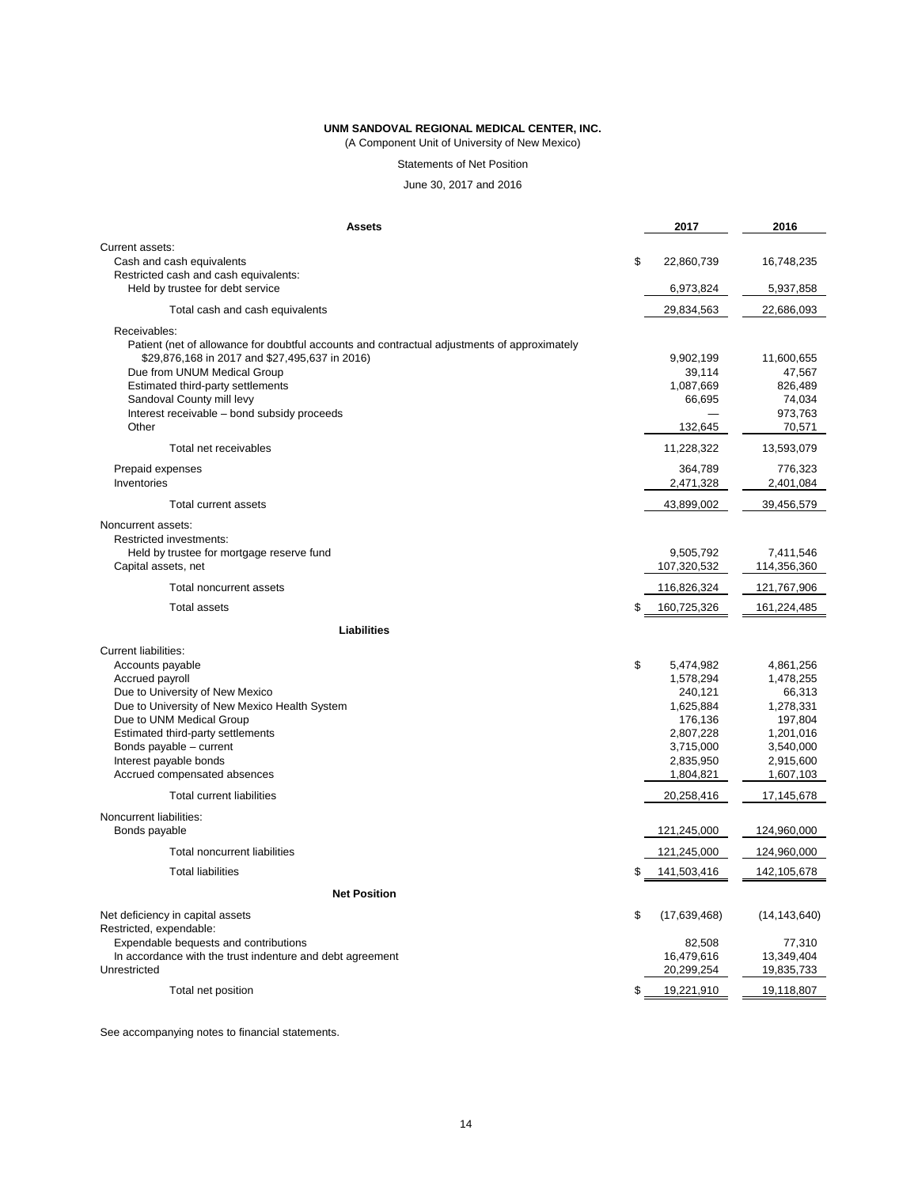**UNM SANDOVAL REGIONAL MEDICAL CENTER, INC.**

(A Component Unit of University of New Mexico)

Statements of Net Position

June 30, 2017 and 2016

| **Assets** | | **2017** | **2016** |
|---|---|---|---|
| Current assets: | | | |
| Cash and cash equivalents | $ | 22,860,739 | 16,748,235 |
| Restricted cash and cash equivalents: | | | |
| Held by trustee for debt service | | 6,973,824 | 5,937,858 |
| Total cash and cash equivalents | | 29,834,563 | 22,686,093 |
| Receivables: | | | |
| Patient (net of allowance for doubtful accounts and contractual adjustments of approximately $29,876,168 in 2017 and $27,495,637 in 2016) | | 9,902,199 | 11,600,655 |
| Due from UNUM Medical Group | | 39,114 | 47,567 |
| Estimated third-party settlements | | 1,087,669 | 826,489 |
| Sandoval County mill levy | | 66,695 | 74,034 |
| Interest receivable – bond subsidy proceeds | | — | 973,763 |
| Other | | 132,645 | 70,571 |
| Total net receivables | | 11,228,322 | 13,593,079 |
| Prepaid expenses | | 364,789 | 776,323 |
| Inventories | | 2,471,328 | 2,401,084 |
| Total current assets | | 43,899,002 | 39,456,579 |
| Noncurrent assets: | | | |
| Restricted investments: | | | |
| Held by trustee for mortgage reserve fund | | 9,505,792 | 7,411,546 |
| Capital assets, net | | 107,320,532 | 114,356,360 |
| Total noncurrent assets | | 116,826,324 | 121,767,906 |
| Total assets | $ | 160,725,326 | 161,224,485 |
| **Liabilities** | | | |
| Current liabilities: | | | |
| Accounts payable | $ | 5,474,982 | 4,861,256 |
| Accrued payroll | | 1,578,294 | 1,478,255 |
| Due to University of New Mexico | | 240,121 | 66,313 |
| Due to University of New Mexico Health System | | 1,625,884 | 1,278,331 |
| Due to UNM Medical Group | | 176,136 | 197,804 |
| Estimated third-party settlements | | 2,807,228 | 1,201,016 |
| Bonds payable – current | | 3,715,000 | 3,540,000 |
| Interest payable bonds | | 2,835,950 | 2,915,600 |
| Accrued compensated absences | | 1,804,821 | 1,607,103 |
| Total current liabilities | | 20,258,416 | 17,145,678 |
| Noncurrent liabilities: | | | |
| Bonds payable | | 121,245,000 | 124,960,000 |
| Total noncurrent liabilities | | 121,245,000 | 124,960,000 |
| Total liabilities | $ | 141,503,416 | 142,105,678 |
| **Net Position** | | | |
| Net deficiency in capital assets | $ | (17,639,468) | (14,143,640) |
| Restricted, expendable: | | | |
| Expendable bequests and contributions | | 82,508 | 77,310 |
| In accordance with the trust indenture and debt agreement | | 16,479,616 | 13,349,404 |
| Unrestricted | | 20,299,254 | 19,835,733 |
| Total net position | $ | 19,221,910 | 19,118,807 |

See accompanying notes to financial statements.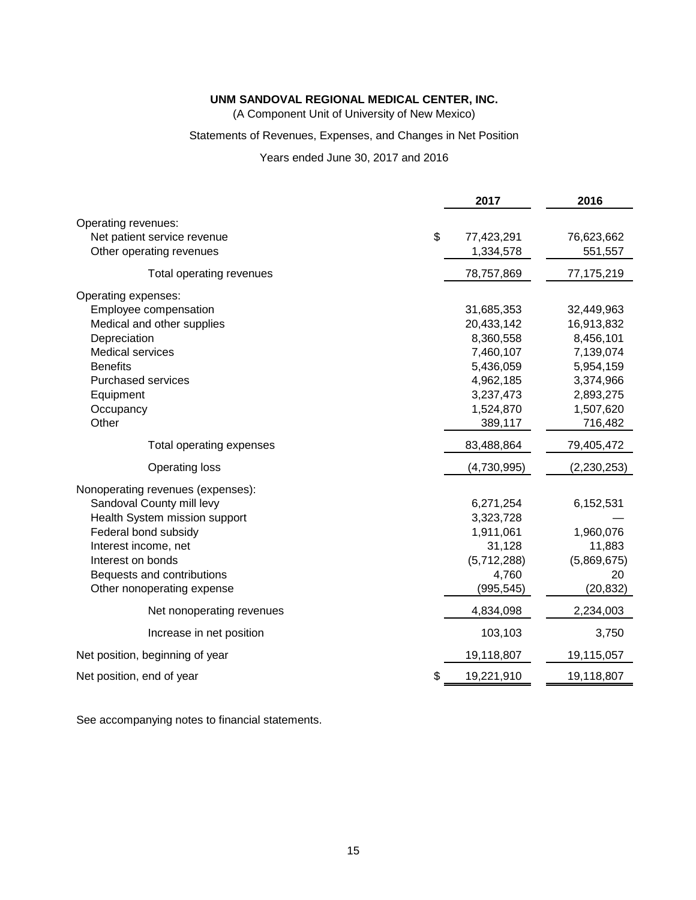**UNM SANDOVAL REGIONAL MEDICAL CENTER, INC.**

(A Component Unit of University of New Mexico)

Statements of Revenues, Expenses, and Changes in Net Position

Years ended June 30, 2017 and 2016

| | 2017 | 2016 |
|---|---|---|
| Operating revenues: | | |
| Net patient service revenue | $ 77,423,291 | 76,623,662 |
| Other operating revenues | 1,334,578 | 551,557 |
| Total operating revenues | 78,757,869 | 77,175,219 |
| Operating expenses: | | |
| Employee compensation | 31,685,353 | 32,449,963 |
| Medical and other supplies | 20,433,142 | 16,913,832 |
| Depreciation | 8,360,558 | 8,456,101 |
| Medical services | 7,460,107 | 7,139,074 |
| Benefits | 5,436,059 | 5,954,159 |
| Purchased services | 4,962,185 | 3,374,966 |
| Equipment | 3,237,473 | 2,893,275 |
| Occupancy | 1,524,870 | 1,507,620 |
| Other | 389,117 | 716,482 |
| Total operating expenses | 83,488,864 | 79,405,472 |
| Operating loss | (4,730,995) | (2,230,253) |
| Nonoperating revenues (expenses): | | |
| Sandoval County mill levy | 6,271,254 | 6,152,531 |
| Health System mission support | 3,323,728 | — |
| Federal bond subsidy | 1,911,061 | 1,960,076 |
| Interest income, net | 31,128 | 11,883 |
| Interest on bonds | (5,712,288) | (5,869,675) |
| Bequests and contributions | 4,760 | 20 |
| Other nonoperating expense | (995,545) | (20,832) |
| Net nonoperating revenues | 4,834,098 | 2,234,003 |
| Increase in net position | 103,103 | 3,750 |
| Net position, beginning of year | 19,118,807 | 19,115,057 |
| Net position, end of year | $ 19,221,910 | 19,118,807 |

See accompanying notes to financial statements.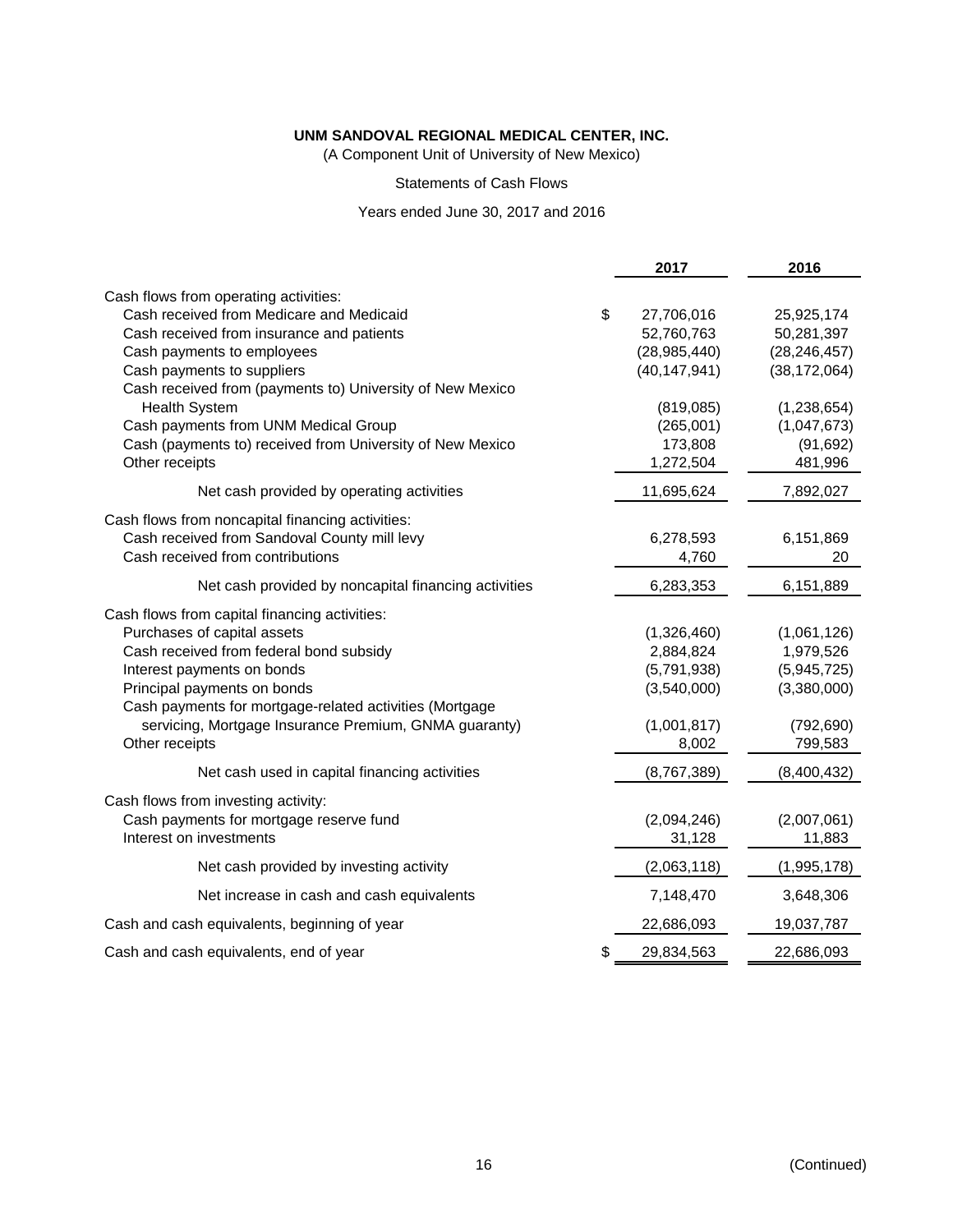**UNM SANDOVAL REGIONAL MEDICAL CENTER, INC.**

(A Component Unit of University of New Mexico)

Statements of Cash Flows

Years ended June 30, 2017 and 2016

| | 2017 | 2016 |
|---|---|---|
| Cash flows from operating activities: | | |
| Cash received from Medicare and Medicaid | $ 27,706,016 | 25,925,174 |
| Cash received from insurance and patients | 52,760,763 | 50,281,397 |
| Cash payments to employees | (28,985,440) | (28,246,457) |
| Cash payments to suppliers | (40,147,941) | (38,172,064) |
| Cash received from (payments to) University of New Mexico Health System | (819,085) | (1,238,654) |
| Cash payments from UNM Medical Group | (265,001) | (1,047,673) |
| Cash (payments to) received from University of New Mexico | 173,808 | (91,692) |
| Other receipts | 1,272,504 | 481,996 |
| Net cash provided by operating activities | 11,695,624 | 7,892,027 |
| Cash flows from noncapital financing activities: | | |
| Cash received from Sandoval County mill levy | 6,278,593 | 6,151,869 |
| Cash received from contributions | 4,760 | 20 |
| Net cash provided by noncapital financing activities | 6,283,353 | 6,151,889 |
| Cash flows from capital financing activities: | | |
| Purchases of capital assets | (1,326,460) | (1,061,126) |
| Cash received from federal bond subsidy | 2,884,824 | 1,979,526 |
| Interest payments on bonds | (5,791,938) | (5,945,725) |
| Principal payments on bonds | (3,540,000) | (3,380,000) |
| Cash payments for mortgage-related activities (Mortgage servicing, Mortgage Insurance Premium, GNMA guaranty) | (1,001,817) | (792,690) |
| Other receipts | 8,002 | 799,583 |
| Net cash used in capital financing activities | (8,767,389) | (8,400,432) |
| Cash flows from investing activity: | | |
| Cash payments for mortgage reserve fund | (2,094,246) | (2,007,061) |
| Interest on investments | 31,128 | 11,883 |
| Net cash provided by investing activity | (2,063,118) | (1,995,178) |
| Net increase in cash and cash equivalents | 7,148,470 | 3,648,306 |
| Cash and cash equivalents, beginning of year | 22,686,093 | 19,037,787 |
| Cash and cash equivalents, end of year | $ 29,834,563 | 22,686,093 |

(Continued)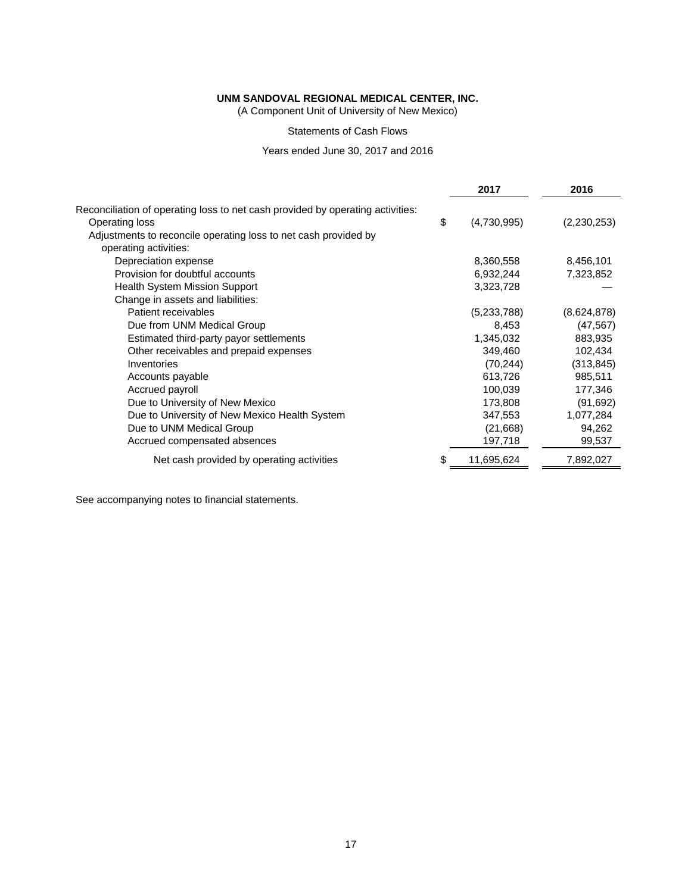**UNM SANDOVAL REGIONAL MEDICAL CENTER, INC.**

(A Component Unit of University of New Mexico)

Statements of Cash Flows

Years ended June 30, 2017 and 2016

| | 2017 | 2016 |
|---|---|---|
| Reconciliation of operating loss to net cash provided by operating activities: | | |
| Operating loss | $ (4,730,995) | (2,230,253) |
| Adjustments to reconcile operating loss to net cash provided by operating activities: | | |
| Depreciation expense | 8,360,558 | 8,456,101 |
| Provision for doubtful accounts | 6,932,244 | 7,323,852 |
| Health System Mission Support | 3,323,728 | — |
| Change in assets and liabilities: | | |
| Patient receivables | (5,233,788) | (8,624,878) |
| Due from UNM Medical Group | 8,453 | (47,567) |
| Estimated third-party payor settlements | 1,345,032 | 883,935 |
| Other receivables and prepaid expenses | 349,460 | 102,434 |
| Inventories | (70,244) | (313,845) |
| Accounts payable | 613,726 | 985,511 |
| Accrued payroll | 100,039 | 177,346 |
| Due to University of New Mexico | 173,808 | (91,692) |
| Due to University of New Mexico Health System | 347,553 | 1,077,284 |
| Due to UNM Medical Group | (21,668) | 94,262 |
| Accrued compensated absences | 197,718 | 99,537 |
| Net cash provided by operating activities | $ 11,695,624 | 7,892,027 |

See accompanying notes to financial statements.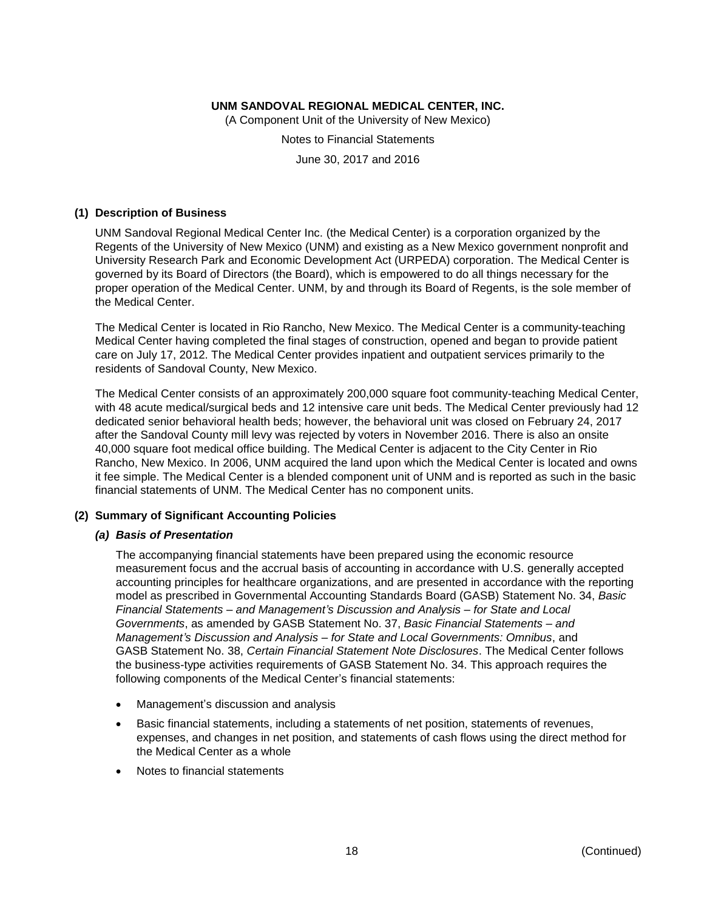**UNM SANDOVAL REGIONAL MEDICAL CENTER, INC.**

(A Component Unit of the University of New Mexico)

Notes to Financial Statements

June 30, 2017 and 2016

## (1) Description of Business

UNM Sandoval Regional Medical Center Inc. (the Medical Center) is a corporation organized by the Regents of the University of New Mexico (UNM) and existing as a New Mexico government nonprofit and University Research Park and Economic Development Act (URPEDA) corporation. The Medical Center is governed by its Board of Directors (the Board), which is empowered to do all things necessary for the proper operation of the Medical Center. UNM, by and through its Board of Regents, is the sole member of the Medical Center.

The Medical Center is located in Rio Rancho, New Mexico. The Medical Center is a community-teaching Medical Center having completed the final stages of construction, opened and began to provide patient care on July 17, 2012. The Medical Center provides inpatient and outpatient services primarily to the residents of Sandoval County, New Mexico.

The Medical Center consists of an approximately 200,000 square foot community-teaching Medical Center, with 48 acute medical/surgical beds and 12 intensive care unit beds. The Medical Center previously had 12 dedicated senior behavioral health beds; however, the behavioral unit was closed on February 24, 2017 after the Sandoval County mill levy was rejected by voters in November 2016. There is also an onsite 40,000 square foot medical office building. The Medical Center is adjacent to the City Center in Rio Rancho, New Mexico. In 2006, UNM acquired the land upon which the Medical Center is located and owns it fee simple. The Medical Center is a blended component unit of UNM and is reported as such in the basic financial statements of UNM. The Medical Center has no component units.

## (2) Summary of Significant Accounting Policies

### *(a) Basis of Presentation*

The accompanying financial statements have been prepared using the economic resource measurement focus and the accrual basis of accounting in accordance with U.S. generally accepted accounting principles for healthcare organizations, and are presented in accordance with the reporting model as prescribed in Governmental Accounting Standards Board (GASB) Statement No. 34, *Basic Financial Statements – and Management's Discussion and Analysis – for State and Local Governments*, as amended by GASB Statement No. 37, *Basic Financial Statements – and Management's Discussion and Analysis – for State and Local Governments: Omnibus*, and GASB Statement No. 38, *Certain Financial Statement Note Disclosures*. The Medical Center follows the business-type activities requirements of GASB Statement No. 34. This approach requires the following components of the Medical Center's financial statements:

- Management's discussion and analysis
- Basic financial statements, including a statements of net position, statements of revenues, expenses, and changes in net position, and statements of cash flows using the direct method for the Medical Center as a whole
- Notes to financial statements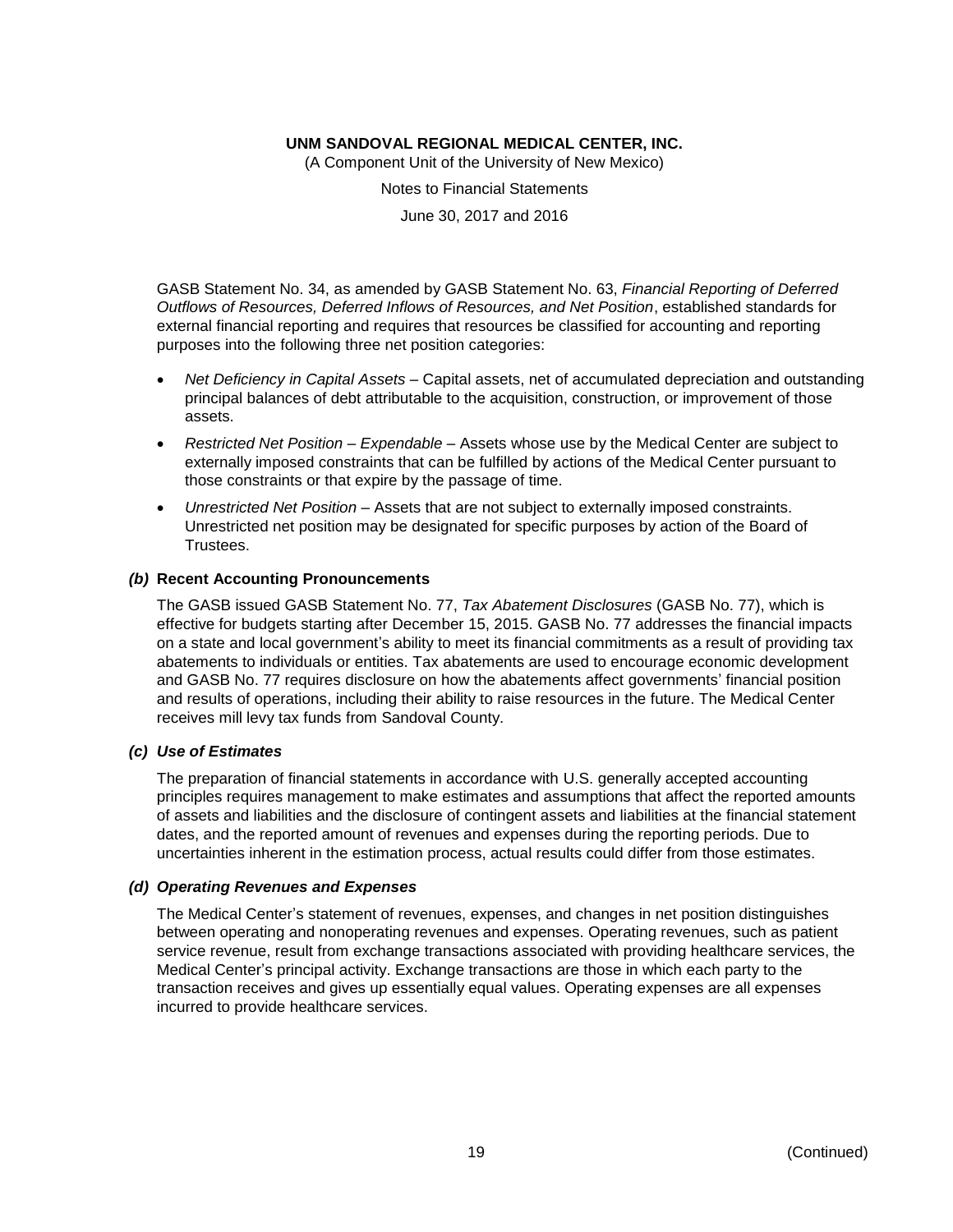GASB Statement No. 34, as amended by GASB Statement No. 63, *Financial Reporting of Deferred Outflows of Resources, Deferred Inflows of Resources, and Net Position*, established standards for external financial reporting and requires that resources be classified for accounting and reporting purposes into the following three net position categories:

- *Net Deficiency in Capital Assets* – Capital assets, net of accumulated depreciation and outstanding principal balances of debt attributable to the acquisition, construction, or improvement of those assets.
- *Restricted Net Position – Expendable* – Assets whose use by the Medical Center are subject to externally imposed constraints that can be fulfilled by actions of the Medical Center pursuant to those constraints or that expire by the passage of time.
- *Unrestricted Net Position* – Assets that are not subject to externally imposed constraints. Unrestricted net position may be designated for specific purposes by action of the Board of Trustees.

### *(b)* **Recent Accounting Pronouncements**

The GASB issued GASB Statement No. 77, *Tax Abatement Disclosures* (GASB No. 77), which is effective for budgets starting after December 15, 2015. GASB No. 77 addresses the financial impacts on a state and local government's ability to meet its financial commitments as a result of providing tax abatements to individuals or entities. Tax abatements are used to encourage economic development and GASB No. 77 requires disclosure on how the abatements affect governments' financial position and results of operations, including their ability to raise resources in the future. The Medical Center receives mill levy tax funds from Sandoval County.

### *(c) Use of Estimates*

The preparation of financial statements in accordance with U.S. generally accepted accounting principles requires management to make estimates and assumptions that affect the reported amounts of assets and liabilities and the disclosure of contingent assets and liabilities at the financial statement dates, and the reported amount of revenues and expenses during the reporting periods. Due to uncertainties inherent in the estimation process, actual results could differ from those estimates.

### *(d) Operating Revenues and Expenses*

The Medical Center's statement of revenues, expenses, and changes in net position distinguishes between operating and nonoperating revenues and expenses. Operating revenues, such as patient service revenue, result from exchange transactions associated with providing healthcare services, the Medical Center's principal activity. Exchange transactions are those in which each party to the transaction receives and gives up essentially equal values. Operating expenses are all expenses incurred to provide healthcare services.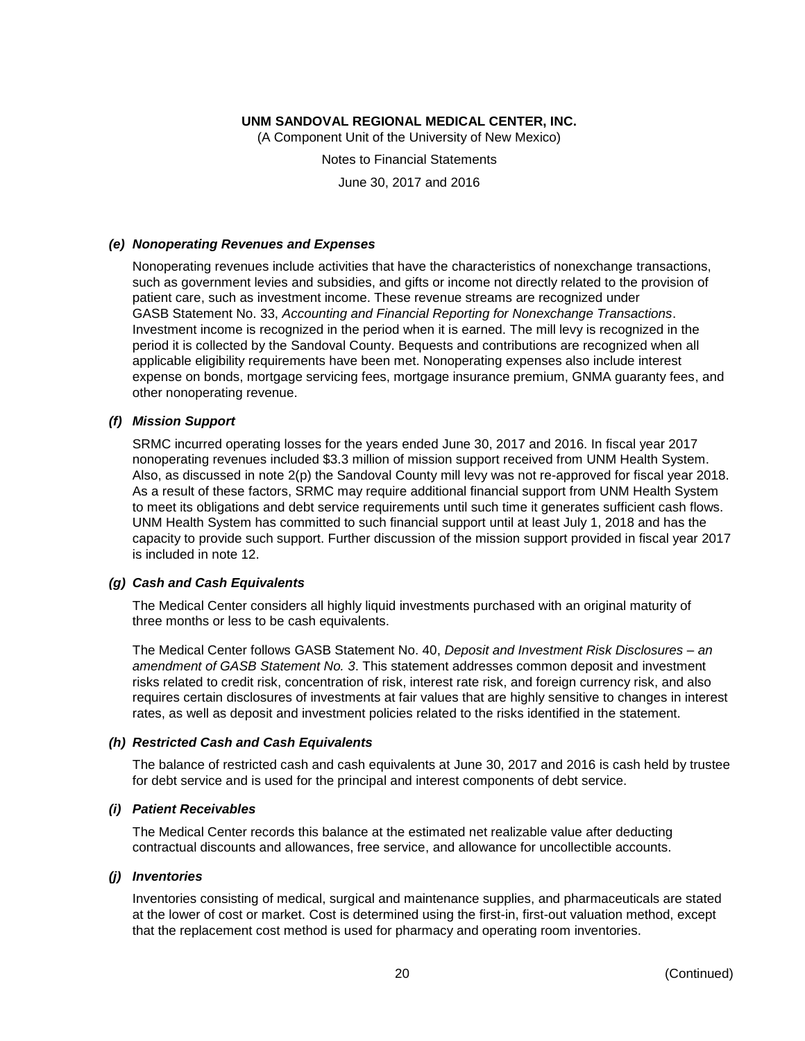#### *(e) Nonoperating Revenues and Expenses*

Nonoperating revenues include activities that have the characteristics of nonexchange transactions, such as government levies and subsidies, and gifts or income not directly related to the provision of patient care, such as investment income. These revenue streams are recognized under GASB Statement No. 33, *Accounting and Financial Reporting for Nonexchange Transactions*. Investment income is recognized in the period when it is earned. The mill levy is recognized in the period it is collected by the Sandoval County. Bequests and contributions are recognized when all applicable eligibility requirements have been met. Nonoperating expenses also include interest expense on bonds, mortgage servicing fees, mortgage insurance premium, GNMA guaranty fees, and other nonoperating revenue.

#### *(f) Mission Support*

SRMC incurred operating losses for the years ended June 30, 2017 and 2016. In fiscal year 2017 nonoperating revenues included $3.3 million of mission support received from UNM Health System. Also, as discussed in note 2(p) the Sandoval County mill levy was not re-approved for fiscal year 2018. As a result of these factors, SRMC may require additional financial support from UNM Health System to meet its obligations and debt service requirements until such time it generates sufficient cash flows. UNM Health System has committed to such financial support until at least July 1, 2018 and has the capacity to provide such support. Further discussion of the mission support provided in fiscal year 2017 is included in note 12.

#### *(g) Cash and Cash Equivalents*

The Medical Center considers all highly liquid investments purchased with an original maturity of three months or less to be cash equivalents.

The Medical Center follows GASB Statement No. 40, *Deposit and Investment Risk Disclosures – an amendment of GASB Statement No. 3*. This statement addresses common deposit and investment risks related to credit risk, concentration of risk, interest rate risk, and foreign currency risk, and also requires certain disclosures of investments at fair values that are highly sensitive to changes in interest rates, as well as deposit and investment policies related to the risks identified in the statement.

#### *(h) Restricted Cash and Cash Equivalents*

The balance of restricted cash and cash equivalents at June 30, 2017 and 2016 is cash held by trustee for debt service and is used for the principal and interest components of debt service.

#### *(i) Patient Receivables*

The Medical Center records this balance at the estimated net realizable value after deducting contractual discounts and allowances, free service, and allowance for uncollectible accounts.

#### *(j) Inventories*

Inventories consisting of medical, surgical and maintenance supplies, and pharmaceuticals are stated at the lower of cost or market. Cost is determined using the first-in, first-out valuation method, except that the replacement cost method is used for pharmacy and operating room inventories.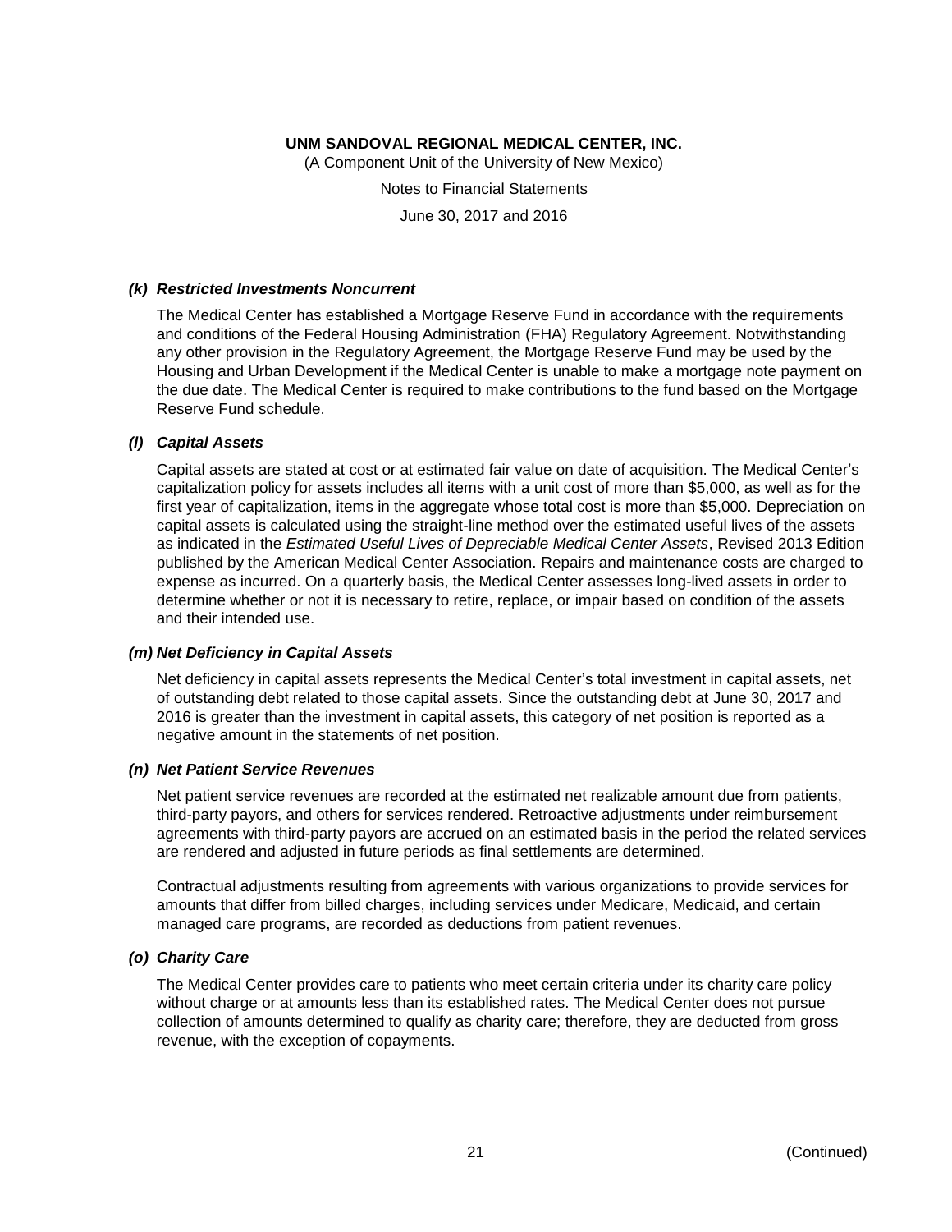#### *(k) Restricted Investments Noncurrent*

The Medical Center has established a Mortgage Reserve Fund in accordance with the requirements and conditions of the Federal Housing Administration (FHA) Regulatory Agreement. Notwithstanding any other provision in the Regulatory Agreement, the Mortgage Reserve Fund may be used by the Housing and Urban Development if the Medical Center is unable to make a mortgage note payment on the due date. The Medical Center is required to make contributions to the fund based on the Mortgage Reserve Fund schedule.

#### *(l) Capital Assets*

Capital assets are stated at cost or at estimated fair value on date of acquisition. The Medical Center's capitalization policy for assets includes all items with a unit cost of more than $5,000, as well as for the first year of capitalization, items in the aggregate whose total cost is more than $5,000. Depreciation on capital assets is calculated using the straight-line method over the estimated useful lives of the assets as indicated in the *Estimated Useful Lives of Depreciable Medical Center Assets*, Revised 2013 Edition published by the American Medical Center Association. Repairs and maintenance costs are charged to expense as incurred. On a quarterly basis, the Medical Center assesses long-lived assets in order to determine whether or not it is necessary to retire, replace, or impair based on condition of the assets and their intended use.

#### *(m) Net Deficiency in Capital Assets*

Net deficiency in capital assets represents the Medical Center's total investment in capital assets, net of outstanding debt related to those capital assets. Since the outstanding debt at June 30, 2017 and 2016 is greater than the investment in capital assets, this category of net position is reported as a negative amount in the statements of net position.

#### *(n) Net Patient Service Revenues*

Net patient service revenues are recorded at the estimated net realizable amount due from patients, third-party payors, and others for services rendered. Retroactive adjustments under reimbursement agreements with third-party payors are accrued on an estimated basis in the period the related services are rendered and adjusted in future periods as final settlements are determined.

Contractual adjustments resulting from agreements with various organizations to provide services for amounts that differ from billed charges, including services under Medicare, Medicaid, and certain managed care programs, are recorded as deductions from patient revenues.

#### *(o) Charity Care*

The Medical Center provides care to patients who meet certain criteria under its charity care policy without charge or at amounts less than its established rates. The Medical Center does not pursue collection of amounts determined to qualify as charity care; therefore, they are deducted from gross revenue, with the exception of copayments.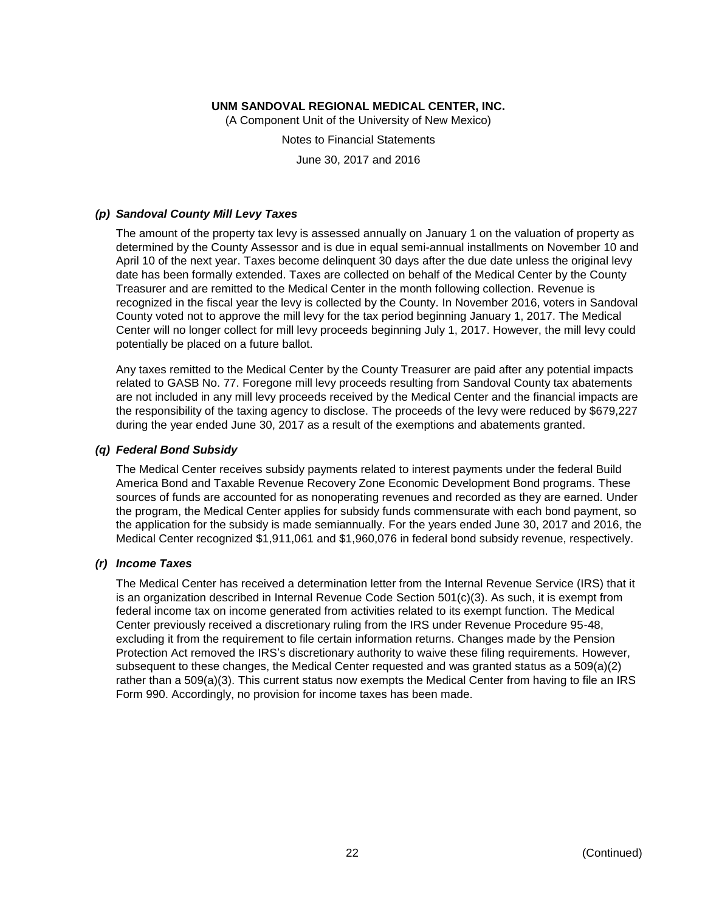### *(p) Sandoval County Mill Levy Taxes*

The amount of the property tax levy is assessed annually on January 1 on the valuation of property as determined by the County Assessor and is due in equal semi-annual installments on November 10 and April 10 of the next year. Taxes become delinquent 30 days after the due date unless the original levy date has been formally extended. Taxes are collected on behalf of the Medical Center by the County Treasurer and are remitted to the Medical Center in the month following collection. Revenue is recognized in the fiscal year the levy is collected by the County. In November 2016, voters in Sandoval County voted not to approve the mill levy for the tax period beginning January 1, 2017. The Medical Center will no longer collect for mill levy proceeds beginning July 1, 2017. However, the mill levy could potentially be placed on a future ballot.

Any taxes remitted to the Medical Center by the County Treasurer are paid after any potential impacts related to GASB No. 77. Foregone mill levy proceeds resulting from Sandoval County tax abatements are not included in any mill levy proceeds received by the Medical Center and the financial impacts are the responsibility of the taxing agency to disclose. The proceeds of the levy were reduced by $679,227 during the year ended June 30, 2017 as a result of the exemptions and abatements granted.

### *(q) Federal Bond Subsidy*

The Medical Center receives subsidy payments related to interest payments under the federal Build America Bond and Taxable Revenue Recovery Zone Economic Development Bond programs. These sources of funds are accounted for as nonoperating revenues and recorded as they are earned. Under the program, the Medical Center applies for subsidy funds commensurate with each bond payment, so the application for the subsidy is made semiannually. For the years ended June 30, 2017 and 2016, the Medical Center recognized $1,911,061 and $1,960,076 in federal bond subsidy revenue, respectively.

### *(r) Income Taxes*

The Medical Center has received a determination letter from the Internal Revenue Service (IRS) that it is an organization described in Internal Revenue Code Section 501(c)(3). As such, it is exempt from federal income tax on income generated from activities related to its exempt function. The Medical Center previously received a discretionary ruling from the IRS under Revenue Procedure 95-48, excluding it from the requirement to file certain information returns. Changes made by the Pension Protection Act removed the IRS's discretionary authority to waive these filing requirements. However, subsequent to these changes, the Medical Center requested and was granted status as a 509(a)(2) rather than a 509(a)(3). This current status now exempts the Medical Center from having to file an IRS Form 990. Accordingly, no provision for income taxes has been made.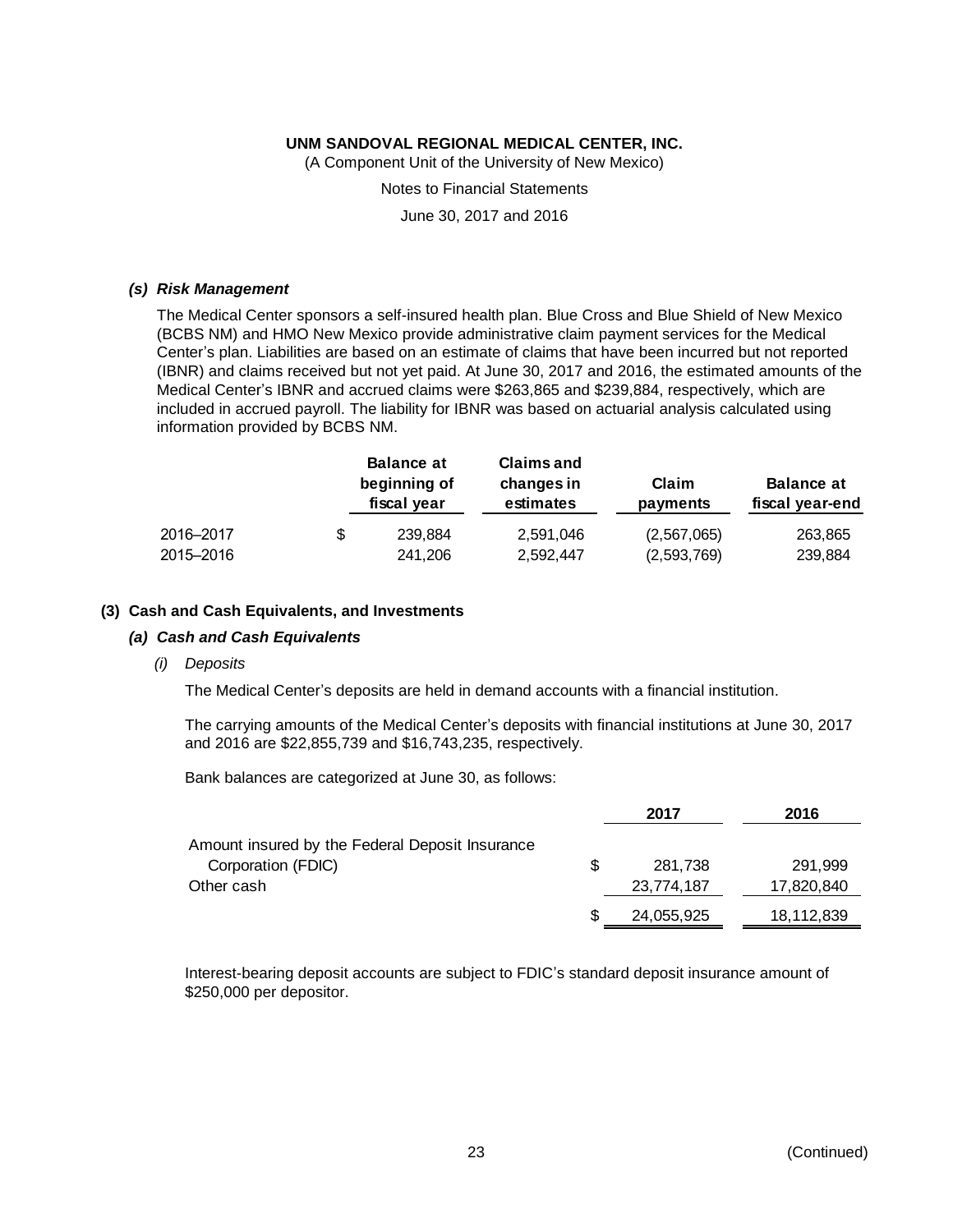UNM SANDOVAL REGIONAL MEDICAL CENTER, INC.
(A Component Unit of the University of New Mexico)
Notes to Financial Statements
June 30, 2017 and 2016

### *(s) Risk Management*

The Medical Center sponsors a self-insured health plan. Blue Cross and Blue Shield of New Mexico (BCBS NM) and HMO New Mexico provide administrative claim payment services for the Medical Center's plan. Liabilities are based on an estimate of claims that have been incurred but not reported (IBNR) and claims received but not yet paid. At June 30, 2017 and 2016, the estimated amounts of the Medical Center's IBNR and accrued claims were $263,865 and $239,884, respectively, which are included in accrued payroll. The liability for IBNR was based on actuarial analysis calculated using information provided by BCBS NM.

| | Balance at beginning of fiscal year | Claims and changes in estimates | Claim payments | Balance at fiscal year-end |
|---|---|---|---|---|
| 2016–2017 | $ 239,884 | 2,591,046 | (2,567,065) | 263,865 |
| 2015–2016 | 241,206 | 2,592,447 | (2,593,769) | 239,884 |

## (3) Cash and Cash Equivalents, and Investments

### *(a) Cash and Cash Equivalents*

*(i) Deposits*

The Medical Center's deposits are held in demand accounts with a financial institution.

The carrying amounts of the Medical Center's deposits with financial institutions at June 30, 2017 and 2016 are $22,855,739 and $16,743,235, respectively.

Bank balances are categorized at June 30, as follows:

| | 2017 | 2016 |
|---|---|---|
| Amount insured by the Federal Deposit Insurance Corporation (FDIC) | $ 281,738 | 291,999 |
| Other cash | 23,774,187 | 17,820,840 |
| | $ 24,055,925 | 18,112,839 |

Interest-bearing deposit accounts are subject to FDIC's standard deposit insurance amount of $250,000 per depositor.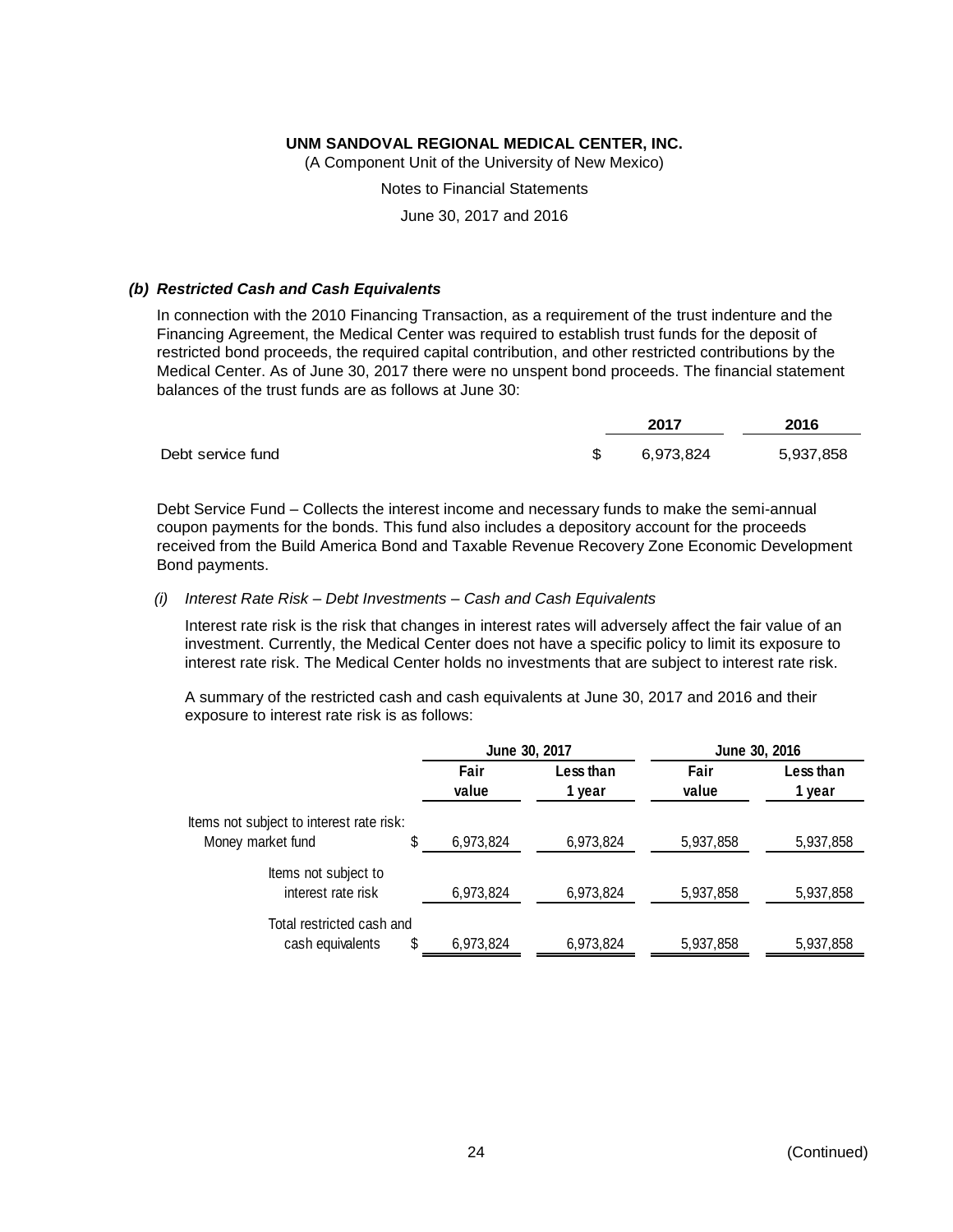**UNM SANDOVAL REGIONAL MEDICAL CENTER, INC.**
(A Component Unit of the University of New Mexico)
Notes to Financial Statements
June 30, 2017 and 2016

### *(b) Restricted Cash and Cash Equivalents*

In connection with the 2010 Financing Transaction, as a requirement of the trust indenture and the Financing Agreement, the Medical Center was required to establish trust funds for the deposit of restricted bond proceeds, the required capital contribution, and other restricted contributions by the Medical Center. As of June 30, 2017 there were no unspent bond proceeds. The financial statement balances of the trust funds are as follows at June 30:

| | 2017 | 2016 |
|---|---|---|
| Debt service fund | $ 6,973,824 | 5,937,858 |

Debt Service Fund – Collects the interest income and necessary funds to make the semi-annual coupon payments for the bonds. This fund also includes a depository account for the proceeds received from the Build America Bond and Taxable Revenue Recovery Zone Economic Development Bond payments.

*(i) Interest Rate Risk – Debt Investments – Cash and Cash Equivalents*

Interest rate risk is the risk that changes in interest rates will adversely affect the fair value of an investment. Currently, the Medical Center does not have a specific policy to limit its exposure to interest rate risk. The Medical Center holds no investments that are subject to interest rate risk.

A summary of the restricted cash and cash equivalents at June 30, 2017 and 2016 and their exposure to interest rate risk is as follows:

| | June 30, 2017 | | June 30, 2016 | |
|---|---|---|---|---|
| | Fair value | Less than 1 year | Fair value | Less than 1 year |
| Items not subject to interest rate risk: | | | | |
| Money market fund | $ 6,973,824 | 6,973,824 | 5,937,858 | 5,937,858 |
| Items not subject to interest rate risk | 6,973,824 | 6,973,824 | 5,937,858 | 5,937,858 |
| Total restricted cash and cash equivalents | $ 6,973,824 | 6,973,824 | 5,937,858 | 5,937,858 |

(Continued)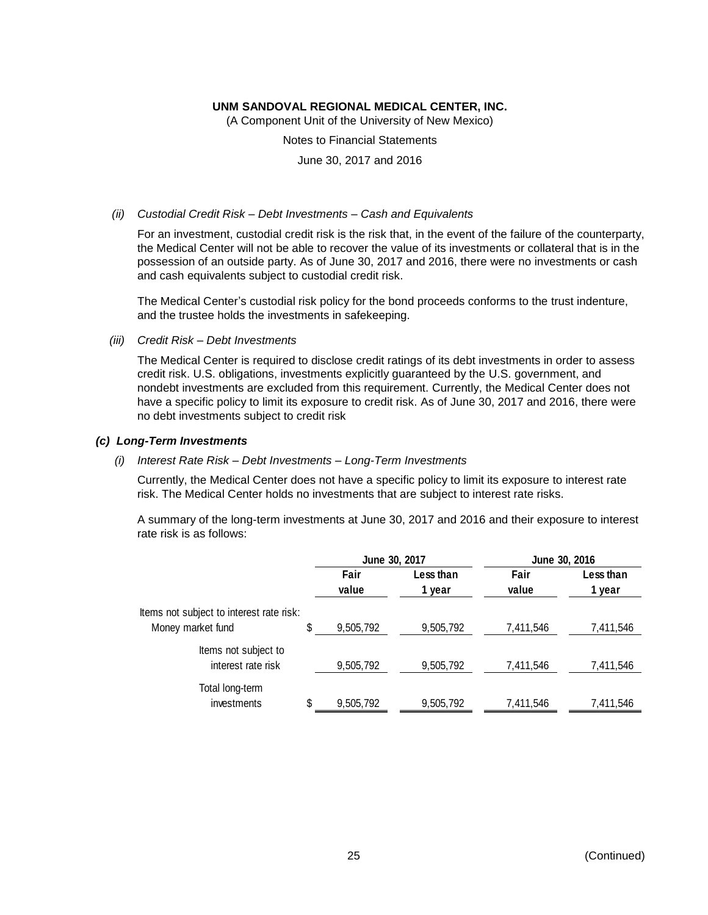*(ii) Custodial Credit Risk – Debt Investments – Cash and Equivalents*

For an investment, custodial credit risk is the risk that, in the event of the failure of the counterparty, the Medical Center will not be able to recover the value of its investments or collateral that is in the possession of an outside party. As of June 30, 2017 and 2016, there were no investments or cash and cash equivalents subject to custodial credit risk.

The Medical Center's custodial risk policy for the bond proceeds conforms to the trust indenture, and the trustee holds the investments in safekeeping.

*(iii) Credit Risk – Debt Investments*

The Medical Center is required to disclose credit ratings of its debt investments in order to assess credit risk. U.S. obligations, investments explicitly guaranteed by the U.S. government, and nondebt investments are excluded from this requirement. Currently, the Medical Center does not have a specific policy to limit its exposure to credit risk. As of June 30, 2017 and 2016, there were no debt investments subject to credit risk

### *(c) Long-Term Investments*

*(i) Interest Rate Risk – Debt Investments – Long-Term Investments*

Currently, the Medical Center does not have a specific policy to limit its exposure to interest rate risk. The Medical Center holds no investments that are subject to interest rate risks.

A summary of the long-term investments at June 30, 2017 and 2016 and their exposure to interest rate risk is as follows:

| | June 30, 2017 | | June 30, 2016 | |
|---|---|---|---|---|
| | Fair value | Less than 1 year | Fair value | Less than 1 year |
| Items not subject to interest rate risk: | | | | |
| Money market fund | $ 9,505,792 | 9,505,792 | 7,411,546 | 7,411,546 |
| Items not subject to interest rate risk | 9,505,792 | 9,505,792 | 7,411,546 | 7,411,546 |
| Total long-term investments | $ 9,505,792 | 9,505,792 | 7,411,546 | 7,411,546 |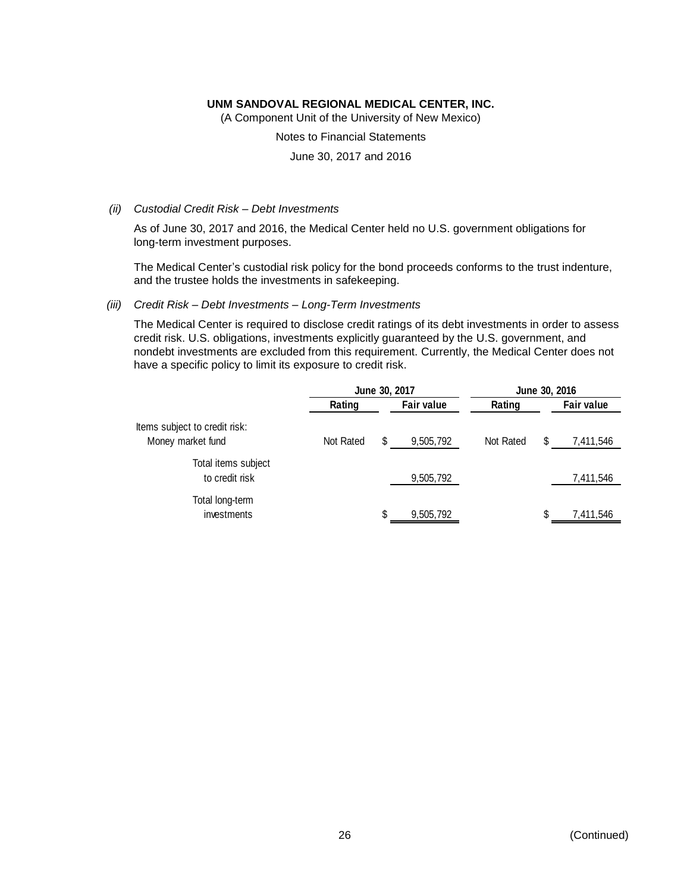*(ii) Custodial Credit Risk – Debt Investments*

As of June 30, 2017 and 2016, the Medical Center held no U.S. government obligations for long-term investment purposes.

The Medical Center's custodial risk policy for the bond proceeds conforms to the trust indenture, and the trustee holds the investments in safekeeping.

*(iii) Credit Risk – Debt Investments – Long-Term Investments*

The Medical Center is required to disclose credit ratings of its debt investments in order to assess credit risk. U.S. obligations, investments explicitly guaranteed by the U.S. government, and nondebt investments are excluded from this requirement. Currently, the Medical Center does not have a specific policy to limit its exposure to credit risk.

| | June 30, 2017 | | June 30, 2016 | |
|---|---|---|---|---|
| | Rating | Fair value | Rating | Fair value |
| Items subject to credit risk: | | | | |
| Money market fund | Not Rated | $ 9,505,792 | Not Rated | $ 7,411,546 |
| Total items subject to credit risk | | 9,505,792 | | 7,411,546 |
| Total long-term investments | | $ 9,505,792 | | $ 7,411,546 |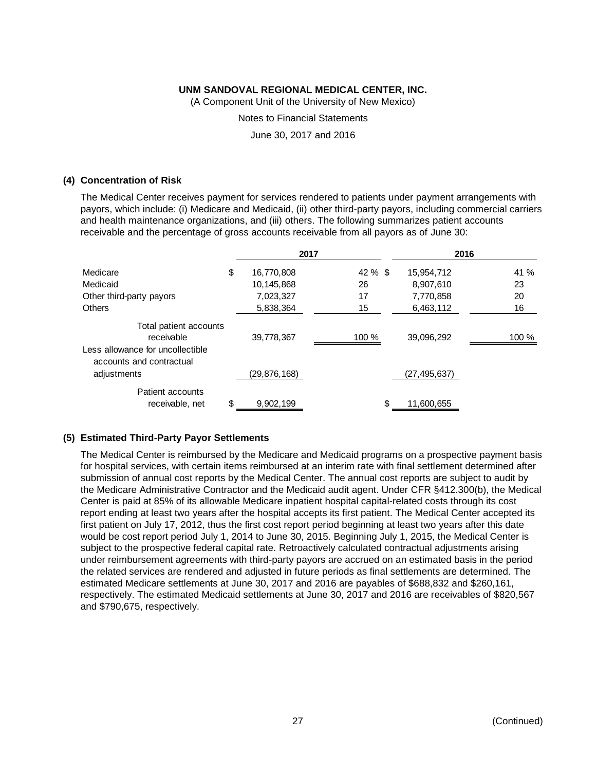**UNM SANDOVAL REGIONAL MEDICAL CENTER, INC.**

(A Component Unit of the University of New Mexico)

Notes to Financial Statements

June 30, 2017 and 2016

**(4) Concentration of Risk**

The Medical Center receives payment for services rendered to patients under payment arrangements with payors, which include: (i) Medicare and Medicaid, (ii) other third-party payors, including commercial carriers and health maintenance organizations, and (iii) others. The following summarizes patient accounts receivable and the percentage of gross accounts receivable from all payors as of June 30:

| | 2017 | | 2016 | |
|---|---|---|---|---|
| Medicare | $ 16,770,808 | 42 % | $ 15,954,712 | 41 % |
| Medicaid | 10,145,868 | 26 | 8,907,610 | 23 |
| Other third-party payors | 7,023,327 | 17 | 7,770,858 | 20 |
| Others | 5,838,364 | 15 | 6,463,112 | 16 |
| Total patient accounts receivable | 39,778,367 | 100 % | 39,096,292 | 100 % |
| Less allowance for uncollectible accounts and contractual adjustments | (29,876,168) | | (27,495,637) | |
| Patient accounts receivable, net | $ 9,902,199 | | $ 11,600,655 | |

**(5) Estimated Third-Party Payor Settlements**

The Medical Center is reimbursed by the Medicare and Medicaid programs on a prospective payment basis for hospital services, with certain items reimbursed at an interim rate with final settlement determined after submission of annual cost reports by the Medical Center. The annual cost reports are subject to audit by the Medicare Administrative Contractor and the Medicaid audit agent. Under CFR §412.300(b), the Medical Center is paid at 85% of its allowable Medicare inpatient hospital capital-related costs through its cost report ending at least two years after the hospital accepts its first patient. The Medical Center accepted its first patient on July 17, 2012, thus the first cost report period beginning at least two years after this date would be cost report period July 1, 2014 to June 30, 2015. Beginning July 1, 2015, the Medical Center is subject to the prospective federal capital rate. Retroactively calculated contractual adjustments arising under reimbursement agreements with third-party payors are accrued on an estimated basis in the period the related services are rendered and adjusted in future periods as final settlements are determined. The estimated Medicare settlements at June 30, 2017 and 2016 are payables of $688,832 and $260,161, respectively. The estimated Medicaid settlements at June 30, 2017 and 2016 are receivables of $820,567 and $790,675, respectively.

(Continued)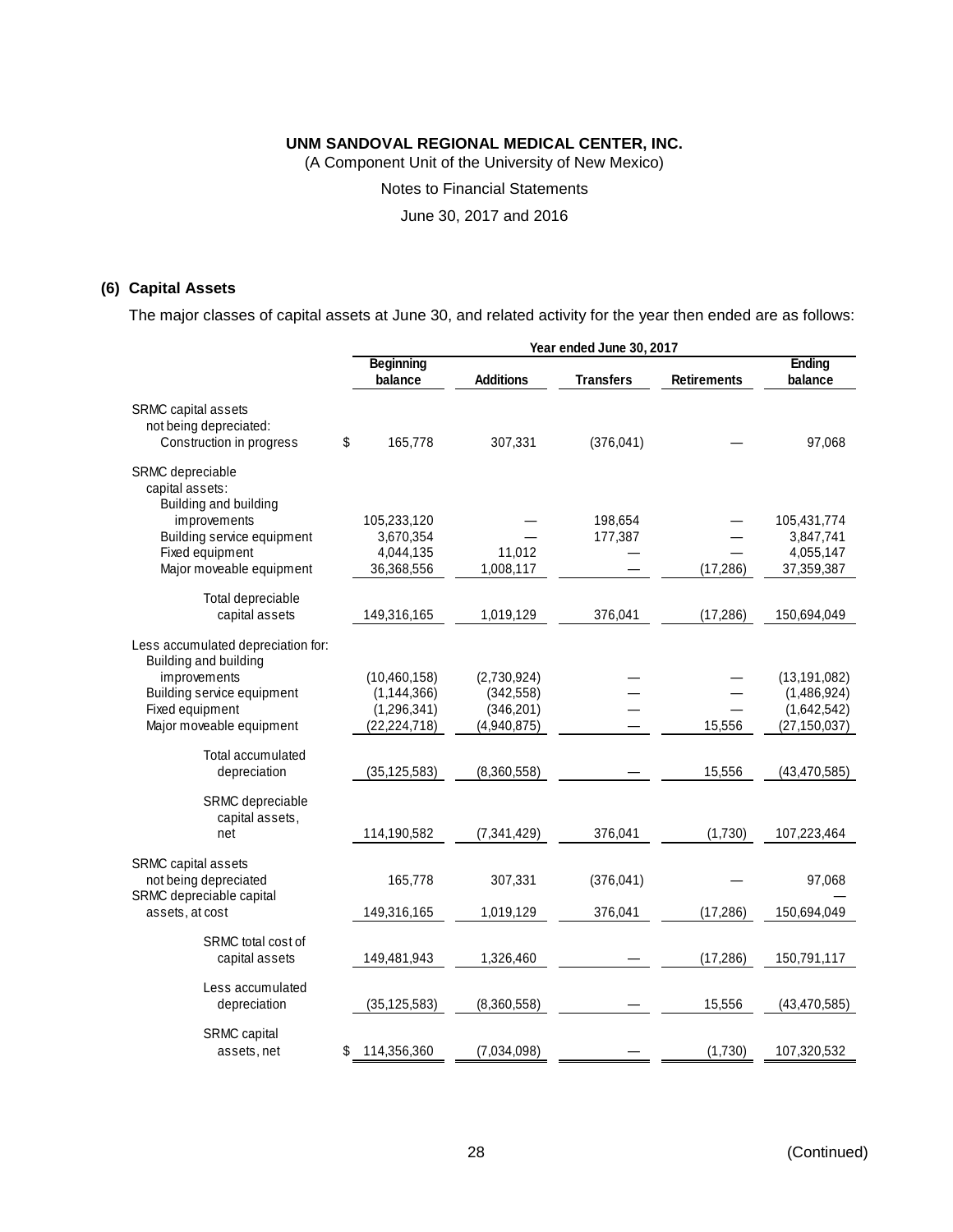**UNM SANDOVAL REGIONAL MEDICAL CENTER, INC.**

(A Component Unit of the University of New Mexico)

Notes to Financial Statements

June 30, 2017 and 2016

## (6) Capital Assets

The major classes of capital assets at June 30, and related activity for the year then ended are as follows:

| | Year ended June 30, 2017 | | | | |
|---|---|---|---|---|---|
| | Beginning balance | Additions | Transfers | Retirements | Ending balance |
| SRMC capital assets not being depreciated: | | | | | |
| Construction in progress | $ 165,778 | 307,331 | (376,041) | — | 97,068 |
| SRMC depreciable capital assets: | | | | | |
| Building and building improvements | 105,233,120 | — | 198,654 | — | 105,431,774 |
| Building service equipment | 3,670,354 | — | 177,387 | — | 3,847,741 |
| Fixed equipment | 4,044,135 | 11,012 | — | — | 4,055,147 |
| Major moveable equipment | 36,368,556 | 1,008,117 | — | (17,286) | 37,359,387 |
| Total depreciable capital assets | 149,316,165 | 1,019,129 | 376,041 | (17,286) | 150,694,049 |
| Less accumulated depreciation for: | | | | | |
| Building and building improvements | (10,460,158) | (2,730,924) | — | — | (13,191,082) |
| Building service equipment | (1,144,366) | (342,558) | — | — | (1,486,924) |
| Fixed equipment | (1,296,341) | (346,201) | — | — | (1,642,542) |
| Major moveable equipment | (22,224,718) | (4,940,875) | — | 15,556 | (27,150,037) |
| Total accumulated depreciation | (35,125,583) | (8,360,558) | — | 15,556 | (43,470,585) |
| SRMC depreciable capital assets, net | 114,190,582 | (7,341,429) | 376,041 | (1,730) | 107,223,464 |
| SRMC capital assets not being depreciated | 165,778 | 307,331 | (376,041) | — | 97,068 |
| SRMC depreciable capital assets, at cost | 149,316,165 | 1,019,129 | 376,041 | (17,286) | 150,694,049 |
| SRMC total cost of capital assets | 149,481,943 | 1,326,460 | — | (17,286) | 150,791,117 |
| Less accumulated depreciation | (35,125,583) | (8,360,558) | — | 15,556 | (43,470,585) |
| SRMC capital assets, net | $ 114,356,360 | (7,034,098) | — | (1,730) | 107,320,532 |

(Continued)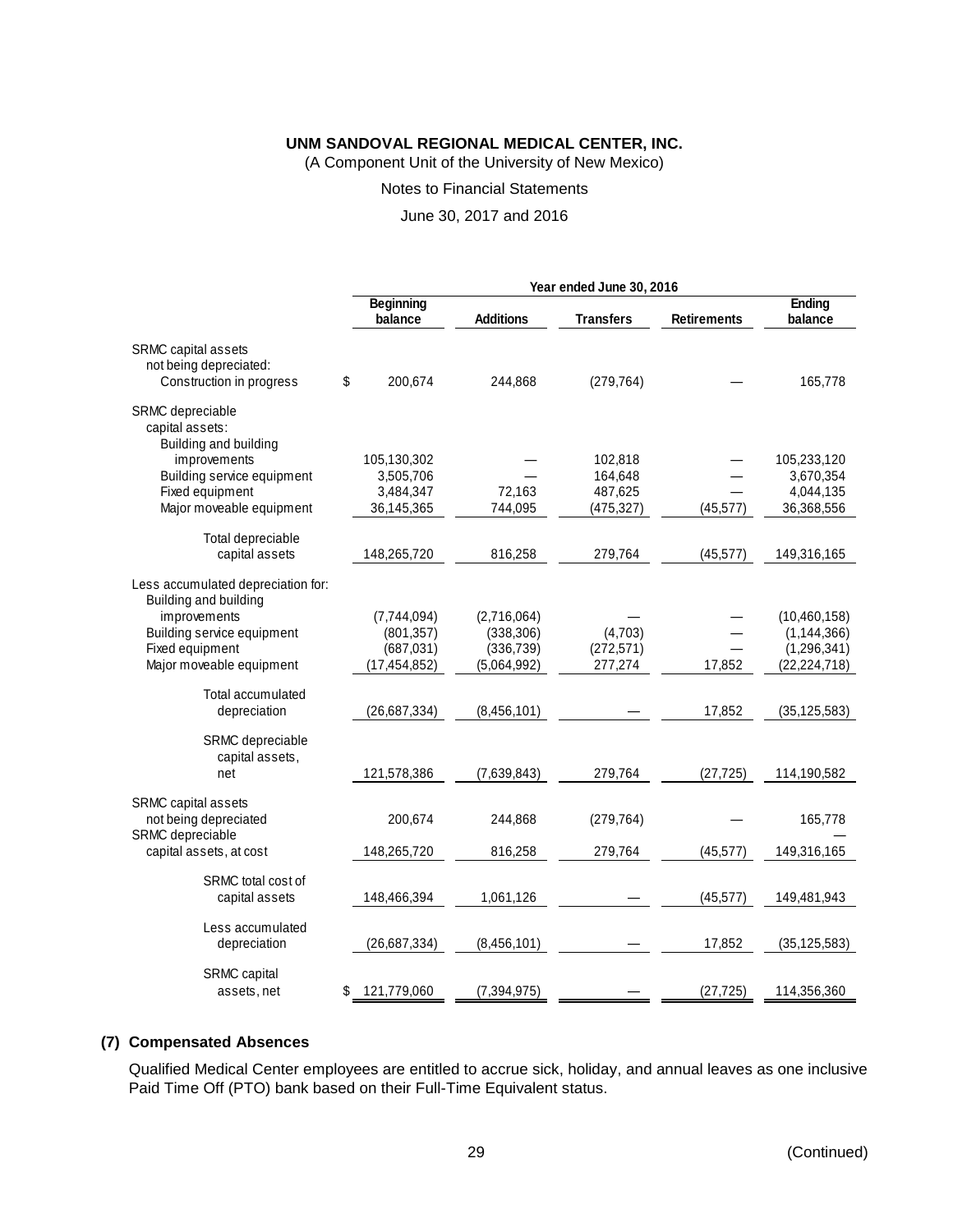**UNM SANDOVAL REGIONAL MEDICAL CENTER, INC.**
(A Component Unit of the University of New Mexico)
Notes to Financial Statements
June 30, 2017 and 2016

| | Year ended June 30, 2016 | | | | |
|---|---|---|---|---|---|
| | Beginning balance | Additions | Transfers | Retirements | Ending balance |
| SRMC capital assets not being depreciated: | | | | | |
| Construction in progress | $ 200,674 | 244,868 | (279,764) | — | 165,778 |
| SRMC depreciable capital assets: | | | | | |
| Building and building improvements | 105,130,302 | — | 102,818 | — | 105,233,120 |
| Building service equipment | 3,505,706 | — | 164,648 | — | 3,670,354 |
| Fixed equipment | 3,484,347 | 72,163 | 487,625 | — | 4,044,135 |
| Major moveable equipment | 36,145,365 | 744,095 | (475,327) | (45,577) | 36,368,556 |
| Total depreciable capital assets | 148,265,720 | 816,258 | 279,764 | (45,577) | 149,316,165 |
| Less accumulated depreciation for: | | | | | |
| Building and building improvements | (7,744,094) | (2,716,064) | — | — | (10,460,158) |
| Building service equipment | (801,357) | (338,306) | (4,703) | — | (1,144,366) |
| Fixed equipment | (687,031) | (336,739) | (272,571) | — | (1,296,341) |
| Major moveable equipment | (17,454,852) | (5,064,992) | 277,274 | 17,852 | (22,224,718) |
| Total accumulated depreciation | (26,687,334) | (8,456,101) | — | 17,852 | (35,125,583) |
| SRMC depreciable capital assets, net | 121,578,386 | (7,639,843) | 279,764 | (27,725) | 114,190,582 |
| SRMC capital assets not being depreciated | 200,674 | 244,868 | (279,764) | — | 165,778 |
| SRMC depreciable capital assets, at cost | 148,265,720 | 816,258 | 279,764 | (45,577) | 149,316,165 |
| SRMC total cost of capital assets | 148,466,394 | 1,061,126 | — | (45,577) | 149,481,943 |
| Less accumulated depreciation | (26,687,334) | (8,456,101) | — | 17,852 | (35,125,583) |
| SRMC capital assets, net | $ 121,779,060 | (7,394,975) | — | (27,725) | 114,356,360 |

## (7) Compensated Absences

Qualified Medical Center employees are entitled to accrue sick, holiday, and annual leaves as one inclusive Paid Time Off (PTO) bank based on their Full-Time Equivalent status.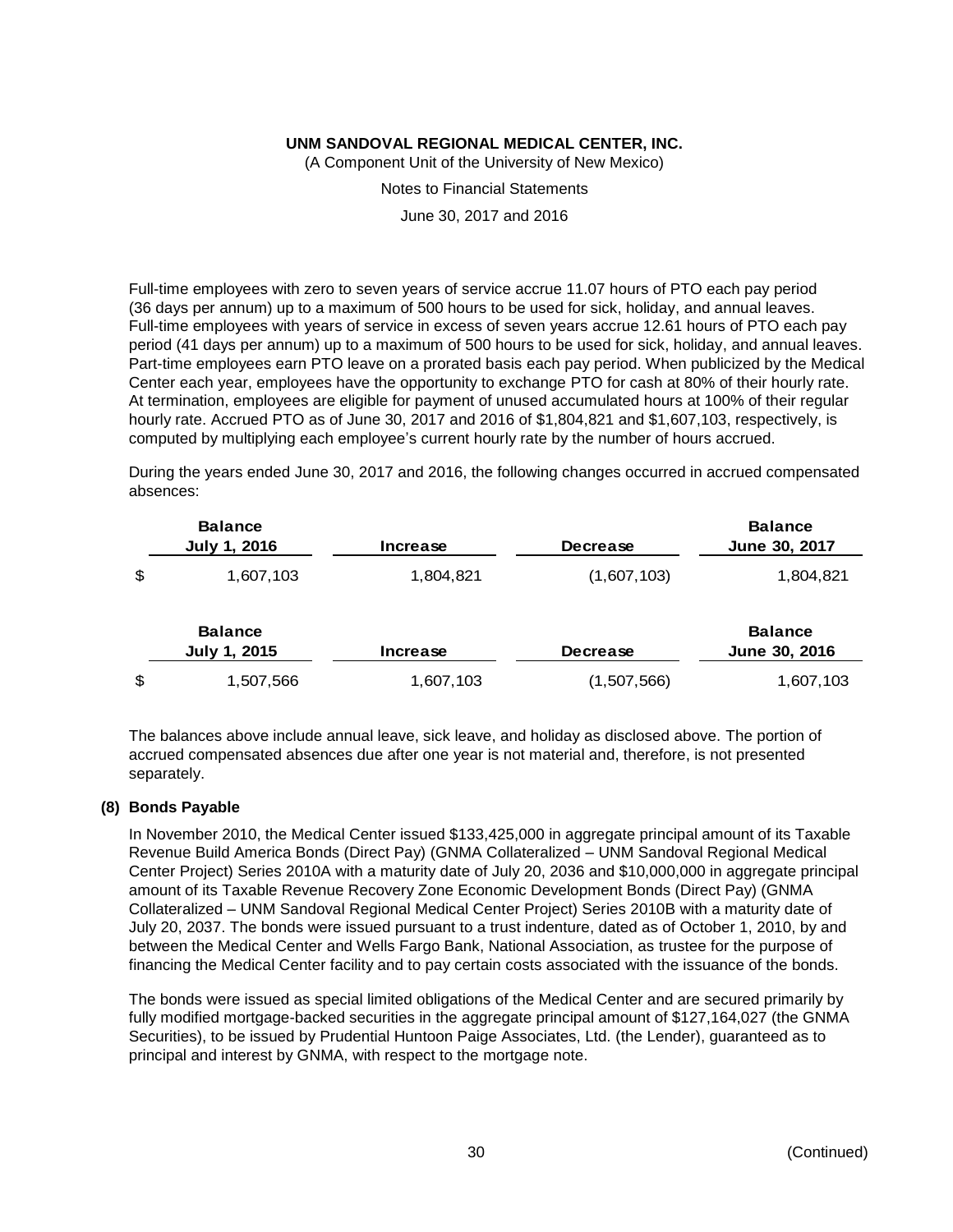Full-time employees with zero to seven years of service accrue 11.07 hours of PTO each pay period (36 days per annum) up to a maximum of 500 hours to be used for sick, holiday, and annual leaves. Full-time employees with years of service in excess of seven years accrue 12.61 hours of PTO each pay period (41 days per annum) up to a maximum of 500 hours to be used for sick, holiday, and annual leaves. Part-time employees earn PTO leave on a prorated basis each pay period. When publicized by the Medical Center each year, employees have the opportunity to exchange PTO for cash at 80% of their hourly rate. At termination, employees are eligible for payment of unused accumulated hours at 100% of their regular hourly rate. Accrued PTO as of June 30, 2017 and 2016 of $1,804,821 and $1,607,103, respectively, is computed by multiplying each employee's current hourly rate by the number of hours accrued.

During the years ended June 30, 2017 and 2016, the following changes occurred in accrued compensated absences:

| Balance July 1, 2016 | Increase | Decrease | Balance June 30, 2017 |
|---|---|---|---|
| $ 1,607,103 | 1,804,821 | (1,607,103) | 1,804,821 |

| Balance July 1, 2015 | Increase | Decrease | Balance June 30, 2016 |
|---|---|---|---|
| $ 1,507,566 | 1,607,103 | (1,507,566) | 1,607,103 |

The balances above include annual leave, sick leave, and holiday as disclosed above. The portion of accrued compensated absences due after one year is not material and, therefore, is not presented separately.

## (8) Bonds Payable

In November 2010, the Medical Center issued $133,425,000 in aggregate principal amount of its Taxable Revenue Build America Bonds (Direct Pay) (GNMA Collateralized – UNM Sandoval Regional Medical Center Project) Series 2010A with a maturity date of July 20, 2036 and $10,000,000 in aggregate principal amount of its Taxable Revenue Recovery Zone Economic Development Bonds (Direct Pay) (GNMA Collateralized – UNM Sandoval Regional Medical Center Project) Series 2010B with a maturity date of July 20, 2037. The bonds were issued pursuant to a trust indenture, dated as of October 1, 2010, by and between the Medical Center and Wells Fargo Bank, National Association, as trustee for the purpose of financing the Medical Center facility and to pay certain costs associated with the issuance of the bonds.

The bonds were issued as special limited obligations of the Medical Center and are secured primarily by fully modified mortgage-backed securities in the aggregate principal amount of $127,164,027 (the GNMA Securities), to be issued by Prudential Huntoon Paige Associates, Ltd. (the Lender), guaranteed as to principal and interest by GNMA, with respect to the mortgage note.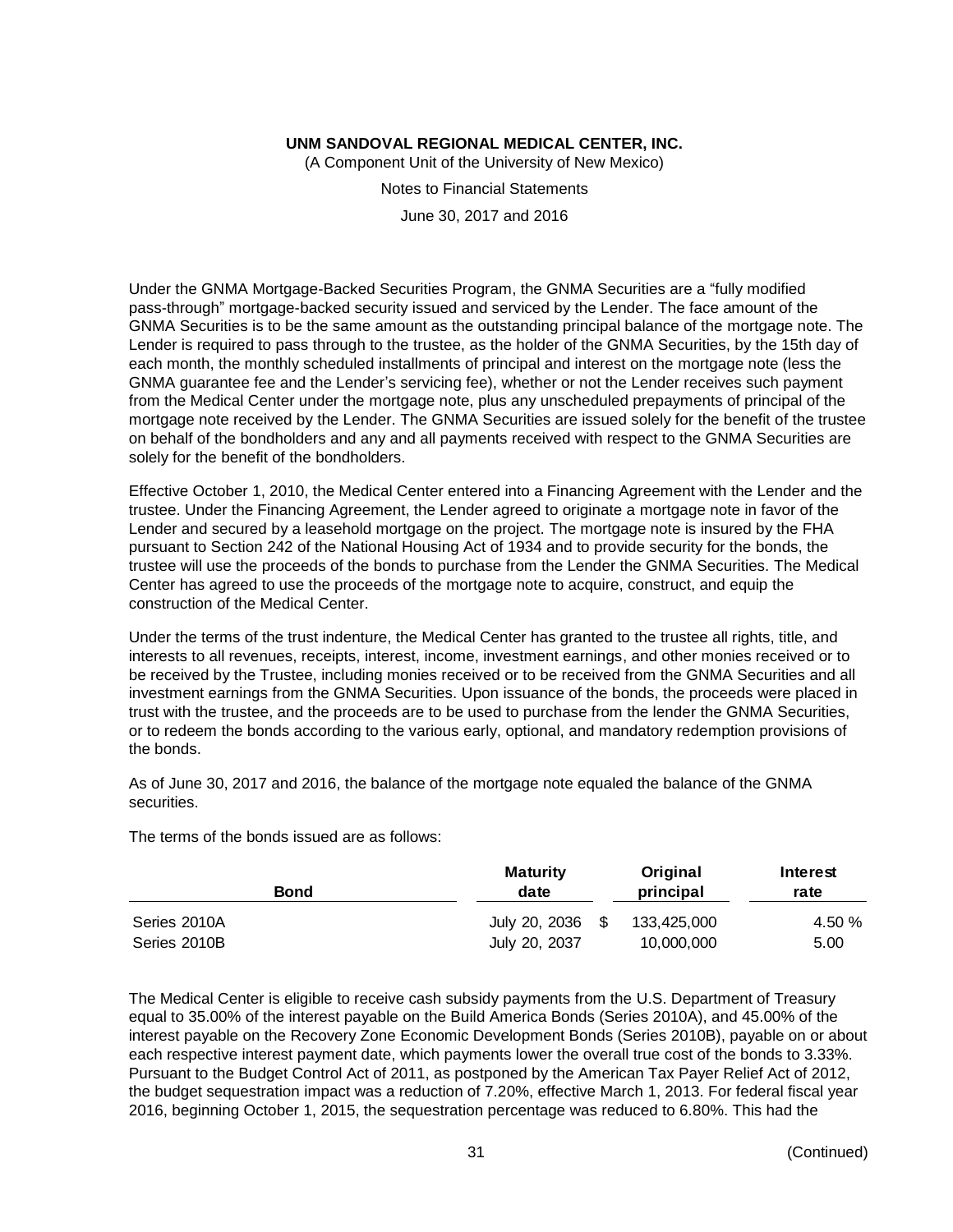Under the GNMA Mortgage-Backed Securities Program, the GNMA Securities are a "fully modified pass-through" mortgage-backed security issued and serviced by the Lender. The face amount of the GNMA Securities is to be the same amount as the outstanding principal balance of the mortgage note. The Lender is required to pass through to the trustee, as the holder of the GNMA Securities, by the 15th day of each month, the monthly scheduled installments of principal and interest on the mortgage note (less the GNMA guarantee fee and the Lender's servicing fee), whether or not the Lender receives such payment from the Medical Center under the mortgage note, plus any unscheduled prepayments of principal of the mortgage note received by the Lender. The GNMA Securities are issued solely for the benefit of the trustee on behalf of the bondholders and any and all payments received with respect to the GNMA Securities are solely for the benefit of the bondholders.

Effective October 1, 2010, the Medical Center entered into a Financing Agreement with the Lender and the trustee. Under the Financing Agreement, the Lender agreed to originate a mortgage note in favor of the Lender and secured by a leasehold mortgage on the project. The mortgage note is insured by the FHA pursuant to Section 242 of the National Housing Act of 1934 and to provide security for the bonds, the trustee will use the proceeds of the bonds to purchase from the Lender the GNMA Securities. The Medical Center has agreed to use the proceeds of the mortgage note to acquire, construct, and equip the construction of the Medical Center.

Under the terms of the trust indenture, the Medical Center has granted to the trustee all rights, title, and interests to all revenues, receipts, interest, income, investment earnings, and other monies received or to be received by the Trustee, including monies received or to be received from the GNMA Securities and all investment earnings from the GNMA Securities. Upon issuance of the bonds, the proceeds were placed in trust with the trustee, and the proceeds are to be used to purchase from the lender the GNMA Securities, or to redeem the bonds according to the various early, optional, and mandatory redemption provisions of the bonds.

As of June 30, 2017 and 2016, the balance of the mortgage note equaled the balance of the GNMA securities.

The terms of the bonds issued are as follows:

| Bond | Maturity date | Original principal | Interest rate |
|---|---|---|---|
| Series 2010A | July 20, 2036 | $ 133,425,000 | 4.50 % |
| Series 2010B | July 20, 2037 | 10,000,000 | 5.00 |

The Medical Center is eligible to receive cash subsidy payments from the U.S. Department of Treasury equal to 35.00% of the interest payable on the Build America Bonds (Series 2010A), and 45.00% of the interest payable on the Recovery Zone Economic Development Bonds (Series 2010B), payable on or about each respective interest payment date, which payments lower the overall true cost of the bonds to 3.33%. Pursuant to the Budget Control Act of 2011, as postponed by the American Tax Payer Relief Act of 2012, the budget sequestration impact was a reduction of 7.20%, effective March 1, 2013. For federal fiscal year 2016, beginning October 1, 2015, the sequestration percentage was reduced to 6.80%. This had the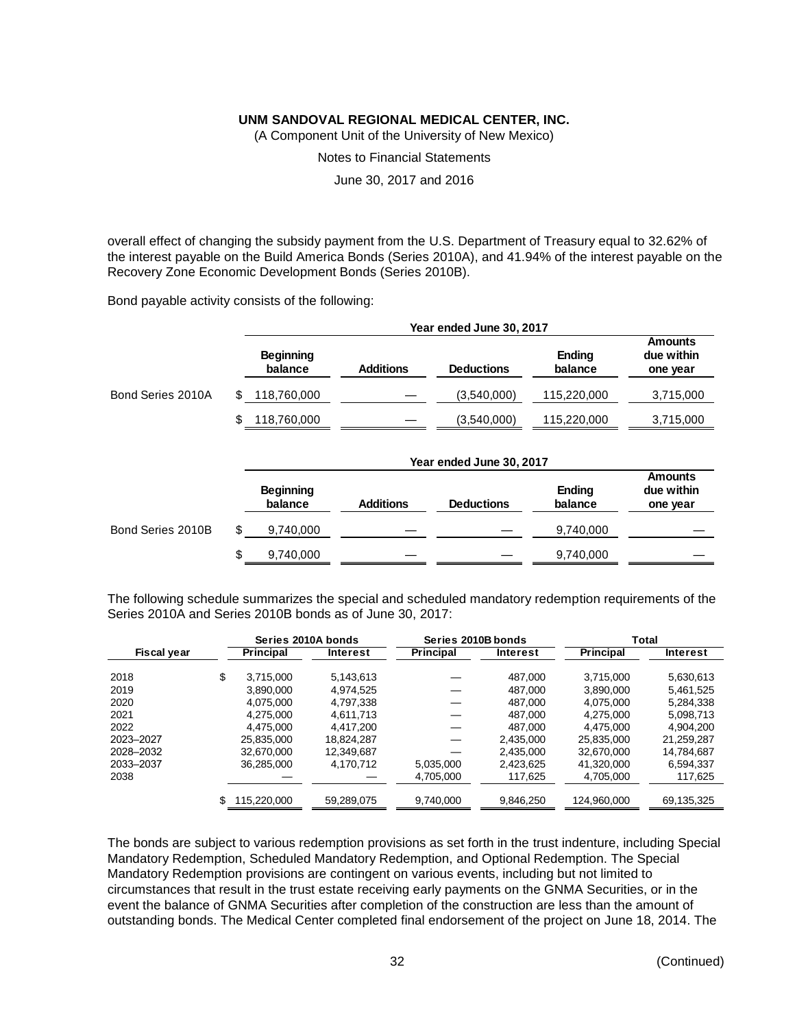overall effect of changing the subsidy payment from the U.S. Department of Treasury equal to 32.62% of the interest payable on the Build America Bonds (Series 2010A), and 41.94% of the interest payable on the Recovery Zone Economic Development Bonds (Series 2010B).

Bond payable activity consists of the following:

| | Year ended June 30, 2017 | | | | |
|---|---|---|---|---|---|
| | Beginning balance | Additions | Deductions | Ending balance | Amounts due within one year |
| Bond Series 2010A | $ 118,760,000 | — | (3,540,000) | 115,220,000 | 3,715,000 |
| | $ 118,760,000 | — | (3,540,000) | 115,220,000 | 3,715,000 |

| | Year ended June 30, 2017 | | | | |
|---|---|---|---|---|---|
| | Beginning balance | Additions | Deductions | Ending balance | Amounts due within one year |
| Bond Series 2010B | $ 9,740,000 | — | — | 9,740,000 | — |
| | $ 9,740,000 | — | — | 9,740,000 | — |

The following schedule summarizes the special and scheduled mandatory redemption requirements of the Series 2010A and Series 2010B bonds as of June 30, 2017:

| | Series 2010A bonds | | Series 2010B bonds | | Total | |
|---|---|---|---|---|---|---|
| Fiscal year | Principal | Interest | Principal | Interest | Principal | Interest |
| 2018 | $ 3,715,000 | 5,143,613 | — | 487,000 | 3,715,000 | 5,630,613 |
| 2019 | 3,890,000 | 4,974,525 | — | 487,000 | 3,890,000 | 5,461,525 |
| 2020 | 4,075,000 | 4,797,338 | — | 487,000 | 4,075,000 | 5,284,338 |
| 2021 | 4,275,000 | 4,611,713 | — | 487,000 | 4,275,000 | 5,098,713 |
| 2022 | 4,475,000 | 4,417,200 | — | 487,000 | 4,475,000 | 4,904,200 |
| 2023–2027 | 25,835,000 | 18,824,287 | — | 2,435,000 | 25,835,000 | 21,259,287 |
| 2028–2032 | 32,670,000 | 12,349,687 | — | 2,435,000 | 32,670,000 | 14,784,687 |
| 2033–2037 | 36,285,000 | 4,170,712 | 5,035,000 | 2,423,625 | 41,320,000 | 6,594,337 |
| 2038 | — | — | 4,705,000 | 117,625 | 4,705,000 | 117,625 |
| | $ 115,220,000 | 59,289,075 | 9,740,000 | 9,846,250 | 124,960,000 | 69,135,325 |

The bonds are subject to various redemption provisions as set forth in the trust indenture, including Special Mandatory Redemption, Scheduled Mandatory Redemption, and Optional Redemption. The Special Mandatory Redemption provisions are contingent on various events, including but not limited to circumstances that result in the trust estate receiving early payments on the GNMA Securities, or in the event the balance of GNMA Securities after completion of the construction are less than the amount of outstanding bonds. The Medical Center completed final endorsement of the project on June 18, 2014. The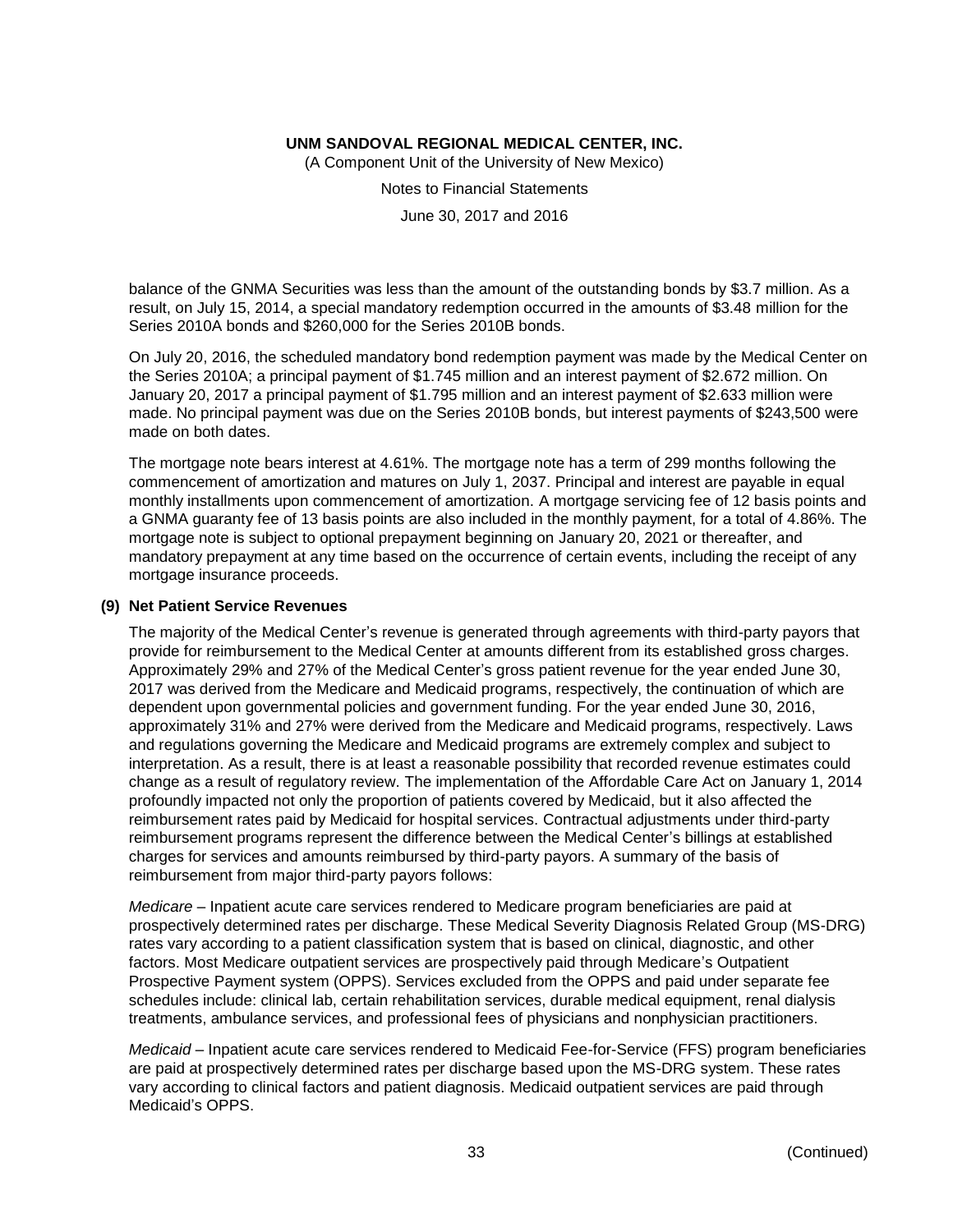balance of the GNMA Securities was less than the amount of the outstanding bonds by $3.7 million. As a result, on July 15, 2014, a special mandatory redemption occurred in the amounts of $3.48 million for the Series 2010A bonds and $260,000 for the Series 2010B bonds.

On July 20, 2016, the scheduled mandatory bond redemption payment was made by the Medical Center on the Series 2010A; a principal payment of $1.745 million and an interest payment of $2.672 million. On January 20, 2017 a principal payment of $1.795 million and an interest payment of $2.633 million were made. No principal payment was due on the Series 2010B bonds, but interest payments of $243,500 were made on both dates.

The mortgage note bears interest at 4.61%. The mortgage note has a term of 299 months following the commencement of amortization and matures on July 1, 2037. Principal and interest are payable in equal monthly installments upon commencement of amortization. A mortgage servicing fee of 12 basis points and a GNMA guaranty fee of 13 basis points are also included in the monthly payment, for a total of 4.86%. The mortgage note is subject to optional prepayment beginning on January 20, 2021 or thereafter, and mandatory prepayment at any time based on the occurrence of certain events, including the receipt of any mortgage insurance proceeds.

## (9) Net Patient Service Revenues

The majority of the Medical Center's revenue is generated through agreements with third-party payors that provide for reimbursement to the Medical Center at amounts different from its established gross charges. Approximately 29% and 27% of the Medical Center's gross patient revenue for the year ended June 30, 2017 was derived from the Medicare and Medicaid programs, respectively, the continuation of which are dependent upon governmental policies and government funding. For the year ended June 30, 2016, approximately 31% and 27% were derived from the Medicare and Medicaid programs, respectively. Laws and regulations governing the Medicare and Medicaid programs are extremely complex and subject to interpretation. As a result, there is at least a reasonable possibility that recorded revenue estimates could change as a result of regulatory review. The implementation of the Affordable Care Act on January 1, 2014 profoundly impacted not only the proportion of patients covered by Medicaid, but it also affected the reimbursement rates paid by Medicaid for hospital services. Contractual adjustments under third-party reimbursement programs represent the difference between the Medical Center's billings at established charges for services and amounts reimbursed by third-party payors. A summary of the basis of reimbursement from major third-party payors follows:

*Medicare* – Inpatient acute care services rendered to Medicare program beneficiaries are paid at prospectively determined rates per discharge. These Medical Severity Diagnosis Related Group (MS-DRG) rates vary according to a patient classification system that is based on clinical, diagnostic, and other factors. Most Medicare outpatient services are prospectively paid through Medicare's Outpatient Prospective Payment system (OPPS). Services excluded from the OPPS and paid under separate fee schedules include: clinical lab, certain rehabilitation services, durable medical equipment, renal dialysis treatments, ambulance services, and professional fees of physicians and nonphysician practitioners.

*Medicaid* – Inpatient acute care services rendered to Medicaid Fee-for-Service (FFS) program beneficiaries are paid at prospectively determined rates per discharge based upon the MS-DRG system. These rates vary according to clinical factors and patient diagnosis. Medicaid outpatient services are paid through Medicaid's OPPS.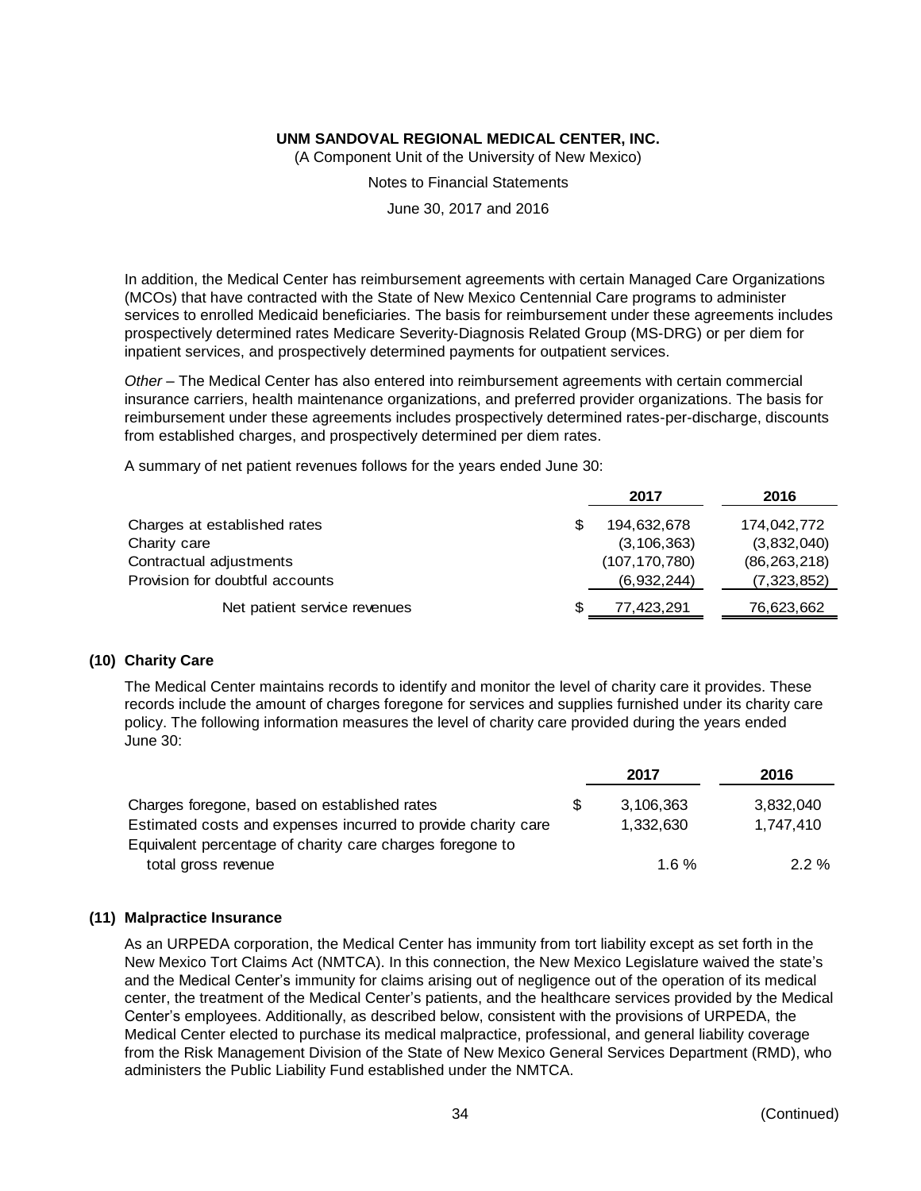In addition, the Medical Center has reimbursement agreements with certain Managed Care Organizations (MCOs) that have contracted with the State of New Mexico Centennial Care programs to administer services to enrolled Medicaid beneficiaries. The basis for reimbursement under these agreements includes prospectively determined rates Medicare Severity-Diagnosis Related Group (MS-DRG) or per diem for inpatient services, and prospectively determined payments for outpatient services.

*Other* – The Medical Center has also entered into reimbursement agreements with certain commercial insurance carriers, health maintenance organizations, and preferred provider organizations. The basis for reimbursement under these agreements includes prospectively determined rates-per-discharge, discounts from established charges, and prospectively determined per diem rates.

A summary of net patient revenues follows for the years ended June 30:

| | | 2017 | 2016 |
|---|---|---|---|
| Charges at established rates | $ | 194,632,678 | 174,042,772 |
| Charity care | | (3,106,363) | (3,832,040) |
| Contractual adjustments | | (107,170,780) | (86,263,218) |
| Provision for doubtful accounts | | (6,932,244) | (7,323,852) |
| Net patient service revenues | $ | 77,423,291 | 76,623,662 |

## (10) Charity Care

The Medical Center maintains records to identify and monitor the level of charity care it provides. These records include the amount of charges foregone for services and supplies furnished under its charity care policy. The following information measures the level of charity care provided during the years ended June 30:

| | | 2017 | 2016 |
|---|---|---|---|
| Charges foregone, based on established rates | $ | 3,106,363 | 3,832,040 |
| Estimated costs and expenses incurred to provide charity care | | 1,332,630 | 1,747,410 |
| Equivalent percentage of charity care charges foregone to total gross revenue | | 1.6 % | 2.2 % |

## (11) Malpractice Insurance

As an URPEDA corporation, the Medical Center has immunity from tort liability except as set forth in the New Mexico Tort Claims Act (NMTCA). In this connection, the New Mexico Legislature waived the state's and the Medical Center's immunity for claims arising out of negligence out of the operation of its medical center, the treatment of the Medical Center's patients, and the healthcare services provided by the Medical Center's employees. Additionally, as described below, consistent with the provisions of URPEDA, the Medical Center elected to purchase its medical malpractice, professional, and general liability coverage from the Risk Management Division of the State of New Mexico General Services Department (RMD), who administers the Public Liability Fund established under the NMTCA.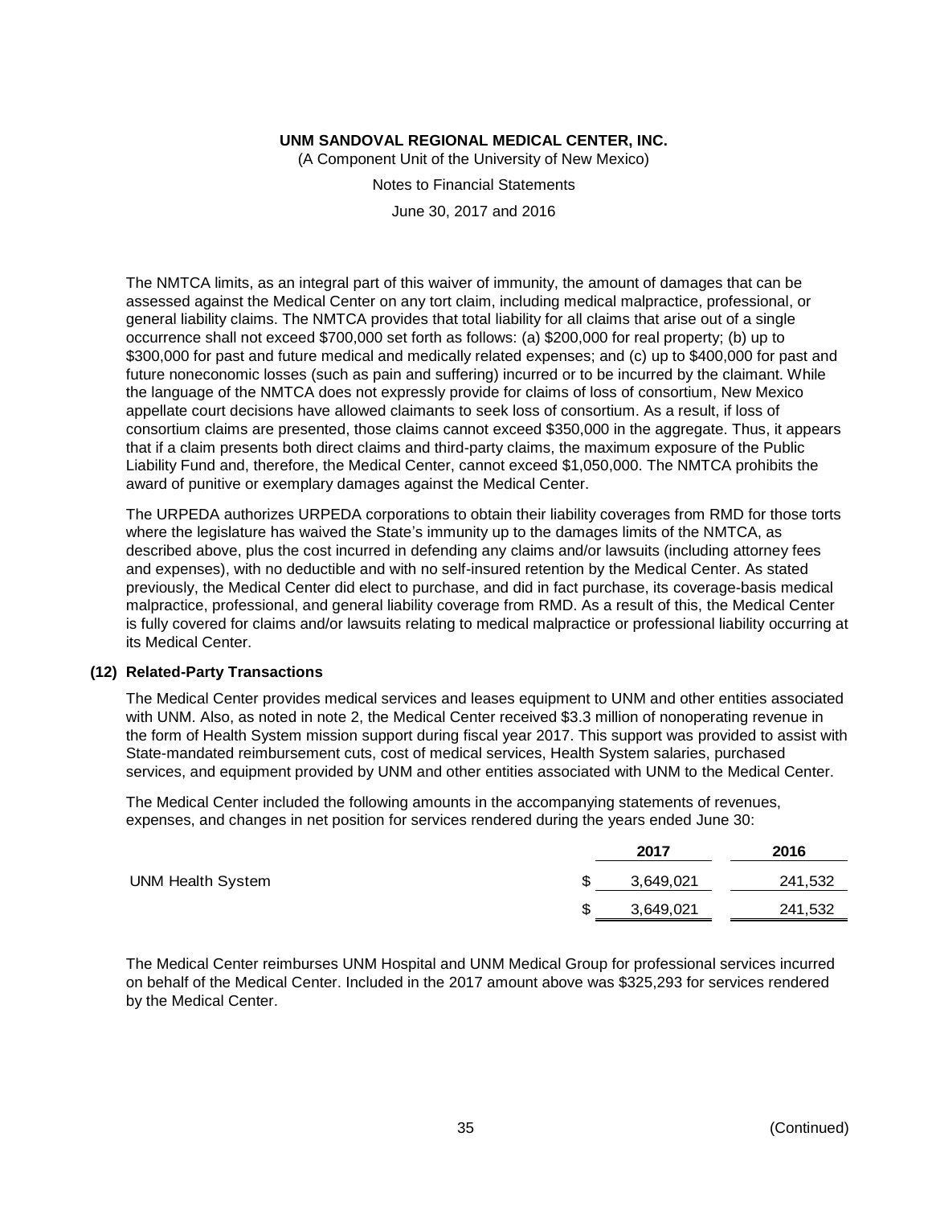The NMTCA limits, as an integral part of this waiver of immunity, the amount of damages that can be assessed against the Medical Center on any tort claim, including medical malpractice, professional, or general liability claims. The NMTCA provides that total liability for all claims that arise out of a single occurrence shall not exceed $700,000 set forth as follows: (a) $200,000 for real property; (b) up to $300,000 for past and future medical and medically related expenses; and (c) up to $400,000 for past and future noneconomic losses (such as pain and suffering) incurred or to be incurred by the claimant. While the language of the NMTCA does not expressly provide for claims of loss of consortium, New Mexico appellate court decisions have allowed claimants to seek loss of consortium. As a result, if loss of consortium claims are presented, those claims cannot exceed $350,000 in the aggregate. Thus, it appears that if a claim presents both direct claims and third-party claims, the maximum exposure of the Public Liability Fund and, therefore, the Medical Center, cannot exceed $1,050,000. The NMTCA prohibits the award of punitive or exemplary damages against the Medical Center.

The URPEDA authorizes URPEDA corporations to obtain their liability coverages from RMD for those torts where the legislature has waived the State's immunity up to the damages limits of the NMTCA, as described above, plus the cost incurred in defending any claims and/or lawsuits (including attorney fees and expenses), with no deductible and with no self-insured retention by the Medical Center. As stated previously, the Medical Center did elect to purchase, and did in fact purchase, its coverage-basis medical malpractice, professional, and general liability coverage from RMD. As a result of this, the Medical Center is fully covered for claims and/or lawsuits relating to medical malpractice or professional liability occurring at its Medical Center.

## (12) Related-Party Transactions

The Medical Center provides medical services and leases equipment to UNM and other entities associated with UNM. Also, as noted in note 2, the Medical Center received $3.3 million of nonoperating revenue in the form of Health System mission support during fiscal year 2017. This support was provided to assist with State-mandated reimbursement cuts, cost of medical services, Health System salaries, purchased services, and equipment provided by UNM and other entities associated with UNM to the Medical Center.

The Medical Center included the following amounts in the accompanying statements of revenues, expenses, and changes in net position for services rendered during the years ended June 30:

| | 2017 | 2016 |
|---|---|---|
| UNM Health System | $ 3,649,021 | 241,532 |
| | $ 3,649,021 | 241,532 |

The Medical Center reimburses UNM Hospital and UNM Medical Group for professional services incurred on behalf of the Medical Center. Included in the 2017 amount above was $325,293 for services rendered by the Medical Center.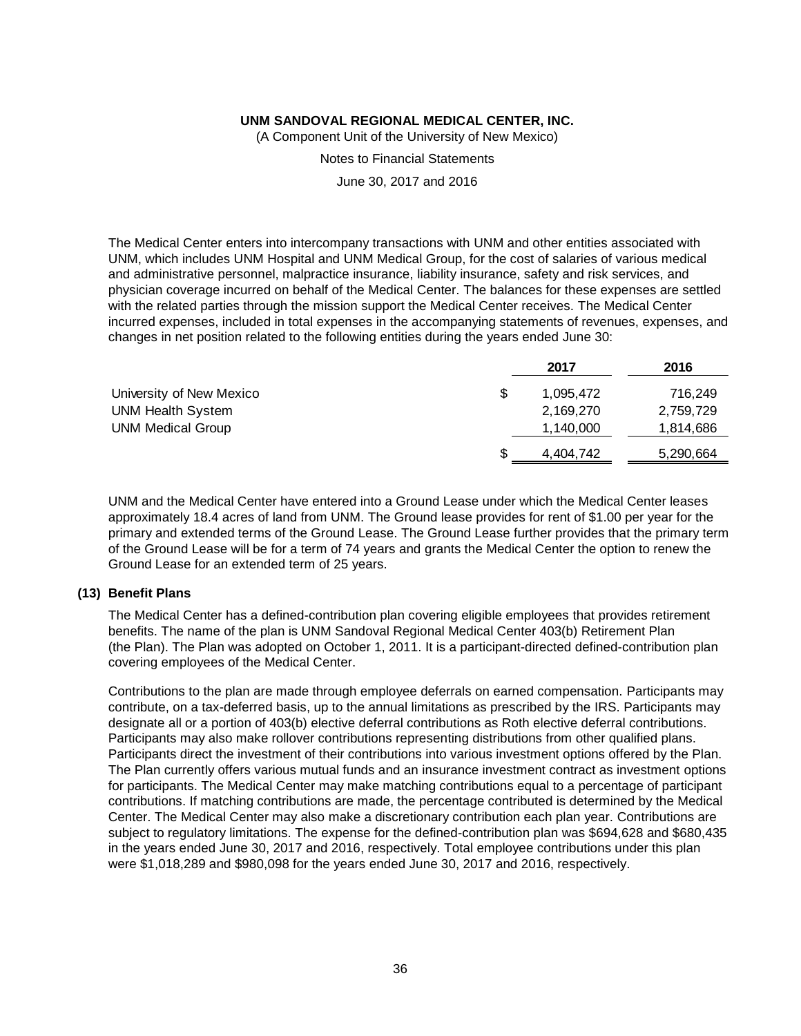The Medical Center enters into intercompany transactions with UNM and other entities associated with UNM, which includes UNM Hospital and UNM Medical Group, for the cost of salaries of various medical and administrative personnel, malpractice insurance, liability insurance, safety and risk services, and physician coverage incurred on behalf of the Medical Center. The balances for these expenses are settled with the related parties through the mission support the Medical Center receives. The Medical Center incurred expenses, included in total expenses in the accompanying statements of revenues, expenses, and changes in net position related to the following entities during the years ended June 30:

| | 2017 | 2016 |
|---|---|---|
| University of New Mexico | $ 1,095,472 | 716,249 |
| UNM Health System | 2,169,270 | 2,759,729 |
| UNM Medical Group | 1,140,000 | 1,814,686 |
| | $ 4,404,742 | 5,290,664 |

UNM and the Medical Center have entered into a Ground Lease under which the Medical Center leases approximately 18.4 acres of land from UNM. The Ground lease provides for rent of $1.00 per year for the primary and extended terms of the Ground Lease. The Ground Lease further provides that the primary term of the Ground Lease will be for a term of 74 years and grants the Medical Center the option to renew the Ground Lease for an extended term of 25 years.

## (13) Benefit Plans

The Medical Center has a defined-contribution plan covering eligible employees that provides retirement benefits. The name of the plan is UNM Sandoval Regional Medical Center 403(b) Retirement Plan (the Plan). The Plan was adopted on October 1, 2011. It is a participant-directed defined-contribution plan covering employees of the Medical Center.

Contributions to the plan are made through employee deferrals on earned compensation. Participants may contribute, on a tax-deferred basis, up to the annual limitations as prescribed by the IRS. Participants may designate all or a portion of 403(b) elective deferral contributions as Roth elective deferral contributions. Participants may also make rollover contributions representing distributions from other qualified plans. Participants direct the investment of their contributions into various investment options offered by the Plan. The Plan currently offers various mutual funds and an insurance investment contract as investment options for participants. The Medical Center may make matching contributions equal to a percentage of participant contributions. If matching contributions are made, the percentage contributed is determined by the Medical Center. The Medical Center may also make a discretionary contribution each plan year. Contributions are subject to regulatory limitations. The expense for the defined-contribution plan was $694,628 and $680,435 in the years ended June 30, 2017 and 2016, respectively. Total employee contributions under this plan were $1,018,289 and $980,098 for the years ended June 30, 2017 and 2016, respectively.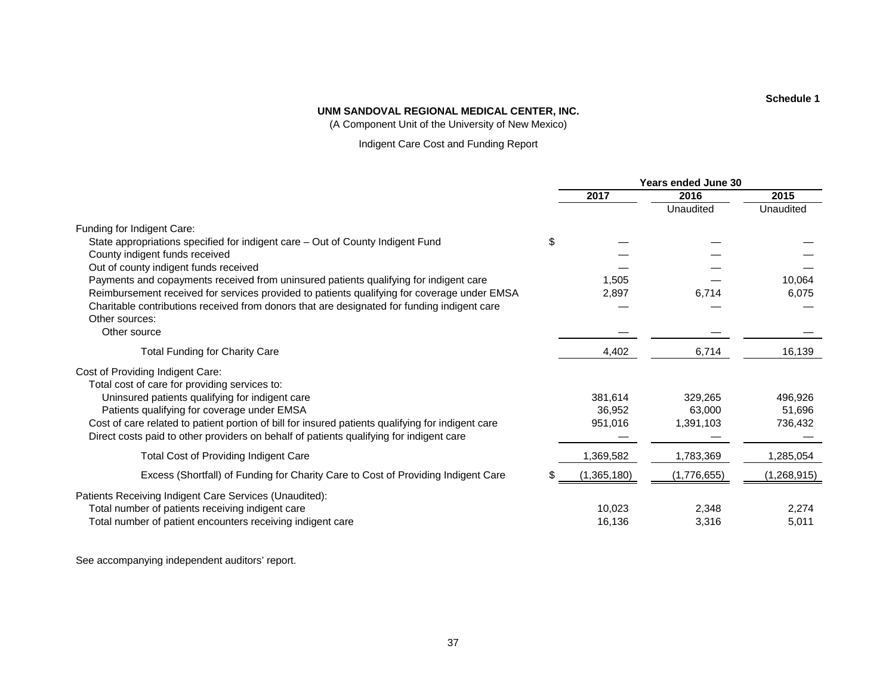Schedule 1

**UNM SANDOVAL REGIONAL MEDICAL CENTER, INC.**

(A Component Unit of the University of New Mexico)

Indigent Care Cost and Funding Report

| | Years ended June 30 | | |
|---|---|---|---|
| | **2017** | **2016** | **2015** |
| | | Unaudited | Unaudited |
| Funding for Indigent Care: | | | |
| State appropriations specified for indigent care – Out of County Indigent Fund | $ — | — | — |
| County indigent funds received | — | — | — |
| Out of county indigent funds received | — | — | — |
| Payments and copayments received from uninsured patients qualifying for indigent care | 1,505 | — | 10,064 |
| Reimbursement received for services provided to patients qualifying for coverage under EMSA | 2,897 | 6,714 | 6,075 |
| Charitable contributions received from donors that are designated for funding indigent care | — | — | — |
| Other sources: | | | |
| Other source | — | — | — |
| Total Funding for Charity Care | 4,402 | 6,714 | 16,139 |
| Cost of Providing Indigent Care: | | | |
| Total cost of care for providing services to: | | | |
| Uninsured patients qualifying for indigent care | 381,614 | 329,265 | 496,926 |
| Patients qualifying for coverage under EMSA | 36,952 | 63,000 | 51,696 |
| Cost of care related to patient portion of bill for insured patients qualifying for indigent care | 951,016 | 1,391,103 | 736,432 |
| Direct costs paid to other providers on behalf of patients qualifying for indigent care | — | — | — |
| Total Cost of Providing Indigent Care | 1,369,582 | 1,783,369 | 1,285,054 |
| Excess (Shortfall) of Funding for Charity Care to Cost of Providing Indigent Care | $ (1,365,180) | (1,776,655) | (1,268,915) |
| Patients Receiving Indigent Care Services (Unaudited): | | | |
| Total number of patients receiving indigent care | 10,023 | 2,348 | 2,274 |
| Total number of patient encounters receiving indigent care | 16,136 | 3,316 | 5,011 |

See accompanying independent auditors' report.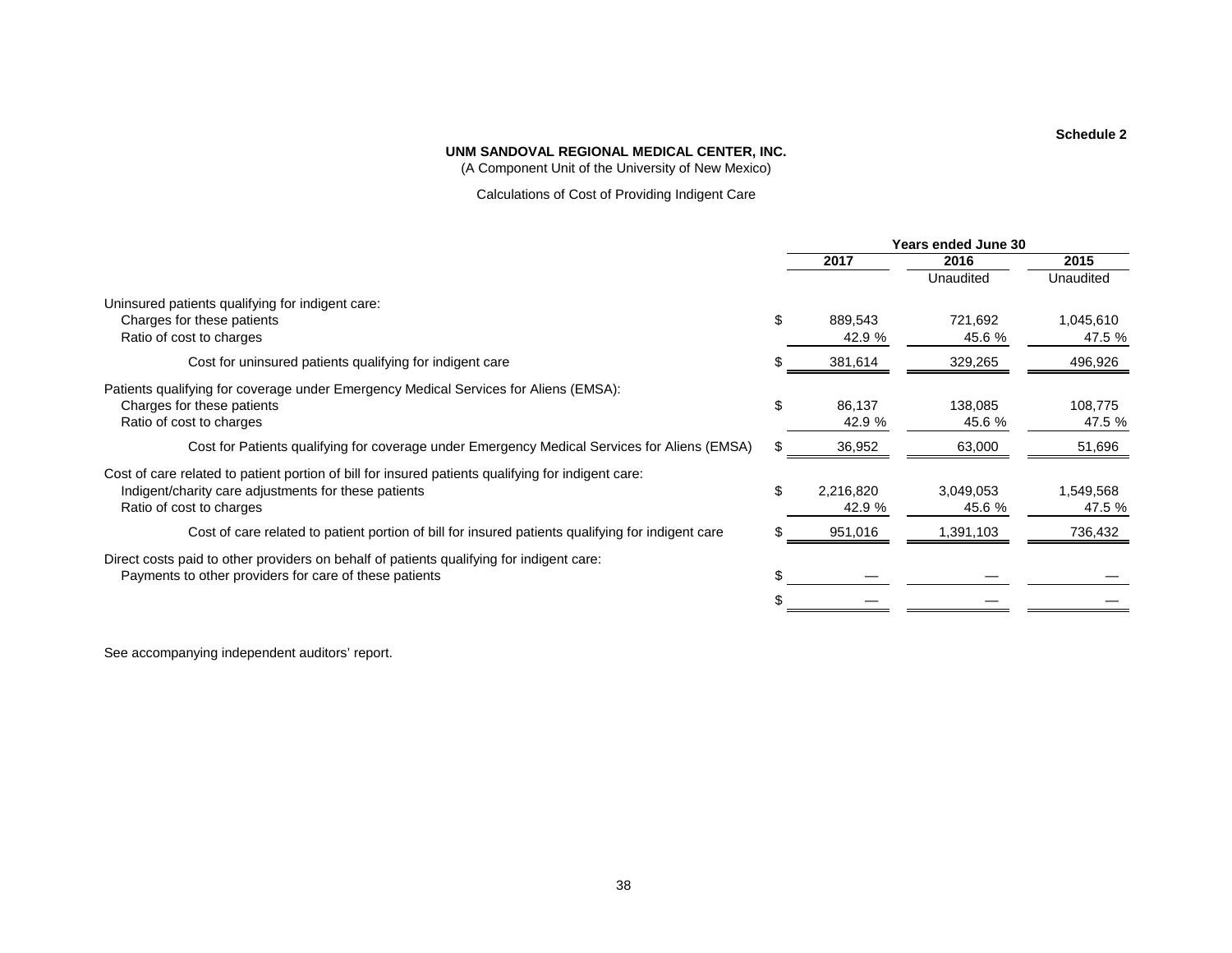Schedule 2

**UNM SANDOVAL REGIONAL MEDICAL CENTER, INC.**
(A Component Unit of the University of New Mexico)

Calculations of Cost of Providing Indigent Care

| | | Years ended June 30 | | |
|---|---|---|---|---|
| | | **2017** | **2016** | **2015** |
| | | | Unaudited | Unaudited |
| Uninsured patients qualifying for indigent care: | | | | |
| Charges for these patients | $ | 889,543 | 721,692 | 1,045,610 |
| Ratio of cost to charges | | 42.9 % | 45.6 % | 47.5 % |
| Cost for uninsured patients qualifying for indigent care | $ | 381,614 | 329,265 | 496,926 |
| Patients qualifying for coverage under Emergency Medical Services for Aliens (EMSA): | | | | |
| Charges for these patients | $ | 86,137 | 138,085 | 108,775 |
| Ratio of cost to charges | | 42.9 % | 45.6 % | 47.5 % |
| Cost for Patients qualifying for coverage under Emergency Medical Services for Aliens (EMSA) | $ | 36,952 | 63,000 | 51,696 |
| Cost of care related to patient portion of bill for insured patients qualifying for indigent care: | | | | |
| Indigent/charity care adjustments for these patients | $ | 2,216,820 | 3,049,053 | 1,549,568 |
| Ratio of cost to charges | | 42.9 % | 45.6 % | 47.5 % |
| Cost of care related to patient portion of bill for insured patients qualifying for indigent care | $ | 951,016 | 1,391,103 | 736,432 |
| Direct costs paid to other providers on behalf of patients qualifying for indigent care: | | | | |
| Payments to other providers for care of these patients | $ | — | — | — |
| | $ | — | — | — |

See accompanying independent auditors' report.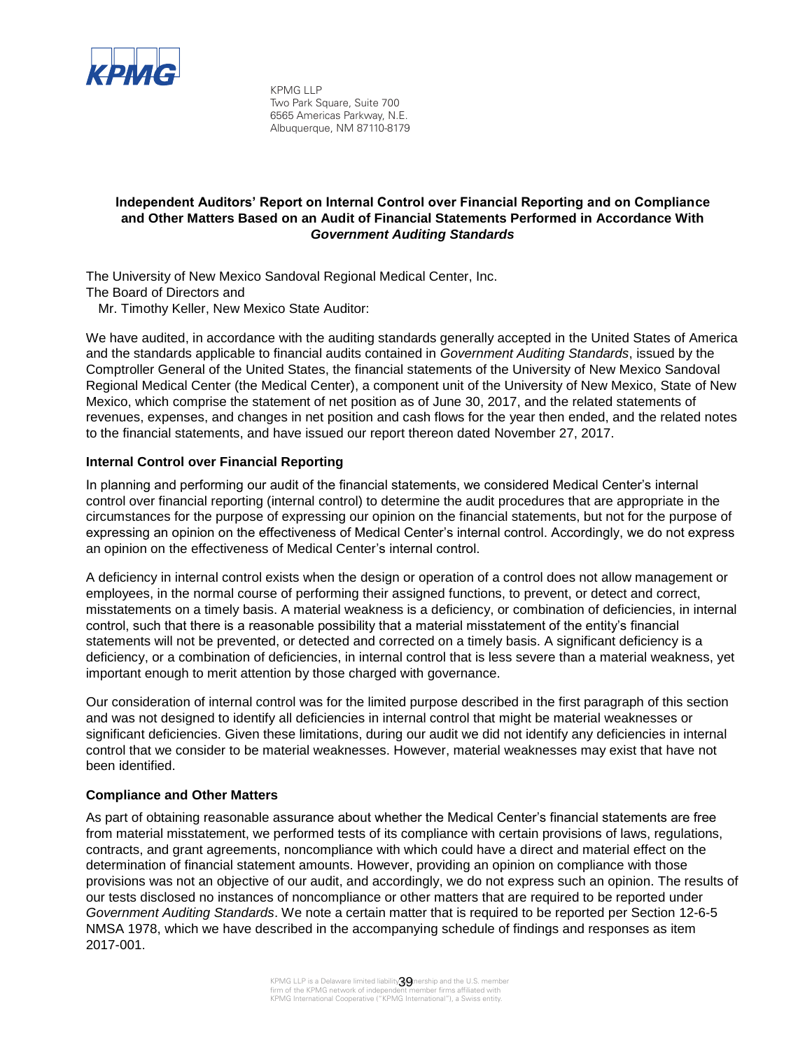KPMG LLP
Two Park Square, Suite 700
6565 Americas Parkway, N.E.
Albuquerque, NM 87110-8179

**Independent Auditors' Report on Internal Control over Financial Reporting and on Compliance and Other Matters Based on an Audit of Financial Statements Performed in Accordance With *Government Auditing Standards***

The University of New Mexico Sandoval Regional Medical Center, Inc.
The Board of Directors and
Mr. Timothy Keller, New Mexico State Auditor:

We have audited, in accordance with the auditing standards generally accepted in the United States of America and the standards applicable to financial audits contained in *Government Auditing Standards*, issued by the Comptroller General of the United States, the financial statements of the University of New Mexico Sandoval Regional Medical Center (the Medical Center), a component unit of the University of New Mexico, State of New Mexico, which comprise the statement of net position as of June 30, 2017, and the related statements of revenues, expenses, and changes in net position and cash flows for the year then ended, and the related notes to the financial statements, and have issued our report thereon dated November 27, 2017.

**Internal Control over Financial Reporting**

In planning and performing our audit of the financial statements, we considered Medical Center's internal control over financial reporting (internal control) to determine the audit procedures that are appropriate in the circumstances for the purpose of expressing our opinion on the financial statements, but not for the purpose of expressing an opinion on the effectiveness of Medical Center's internal control. Accordingly, we do not express an opinion on the effectiveness of Medical Center's internal control.

A deficiency in internal control exists when the design or operation of a control does not allow management or employees, in the normal course of performing their assigned functions, to prevent, or detect and correct, misstatements on a timely basis. A material weakness is a deficiency, or combination of deficiencies, in internal control, such that there is a reasonable possibility that a material misstatement of the entity's financial statements will not be prevented, or detected and corrected on a timely basis. A significant deficiency is a deficiency, or a combination of deficiencies, in internal control that is less severe than a material weakness, yet important enough to merit attention by those charged with governance.

Our consideration of internal control was for the limited purpose described in the first paragraph of this section and was not designed to identify all deficiencies in internal control that might be material weaknesses or significant deficiencies. Given these limitations, during our audit we did not identify any deficiencies in internal control that we consider to be material weaknesses. However, material weaknesses may exist that have not been identified.

**Compliance and Other Matters**

As part of obtaining reasonable assurance about whether the Medical Center's financial statements are free from material misstatement, we performed tests of its compliance with certain provisions of laws, regulations, contracts, and grant agreements, noncompliance with which could have a direct and material effect on the determination of financial statement amounts. However, providing an opinion on compliance with those provisions was not an objective of our audit, and accordingly, we do not express such an opinion. The results of our tests disclosed no instances of noncompliance or other matters that are required to be reported under *Government Auditing Standards*. We note a certain matter that is required to be reported per Section 12-6-5 NMSA 1978, which we have described in the accompanying schedule of findings and responses as item 2017-001.

KPMG LLP is a Delaware limited liability partnership and the U.S. member firm of the KPMG network of independent member firms affiliated with KPMG International Cooperative ("KPMG International"), a Swiss entity.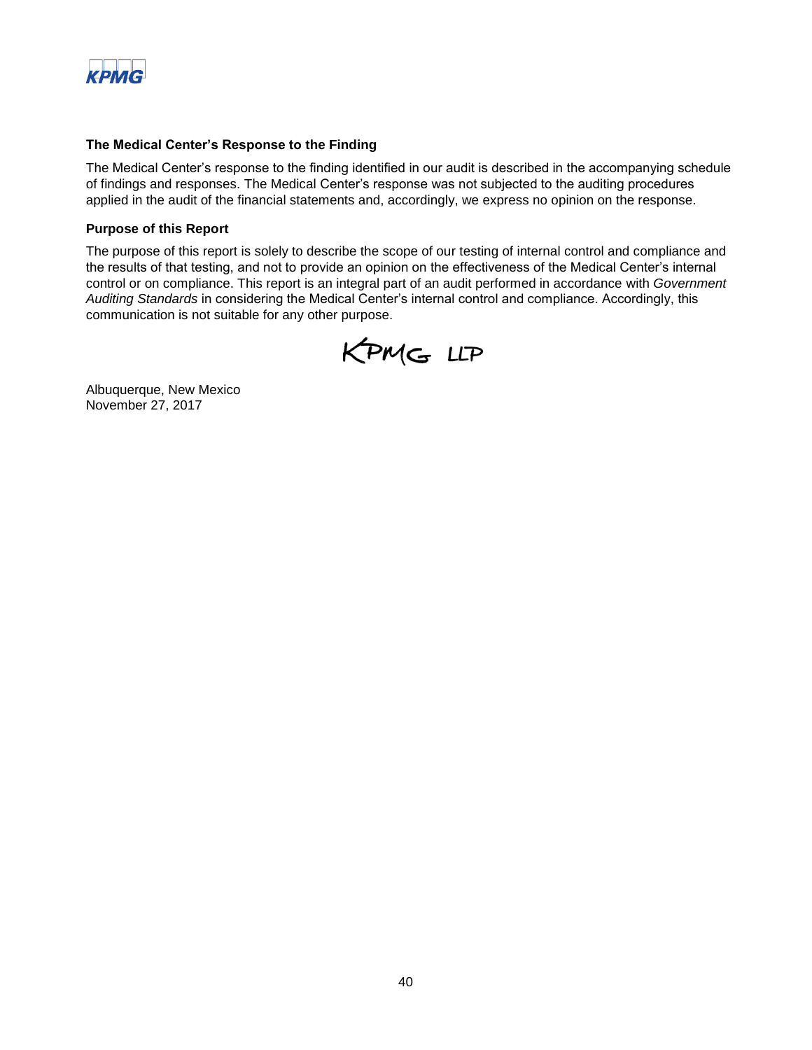**The Medical Center's Response to the Finding**

The Medical Center's response to the finding identified in our audit is described in the accompanying schedule of findings and responses. The Medical Center's response was not subjected to the auditing procedures applied in the audit of the financial statements and, accordingly, we express no opinion on the response.

**Purpose of this Report**

The purpose of this report is solely to describe the scope of our testing of internal control and compliance and the results of that testing, and not to provide an opinion on the effectiveness of the Medical Center's internal control or on compliance. This report is an integral part of an audit performed in accordance with *Government Auditing Standards* in considering the Medical Center's internal control and compliance. Accordingly, this communication is not suitable for any other purpose.

KPMG LLP

Albuquerque, New Mexico
November 27, 2017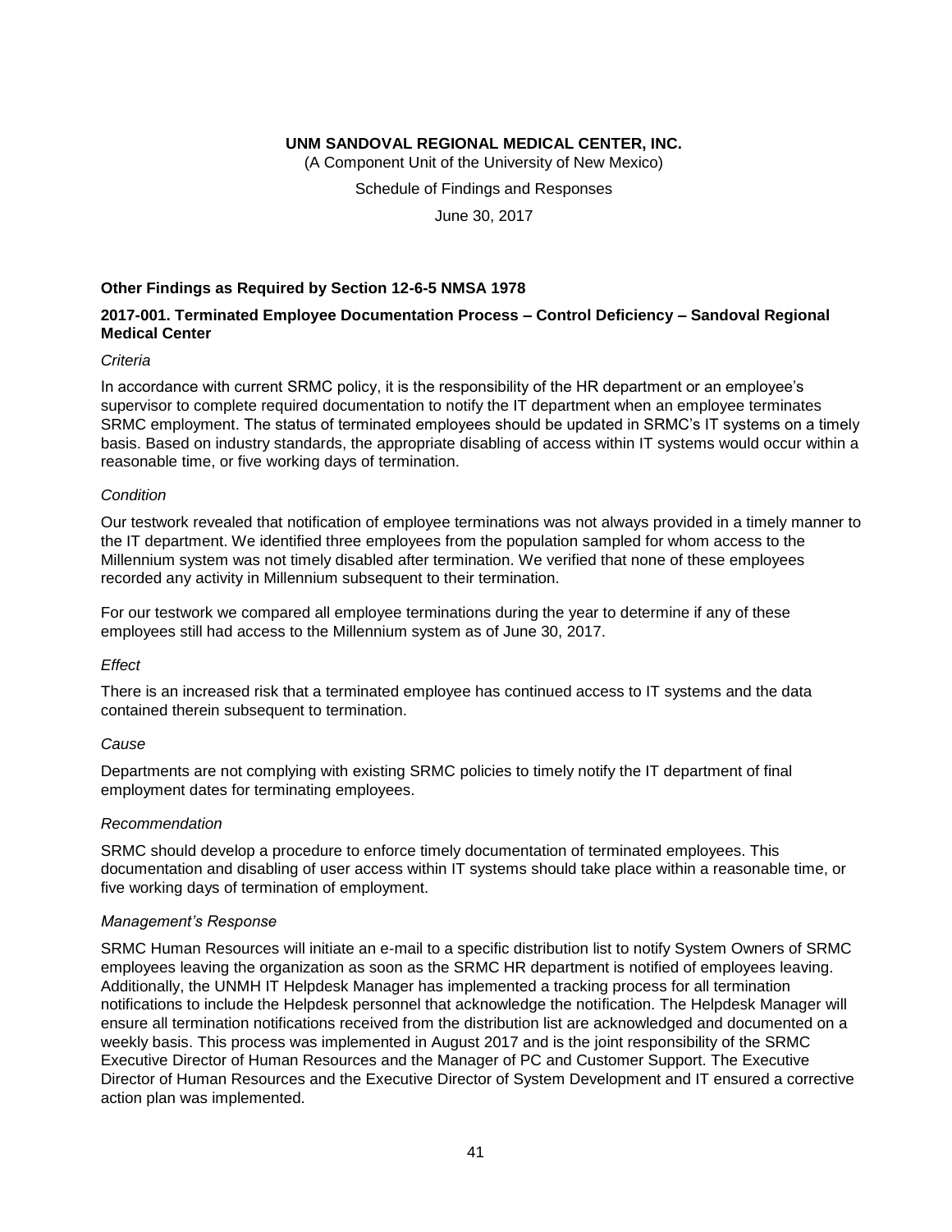# UNM SANDOVAL REGIONAL MEDICAL CENTER, INC.

(A Component Unit of the University of New Mexico)

Schedule of Findings and Responses

June 30, 2017

## Other Findings as Required by Section 12-6-5 NMSA 1978

### 2017-001. Terminated Employee Documentation Process – Control Deficiency – Sandoval Regional Medical Center

*Criteria*

In accordance with current SRMC policy, it is the responsibility of the HR department or an employee's supervisor to complete required documentation to notify the IT department when an employee terminates SRMC employment. The status of terminated employees should be updated in SRMC's IT systems on a timely basis. Based on industry standards, the appropriate disabling of access within IT systems would occur within a reasonable time, or five working days of termination.

*Condition*

Our testwork revealed that notification of employee terminations was not always provided in a timely manner to the IT department. We identified three employees from the population sampled for whom access to the Millennium system was not timely disabled after termination. We verified that none of these employees recorded any activity in Millennium subsequent to their termination.

For our testwork we compared all employee terminations during the year to determine if any of these employees still had access to the Millennium system as of June 30, 2017.

*Effect*

There is an increased risk that a terminated employee has continued access to IT systems and the data contained therein subsequent to termination.

*Cause*

Departments are not complying with existing SRMC policies to timely notify the IT department of final employment dates for terminating employees.

*Recommendation*

SRMC should develop a procedure to enforce timely documentation of terminated employees. This documentation and disabling of user access within IT systems should take place within a reasonable time, or five working days of termination of employment.

*Management's Response*

SRMC Human Resources will initiate an e-mail to a specific distribution list to notify System Owners of SRMC employees leaving the organization as soon as the SRMC HR department is notified of employees leaving. Additionally, the UNMH IT Helpdesk Manager has implemented a tracking process for all termination notifications to include the Helpdesk personnel that acknowledge the notification. The Helpdesk Manager will ensure all termination notifications received from the distribution list are acknowledged and documented on a weekly basis. This process was implemented in August 2017 and is the joint responsibility of the SRMC Executive Director of Human Resources and the Manager of PC and Customer Support. The Executive Director of Human Resources and the Executive Director of System Development and IT ensured a corrective action plan was implemented.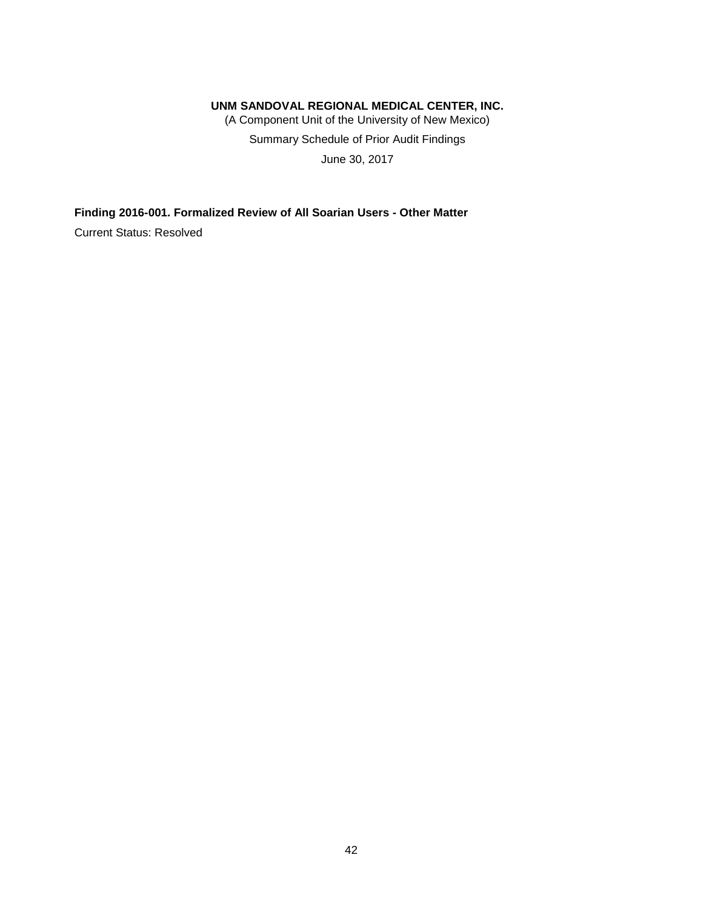# UNM SANDOVAL REGIONAL MEDICAL CENTER, INC.

(A Component Unit of the University of New Mexico)

Summary Schedule of Prior Audit Findings

June 30, 2017

**Finding 2016-001. Formalized Review of All Soarian Users - Other Matter**

Current Status: Resolved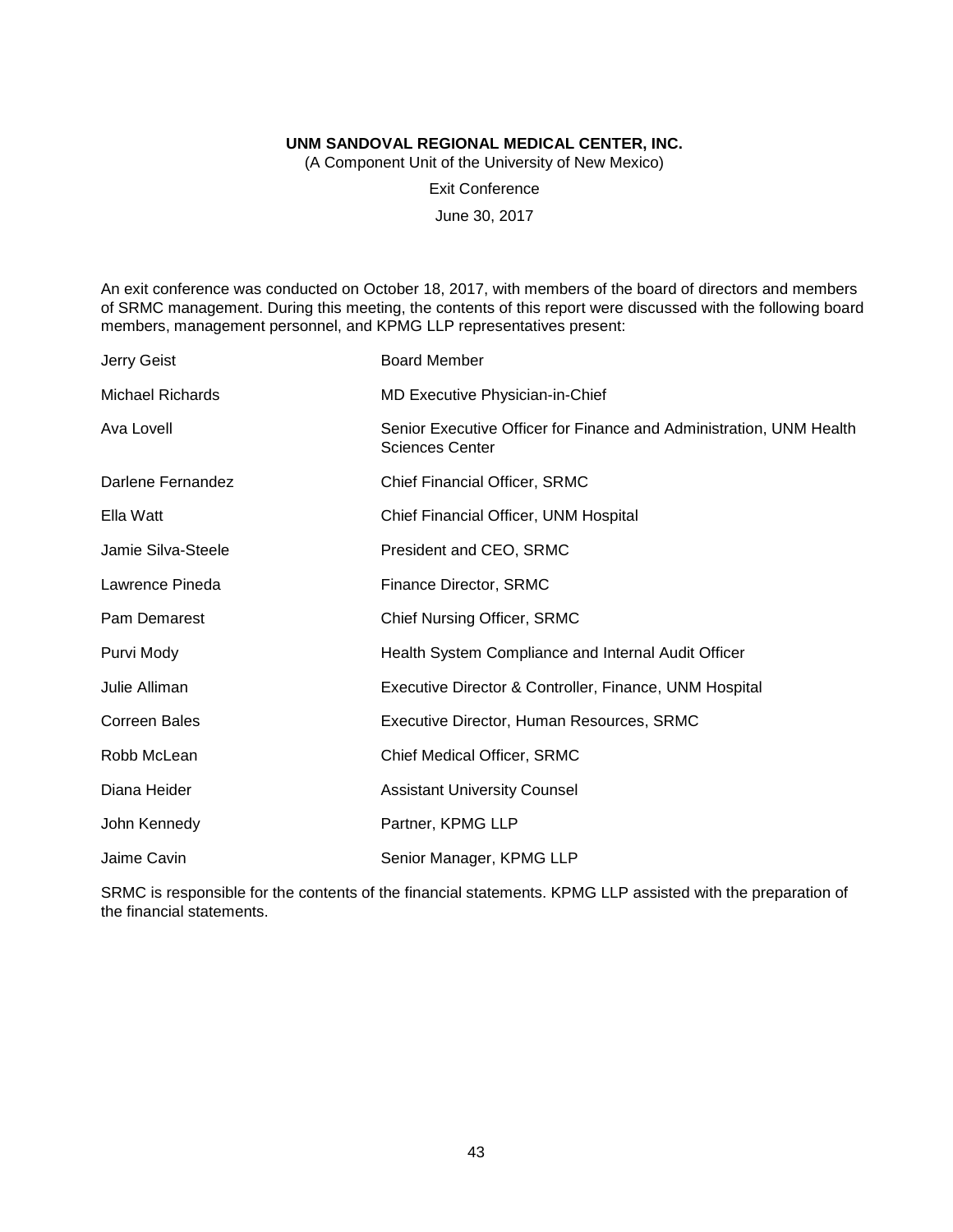**UNM SANDOVAL REGIONAL MEDICAL CENTER, INC.**

(A Component Unit of the University of New Mexico)

Exit Conference

June 30, 2017

An exit conference was conducted on October 18, 2017, with members of the board of directors and members of SRMC management. During this meeting, the contents of this report were discussed with the following board members, management personnel, and KPMG LLP representatives present:

| | |
|---|---|
| Jerry Geist | Board Member |
| Michael Richards | MD Executive Physician-in-Chief |
| Ava Lovell | Senior Executive Officer for Finance and Administration, UNM Health Sciences Center |
| Darlene Fernandez | Chief Financial Officer, SRMC |
| Ella Watt | Chief Financial Officer, UNM Hospital |
| Jamie Silva-Steele | President and CEO, SRMC |
| Lawrence Pineda | Finance Director, SRMC |
| Pam Demarest | Chief Nursing Officer, SRMC |
| Purvi Mody | Health System Compliance and Internal Audit Officer |
| Julie Alliman | Executive Director & Controller, Finance, UNM Hospital |
| Correen Bales | Executive Director, Human Resources, SRMC |
| Robb McLean | Chief Medical Officer, SRMC |
| Diana Heider | Assistant University Counsel |
| John Kennedy | Partner, KPMG LLP |
| Jaime Cavin | Senior Manager, KPMG LLP |

SRMC is responsible for the contents of the financial statements. KPMG LLP assisted with the preparation of the financial statements.